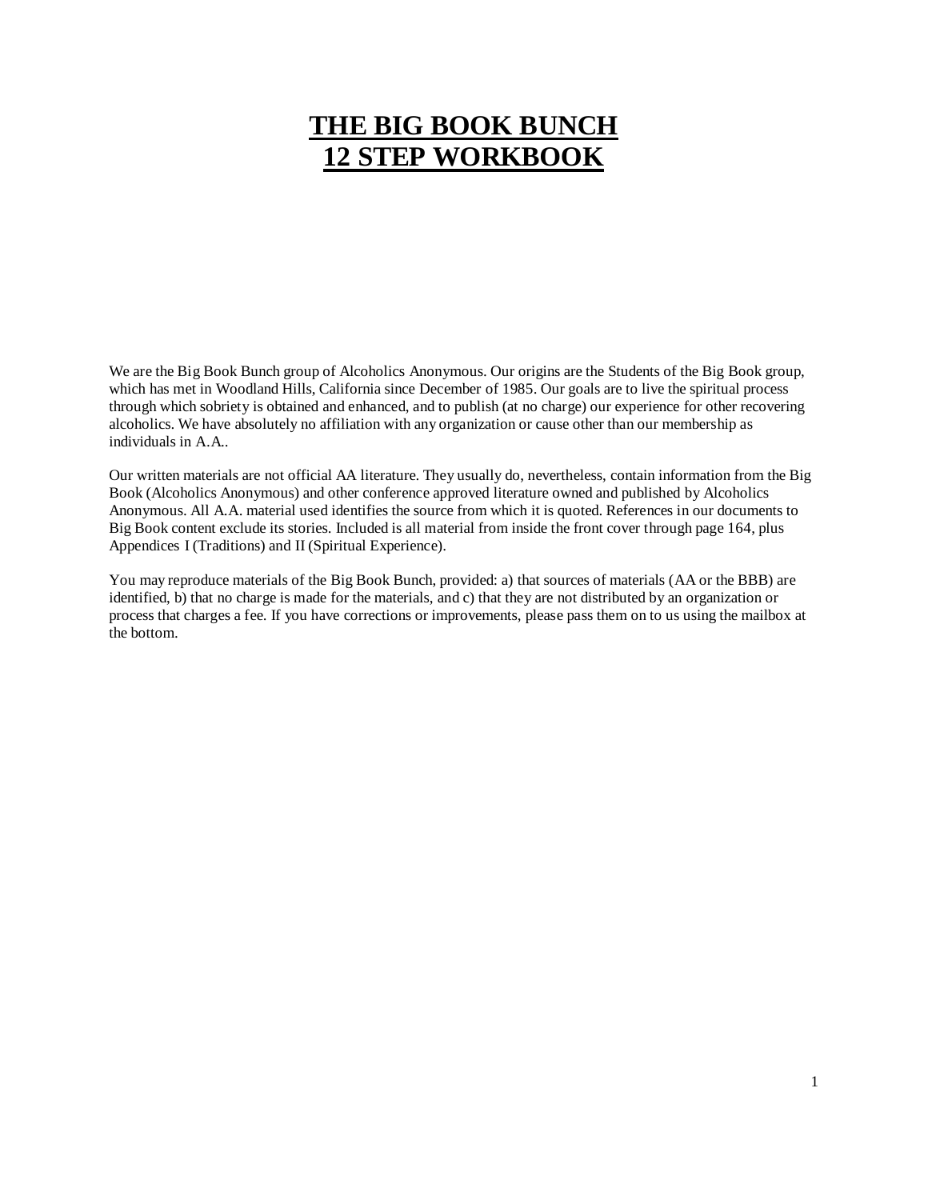# THE BIG BOOK BUNCH
# 12 STEP WORKBOOK

We are the Big Book Bunch group of Alcoholics Anonymous. Our origins are the Students of the Big Book group, which has met in Woodland Hills, California since December of 1985. Our goals are to live the spiritual process through which sobriety is obtained and enhanced, and to publish (at no charge) our experience for other recovering alcoholics. We have absolutely no affiliation with any organization or cause other than our membership as individuals in A.A..

Our written materials are not official AA literature. They usually do, nevertheless, contain information from the Big Book (Alcoholics Anonymous) and other conference approved literature owned and published by Alcoholics Anonymous. All A.A. material used identifies the source from which it is quoted. References in our documents to Big Book content exclude its stories. Included is all material from inside the front cover through page 164, plus Appendices I (Traditions) and II (Spiritual Experience).

You may reproduce materials of the Big Book Bunch, provided: a) that sources of materials (AA or the BBB) are identified, b) that no charge is made for the materials, and c) that they are not distributed by an organization or process that charges a fee. If you have corrections or improvements, please pass them on to us using the mailbox at the bottom.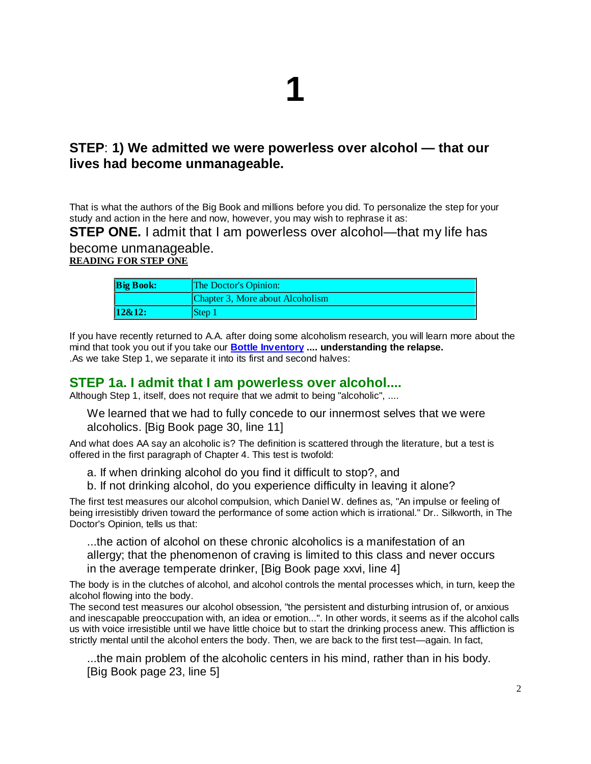# 1

## STEP: 1) We admitted we were powerless over alcohol — that our lives had become unmanageable.

That is what the authors of the Big Book and millions before you did. To personalize the step for your study and action in the here and now, however, you may wish to rephrase it as:

**STEP ONE.** I admit that I am powerless over alcohol—that my life has become unmanageable.

**READING FOR STEP ONE**

| **Big Book:** | The Doctor's Opinion: |
|---|---|
| | Chapter 3, More about Alcoholism |
| **12&12:** | Step 1 |

If you have recently returned to A.A. after doing some alcoholism research, you will learn more about the mind that took you out if you take our **Bottle Inventory** **.... understanding the relapse.**
.As we take Step 1, we separate it into its first and second halves:

### STEP 1a. I admit that I am powerless over alcohol....

Although Step 1, itself, does not require that we admit to being "alcoholic", ....

> We learned that we had to fully concede to our innermost selves that we were alcoholics. [Big Book page 30, line 11]

And what does AA say an alcoholic is? The definition is scattered through the literature, but a test is offered in the first paragraph of Chapter 4. This test is twofold:

> a. If when drinking alcohol do you find it difficult to stop?, and
> b. If not drinking alcohol, do you experience difficulty in leaving it alone?

The first test measures our alcohol compulsion, which Daniel W. defines as, "An impulse or feeling of being irresistibly driven toward the performance of some action which is irrational." Dr.. Silkworth, in The Doctor's Opinion, tells us that:

> ...the action of alcohol on these chronic alcoholics is a manifestation of an allergy; that the phenomenon of craving is limited to this class and never occurs in the average temperate drinker, [Big Book page xxvi, line 4]

The body is in the clutches of alcohol, and alcohol controls the mental processes which, in turn, keep the alcohol flowing into the body.
The second test measures our alcohol obsession, "the persistent and disturbing intrusion of, or anxious and inescapable preoccupation with, an idea or emotion...". In other words, it seems as if the alcohol calls us with voice irresistible until we have little choice but to start the drinking process anew. This affliction is strictly mental until the alcohol enters the body. Then, we are back to the first test—again. In fact,

> ...the main problem of the alcoholic centers in his mind, rather than in his body. [Big Book page 23, line 5]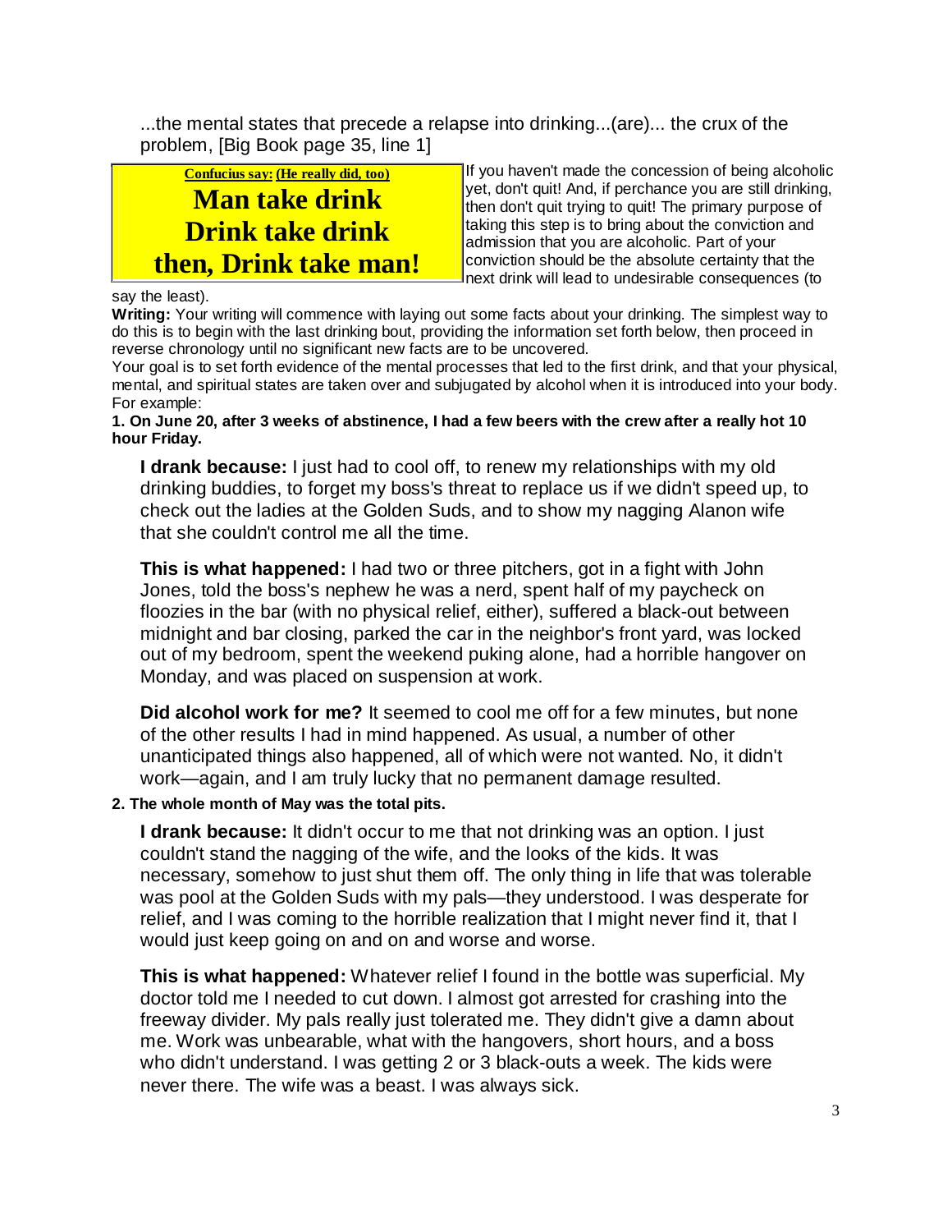...the mental states that precede a relapse into drinking...(are)... the crux of the problem, [Big Book page 35, line 1]

> **Confucius say: (He really did, too)**
>
> **Man take drink**
> **Drink take drink**
> **then, Drink take man!**

If you haven't made the concession of being alcoholic yet, don't quit! And, if perchance you are still drinking, then don't quit trying to quit! The primary purpose of taking this step is to bring about the conviction and admission that you are alcoholic. Part of your conviction should be the absolute certainty that the next drink will lead to undesirable consequences (to say the least).

**Writing:** Your writing will commence with laying out some facts about your drinking. The simplest way to do this is to begin with the last drinking bout, providing the information set forth below, then proceed in reverse chronology until no significant new facts are to be uncovered.

Your goal is to set forth evidence of the mental processes that led to the first drink, and that your physical, mental, and spiritual states are taken over and subjugated by alcohol when it is introduced into your body. For example:

**1. On June 20, after 3 weeks of abstinence, I had a few beers with the crew after a really hot 10 hour Friday.**

**I drank because:** I just had to cool off, to renew my relationships with my old drinking buddies, to forget my boss's threat to replace us if we didn't speed up, to check out the ladies at the Golden Suds, and to show my nagging Alanon wife that she couldn't control me all the time.

**This is what happened:** I had two or three pitchers, got in a fight with John Jones, told the boss's nephew he was a nerd, spent half of my paycheck on floozies in the bar (with no physical relief, either), suffered a black-out between midnight and bar closing, parked the car in the neighbor's front yard, was locked out of my bedroom, spent the weekend puking alone, had a horrible hangover on Monday, and was placed on suspension at work.

**Did alcohol work for me?** It seemed to cool me off for a few minutes, but none of the other results I had in mind happened. As usual, a number of other unanticipated things also happened, all of which were not wanted. No, it didn't work—again, and I am truly lucky that no permanent damage resulted.

**2. The whole month of May was the total pits.**

**I drank because:** It didn't occur to me that not drinking was an option. I just couldn't stand the nagging of the wife, and the looks of the kids. It was necessary, somehow to just shut them off. The only thing in life that was tolerable was pool at the Golden Suds with my pals—they understood. I was desperate for relief, and I was coming to the horrible realization that I might never find it, that I would just keep going on and on and worse and worse.

**This is what happened:** Whatever relief I found in the bottle was superficial. My doctor told me I needed to cut down. I almost got arrested for crashing into the freeway divider. My pals really just tolerated me. They didn't give a damn about me. Work was unbearable, what with the hangovers, short hours, and a boss who didn't understand. I was getting 2 or 3 black-outs a week. The kids were never there. The wife was a beast. I was always sick.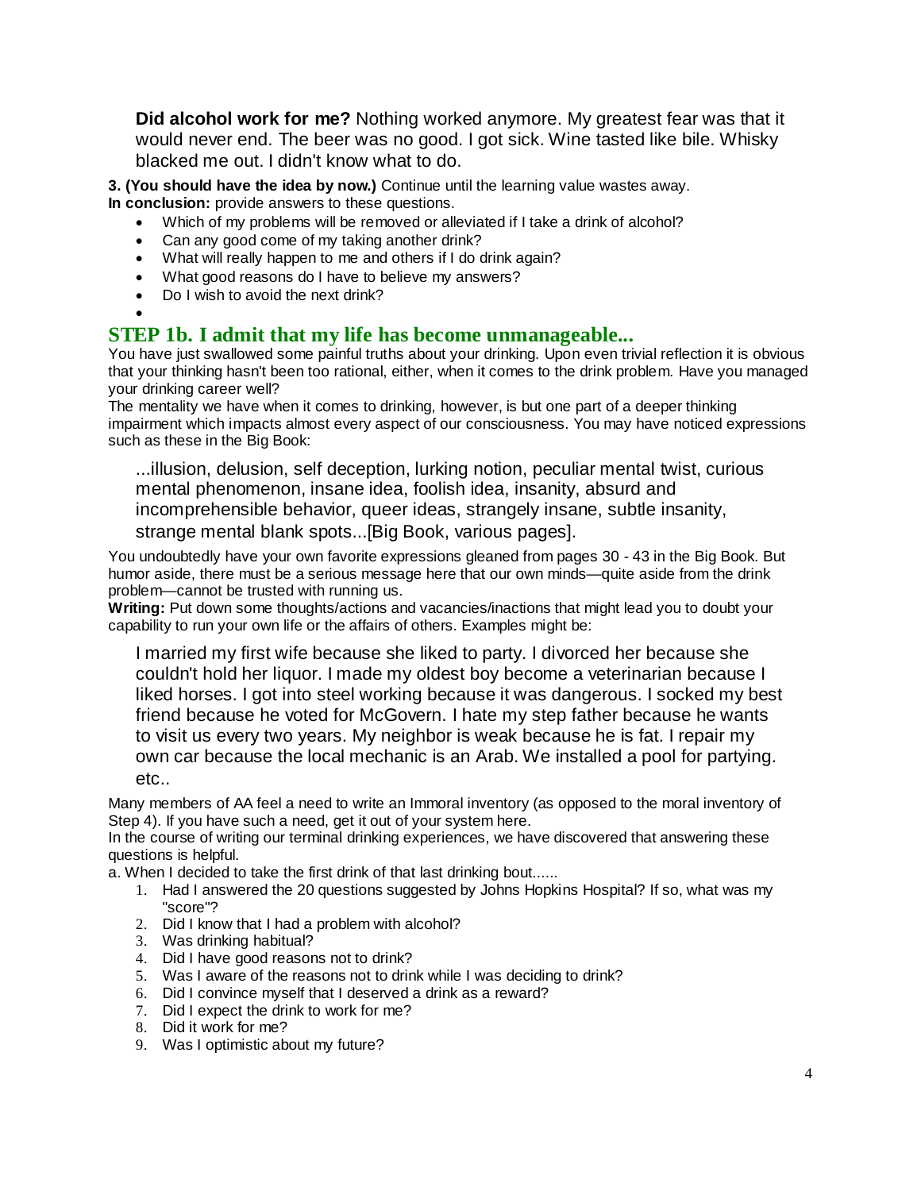> **Did alcohol work for me?** Nothing worked anymore. My greatest fear was that it would never end. The beer was no good. I got sick. Wine tasted like bile. Whisky blacked me out. I didn't know what to do.

**3. (You should have the idea by now.)** Continue until the learning value wastes away.
**In conclusion:** provide answers to these questions.

- Which of my problems will be removed or alleviated if I take a drink of alcohol?
- Can any good come of my taking another drink?
- What will really happen to me and others if I do drink again?
- What good reasons do I have to believe my answers?
- Do I wish to avoid the next drink?

## STEP 1b. I admit that my life has become unmanageable...

You have just swallowed some painful truths about your drinking. Upon even trivial reflection it is obvious that your thinking hasn't been too rational, either, when it comes to the drink problem. Have you managed your drinking career well?

The mentality we have when it comes to drinking, however, is but one part of a deeper thinking impairment which impacts almost every aspect of our consciousness. You may have noticed expressions such as these in the Big Book:

> ...illusion, delusion, self deception, lurking notion, peculiar mental twist, curious mental phenomenon, insane idea, foolish idea, insanity, absurd and incomprehensible behavior, queer ideas, strangely insane, subtle insanity, strange mental blank spots...[Big Book, various pages].

You undoubtedly have your own favorite expressions gleaned from pages 30 - 43 in the Big Book. But humor aside, there must be a serious message here that our own minds—quite aside from the drink problem—cannot be trusted with running us.

**Writing:** Put down some thoughts/actions and vacancies/inactions that might lead you to doubt your capability to run your own life or the affairs of others. Examples might be:

> I married my first wife because she liked to party. I divorced her because she couldn't hold her liquor. I made my oldest boy become a veterinarian because I liked horses. I got into steel working because it was dangerous. I socked my best friend because he voted for McGovern. I hate my step father because he wants to visit us every two years. My neighbor is weak because he is fat. I repair my own car because the local mechanic is an Arab. We installed a pool for partying. etc..

Many members of AA feel a need to write an Immoral inventory (as opposed to the moral inventory of Step 4). If you have such a need, get it out of your system here.

In the course of writing our terminal drinking experiences, we have discovered that answering these questions is helpful.

a. When I decided to take the first drink of that last drinking bout......

1. Had I answered the 20 questions suggested by Johns Hopkins Hospital? If so, what was my "score"?
2. Did I know that I had a problem with alcohol?
3. Was drinking habitual?
4. Did I have good reasons not to drink?
5. Was I aware of the reasons not to drink while I was deciding to drink?
6. Did I convince myself that I deserved a drink as a reward?
7. Did I expect the drink to work for me?
8. Did it work for me?
9. Was I optimistic about my future?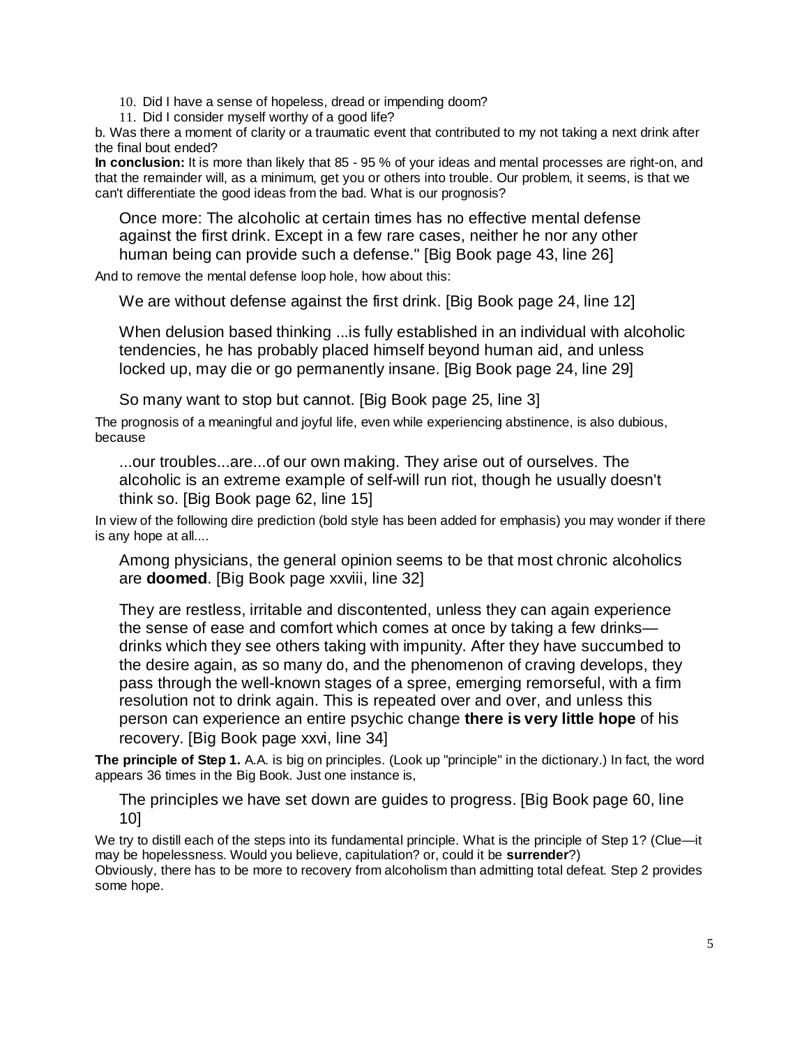10. Did I have a sense of hopeless, dread or impending doom?
11. Did I consider myself worthy of a good life?

b. Was there a moment of clarity or a traumatic event that contributed to my not taking a next drink after the final bout ended?

**In conclusion:** It is more than likely that 85 - 95 % of your ideas and mental processes are right-on, and that the remainder will, as a minimum, get you or others into trouble. Our problem, it seems, is that we can't differentiate the good ideas from the bad. What is our prognosis?

> Once more: The alcoholic at certain times has no effective mental defense against the first drink. Except in a few rare cases, neither he nor any other human being can provide such a defense." [Big Book page 43, line 26]

And to remove the mental defense loop hole, how about this:

> We are without defense against the first drink. [Big Book page 24, line 12]

> When delusion based thinking ...is fully established in an individual with alcoholic tendencies, he has probably placed himself beyond human aid, and unless locked up, may die or go permanently insane. [Big Book page 24, line 29]

> So many want to stop but cannot. [Big Book page 25, line 3]

The prognosis of a meaningful and joyful life, even while experiencing abstinence, is also dubious, because

> ...our troubles...are...of our own making. They arise out of ourselves. The alcoholic is an extreme example of self-will run riot, though he usually doesn't think so. [Big Book page 62, line 15]

In view of the following dire prediction (bold style has been added for emphasis) you may wonder if there is any hope at all....

> Among physicians, the general opinion seems to be that most chronic alcoholics are **doomed**. [Big Book page xxviii, line 32]

> They are restless, irritable and discontented, unless they can again experience the sense of ease and comfort which comes at once by taking a few drinks—drinks which they see others taking with impunity. After they have succumbed to the desire again, as so many do, and the phenomenon of craving develops, they pass through the well-known stages of a spree, emerging remorseful, with a firm resolution not to drink again. This is repeated over and over, and unless this person can experience an entire psychic change **there is very little hope** of his recovery. [Big Book page xxvi, line 34]

**The principle of Step 1.** A.A. is big on principles. (Look up "principle" in the dictionary.) In fact, the word appears 36 times in the Big Book. Just one instance is,

> The principles we have set down are guides to progress. [Big Book page 60, line 10]

We try to distill each of the steps into its fundamental principle. What is the principle of Step 1? (Clue—it may be hopelessness. Would you believe, capitulation? or, could it be **surrender**?)

Obviously, there has to be more to recovery from alcoholism than admitting total defeat. Step 2 provides some hope.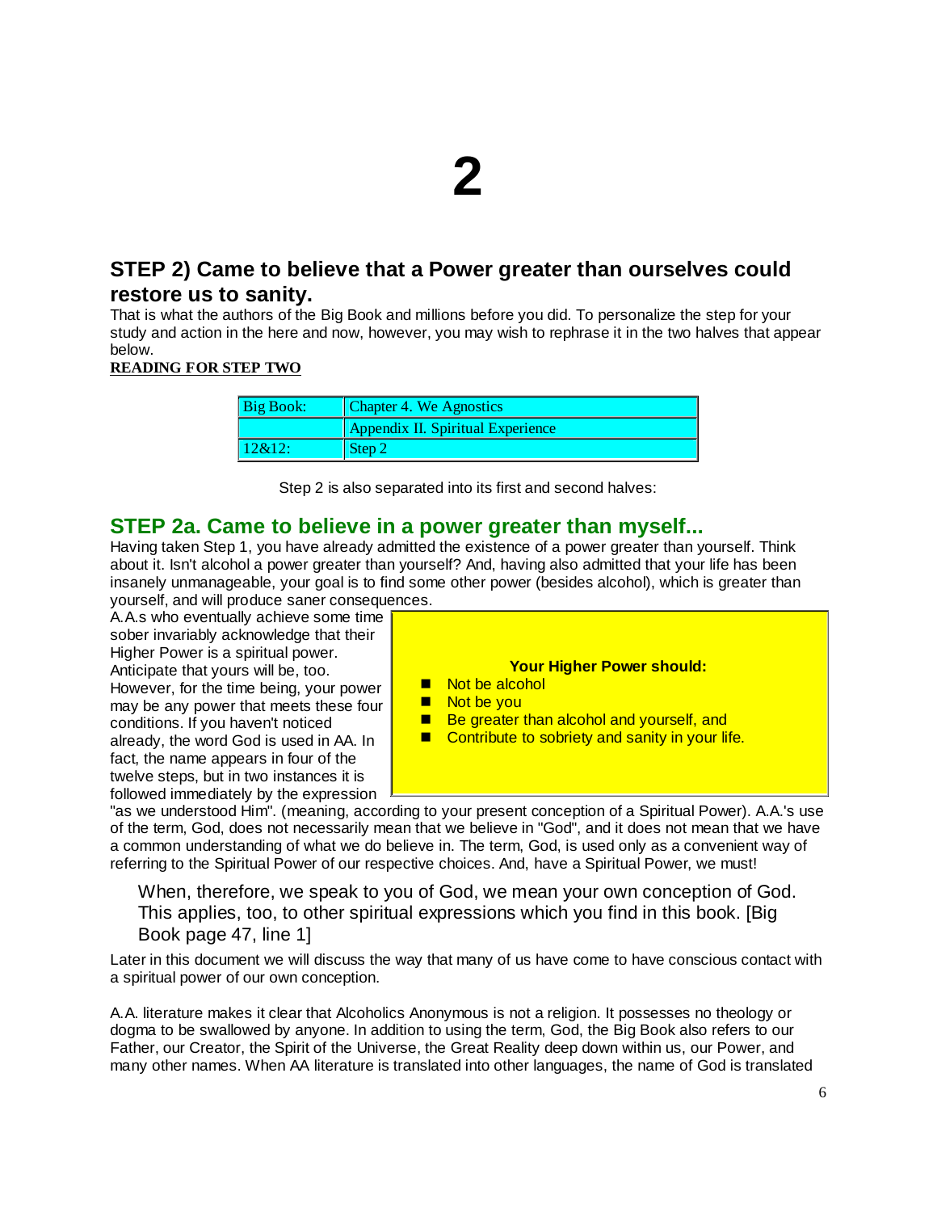# 2

## STEP 2) Came to believe that a Power greater than ourselves could restore us to sanity.

That is what the authors of the Big Book and millions before you did. To personalize the step for your study and action in the here and now, however, you may wish to rephrase it in the two halves that appear below.

**READING FOR STEP TWO**

| Big Book: | Chapter 4. We Agnostics |
|---|---|
| | Appendix II. Spiritual Experience |
| 12&12: | Step 2 |

Step 2 is also separated into its first and second halves:

## STEP 2a. Came to believe in a power greater than myself...

Having taken Step 1, you have already admitted the existence of a power greater than yourself. Think about it. Isn't alcohol a power greater than yourself? And, having also admitted that your life has been insanely unmanageable, your goal is to find some other power (besides alcohol), which is greater than yourself, and will produce saner consequences.

**Your Higher Power should:**

- Not be alcohol
- Not be you
- Be greater than alcohol and yourself, and
- Contribute to sobriety and sanity in your life.

A.A.s who eventually achieve some time sober invariably acknowledge that their Higher Power is a spiritual power. Anticipate that yours will be, too. However, for the time being, your power may be any power that meets these four conditions. If you haven't noticed already, the word God is used in AA. In fact, the name appears in four of the twelve steps, but in two instances it is followed immediately by the expression "as we understood Him". (meaning, according to your present conception of a Spiritual Power). A.A.'s use of the term, God, does not necessarily mean that we believe in "God", and it does not mean that we have a common understanding of what we do believe in. The term, God, is used only as a convenient way of referring to the Spiritual Power of our respective choices. And, have a Spiritual Power, we must!

> When, therefore, we speak to you of God, we mean your own conception of God. This applies, too, to other spiritual expressions which you find in this book. [Big Book page 47, line 1]

Later in this document we will discuss the way that many of us have come to have conscious contact with a spiritual power of our own conception.

A.A. literature makes it clear that Alcoholics Anonymous is not a religion. It possesses no theology or dogma to be swallowed by anyone. In addition to using the term, God, the Big Book also refers to our Father, our Creator, the Spirit of the Universe, the Great Reality deep down within us, our Power, and many other names. When AA literature is translated into other languages, the name of God is translated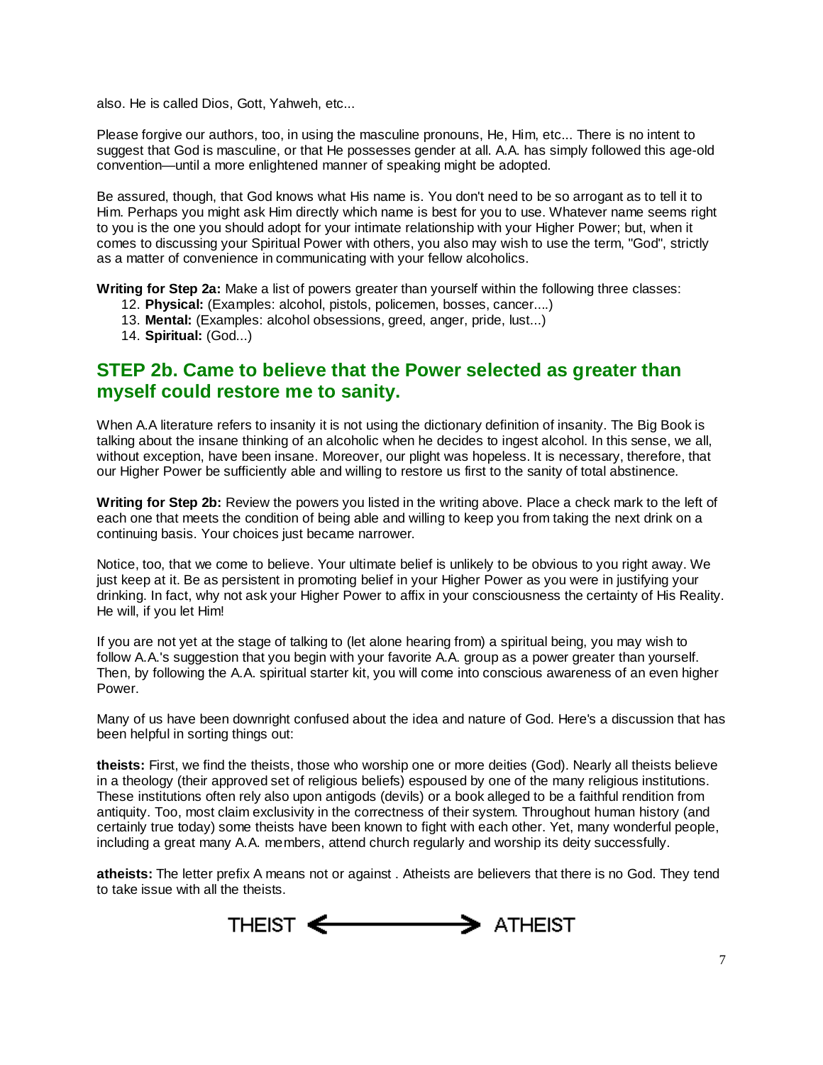also. He is called Dios, Gott, Yahweh, etc...

Please forgive our authors, too, in using the masculine pronouns, He, Him, etc... There is no intent to suggest that God is masculine, or that He possesses gender at all. A.A. has simply followed this age-old convention—until a more enlightened manner of speaking might be adopted.

Be assured, though, that God knows what His name is. You don't need to be so arrogant as to tell it to Him. Perhaps you might ask Him directly which name is best for you to use. Whatever name seems right to you is the one you should adopt for your intimate relationship with your Higher Power; but, when it comes to discussing your Spiritual Power with others, you also may wish to use the term, "God", strictly as a matter of convenience in communicating with your fellow alcoholics.

**Writing for Step 2a:** Make a list of powers greater than yourself within the following three classes:

12. **Physical:** (Examples: alcohol, pistols, policemen, bosses, cancer....)
13. **Mental:** (Examples: alcohol obsessions, greed, anger, pride, lust...)
14. **Spiritual:** (God...)

## STEP 2b. Came to believe that the Power selected as greater than myself could restore me to sanity.

When A.A literature refers to insanity it is not using the dictionary definition of insanity. The Big Book is talking about the insane thinking of an alcoholic when he decides to ingest alcohol. In this sense, we all, without exception, have been insane. Moreover, our plight was hopeless. It is necessary, therefore, that our Higher Power be sufficiently able and willing to restore us first to the sanity of total abstinence.

**Writing for Step 2b:** Review the powers you listed in the writing above. Place a check mark to the left of each one that meets the condition of being able and willing to keep you from taking the next drink on a continuing basis. Your choices just became narrower.

Notice, too, that we come to believe. Your ultimate belief is unlikely to be obvious to you right away. We just keep at it. Be as persistent in promoting belief in your Higher Power as you were in justifying your drinking. In fact, why not ask your Higher Power to affix in your consciousness the certainty of His Reality. He will, if you let Him!

If you are not yet at the stage of talking to (let alone hearing from) a spiritual being, you may wish to follow A.A.'s suggestion that you begin with your favorite A.A. group as a power greater than yourself. Then, by following the A.A. spiritual starter kit, you will come into conscious awareness of an even higher Power.

Many of us have been downright confused about the idea and nature of God. Here's a discussion that has been helpful in sorting things out:

**theists:** First, we find the theists, those who worship one or more deities (God). Nearly all theists believe in a theology (their approved set of religious beliefs) espoused by one of the many religious institutions. These institutions often rely also upon antigods (devils) or a book alleged to be a faithful rendition from antiquity. Too, most claim exclusivity in the correctness of their system. Throughout human history (and certainly true today) some theists have been known to fight with each other. Yet, many wonderful people, including a great many A.A. members, attend church regularly and worship its deity successfully.

**atheists:** The letter prefix A means not or against . Atheists are believers that there is no God. They tend to take issue with all the theists.

THEIST ⟵——⟶ ATHEIST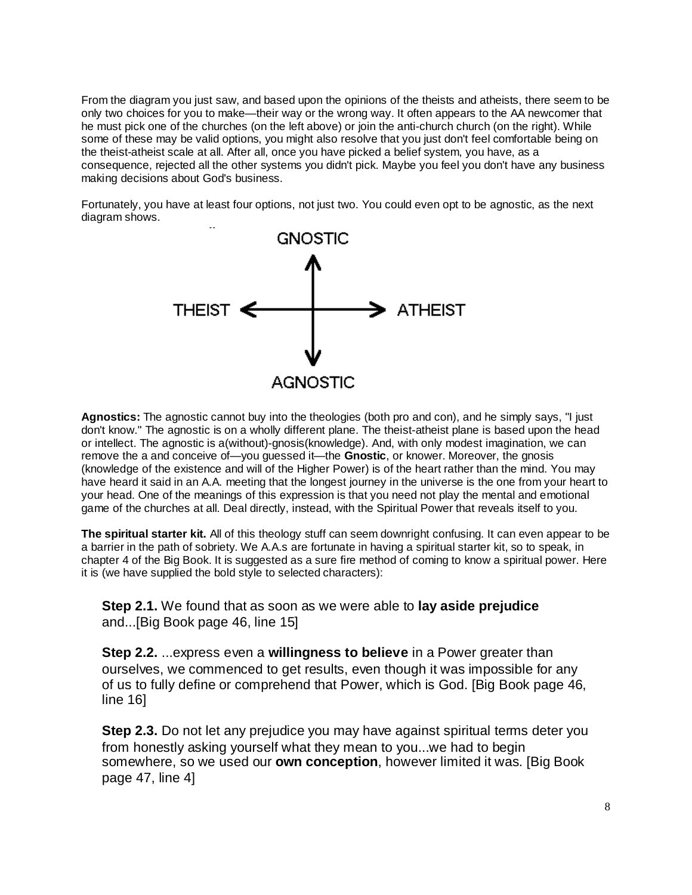From the diagram you just saw, and based upon the opinions of the theists and atheists, there seem to be only two choices for you to make—their way or the wrong way. It often appears to the AA newcomer that he must pick one of the churches (on the left above) or join the anti-church church (on the right). While some of these may be valid options, you might also resolve that you just don't feel comfortable being on the theist-atheist scale at all. After all, once you have picked a belief system, you have, as a consequence, rejected all the other systems you didn't pick. Maybe you feel you don't have any business making decisions about God's business.

Fortunately, you have at least four options, not just two. You could even opt to be agnostic, as the next diagram shows.

GNOSTIC

THEIST ⟷ ATHEIST

AGNOSTIC

**Agnostics:** The agnostic cannot buy into the theologies (both pro and con), and he simply says, "I just don't know." The agnostic is on a wholly different plane. The theist-atheist plane is based upon the head or intellect. The agnostic is a(without)-gnosis(knowledge). And, with only modest imagination, we can remove the a and conceive of—you guessed it—the **Gnostic**, or knower. Moreover, the gnosis (knowledge of the existence and will of the Higher Power) is of the heart rather than the mind. You may have heard it said in an A.A. meeting that the longest journey in the universe is the one from your heart to your head. One of the meanings of this expression is that you need not play the mental and emotional game of the churches at all. Deal directly, instead, with the Spiritual Power that reveals itself to you.

**The spiritual starter kit.** All of this theology stuff can seem downright confusing. It can even appear to be a barrier in the path of sobriety. We A.A.s are fortunate in having a spiritual starter kit, so to speak, in chapter 4 of the Big Book. It is suggested as a sure fire method of coming to know a spiritual power. Here it is (we have supplied the bold style to selected characters):

> **Step 2.1.** We found that as soon as we were able to **lay aside prejudice** and...[Big Book page 46, line 15]
>
> **Step 2.2.** ...express even a **willingness to believe** in a Power greater than ourselves, we commenced to get results, even though it was impossible for any of us to fully define or comprehend that Power, which is God. [Big Book page 46, line 16]
>
> **Step 2.3.** Do not let any prejudice you may have against spiritual terms deter you from honestly asking yourself what they mean to you...we had to begin somewhere, so we used our **own conception**, however limited it was. [Big Book page 47, line 4]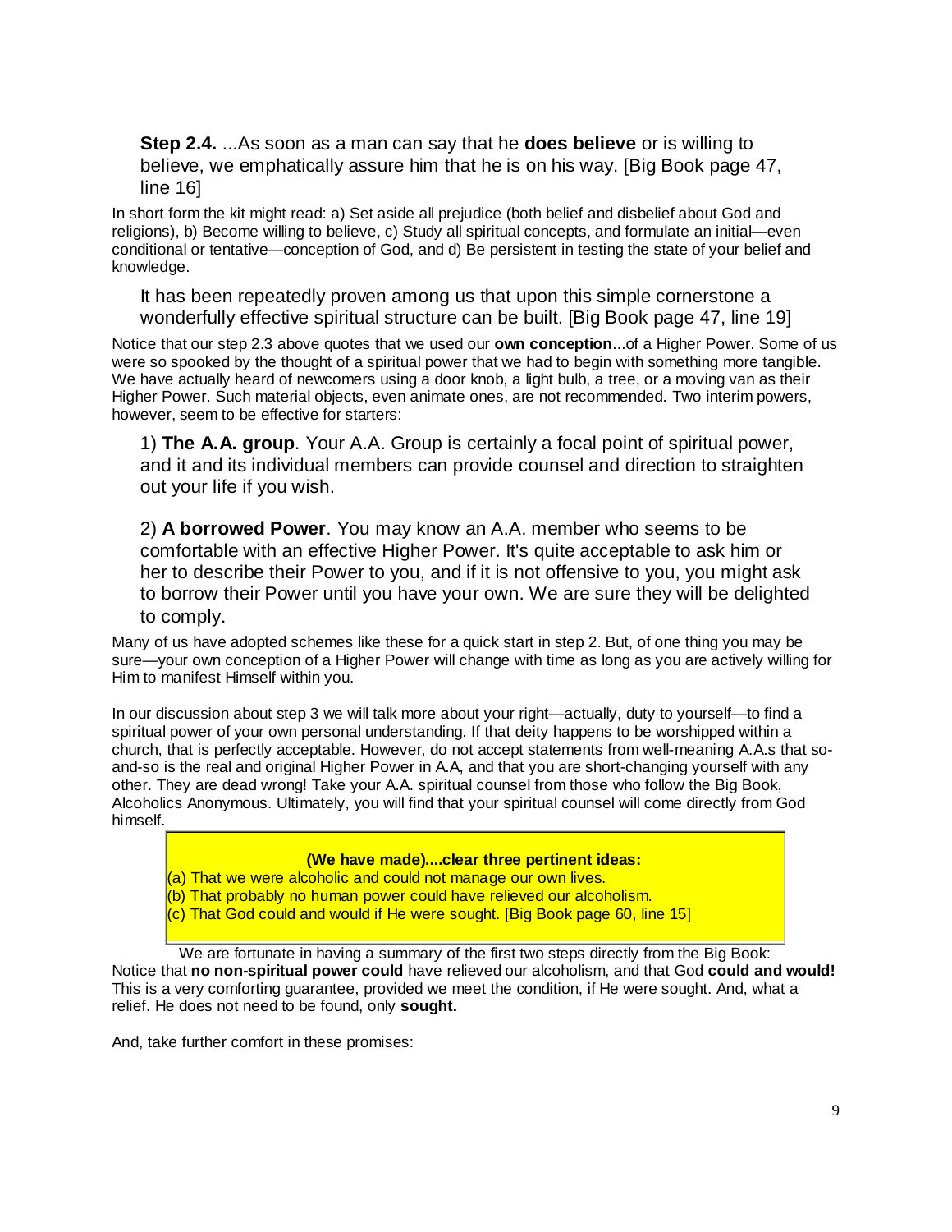> **Step 2.4.** ...As soon as a man can say that he **does believe** or is willing to believe, we emphatically assure him that he is on his way. [Big Book page 47, line 16]

In short form the kit might read: a) Set aside all prejudice (both belief and disbelief about God and religions), b) Become willing to believe, c) Study all spiritual concepts, and formulate an initial—even conditional or tentative—conception of God, and d) Be persistent in testing the state of your belief and knowledge.

> It has been repeatedly proven among us that upon this simple cornerstone a wonderfully effective spiritual structure can be built. [Big Book page 47, line 19]

Notice that our step 2.3 above quotes that we used our **own conception**...of a Higher Power. Some of us were so spooked by the thought of a spiritual power that we had to begin with something more tangible. We have actually heard of newcomers using a door knob, a light bulb, a tree, or a moving van as their Higher Power. Such material objects, even animate ones, are not recommended. Two interim powers, however, seem to be effective for starters:

> 1) **The A.A. group**. Your A.A. Group is certainly a focal point of spiritual power, and it and its individual members can provide counsel and direction to straighten out your life if you wish.
>
> 2) **A borrowed Power**. You may know an A.A. member who seems to be comfortable with an effective Higher Power. It's quite acceptable to ask him or her to describe their Power to you, and if it is not offensive to you, you might ask to borrow their Power until you have your own. We are sure they will be delighted to comply.

Many of us have adopted schemes like these for a quick start in step 2. But, of one thing you may be sure—your own conception of a Higher Power will change with time as long as you are actively willing for Him to manifest Himself within you.

In our discussion about step 3 we will talk more about your right—actually, duty to yourself—to find a spiritual power of your own personal understanding. If that deity happens to be worshipped within a church, that is perfectly acceptable. However, do not accept statements from well-meaning A.A.s that so-and-so is the real and original Higher Power in A.A, and that you are short-changing yourself with any other. They are dead wrong! Take your A.A. spiritual counsel from those who follow the Big Book, Alcoholics Anonymous. Ultimately, you will find that your spiritual counsel will come directly from God himself.

> **(We have made)....clear three pertinent ideas:**
>
> (a) That we were alcoholic and could not manage our own lives.
> (b) That probably no human power could have relieved our alcoholism.
> (c) That God could and would if He were sought. [Big Book page 60, line 15]

We are fortunate in having a summary of the first two steps directly from the Big Book: Notice that **no non-spiritual power could** have relieved our alcoholism, and that God **could and would!** This is a very comforting guarantee, provided we meet the condition, if He were sought. And, what a relief. He does not need to be found, only **sought.**

And, take further comfort in these promises: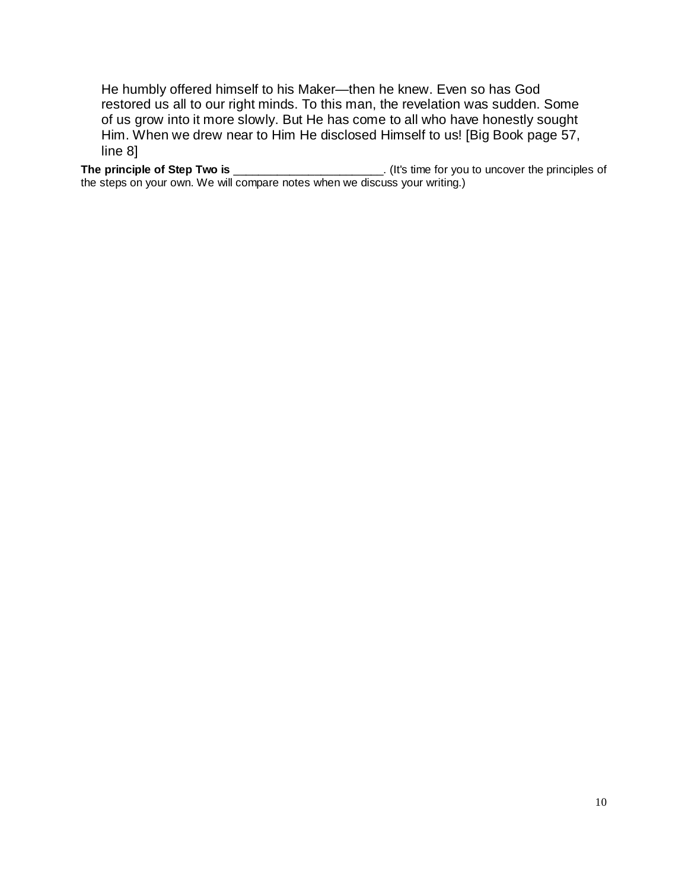> He humbly offered himself to his Maker—then he knew. Even so has God restored us all to our right minds. To this man, the revelation was sudden. Some of us grow into it more slowly. But He has come to all who have honestly sought Him. When we drew near to Him He disclosed Himself to us! [Big Book page 57, line 8]

**The principle of Step Two is** _______________________. (It's time for you to uncover the principles of the steps on your own. We will compare notes when we discuss your writing.)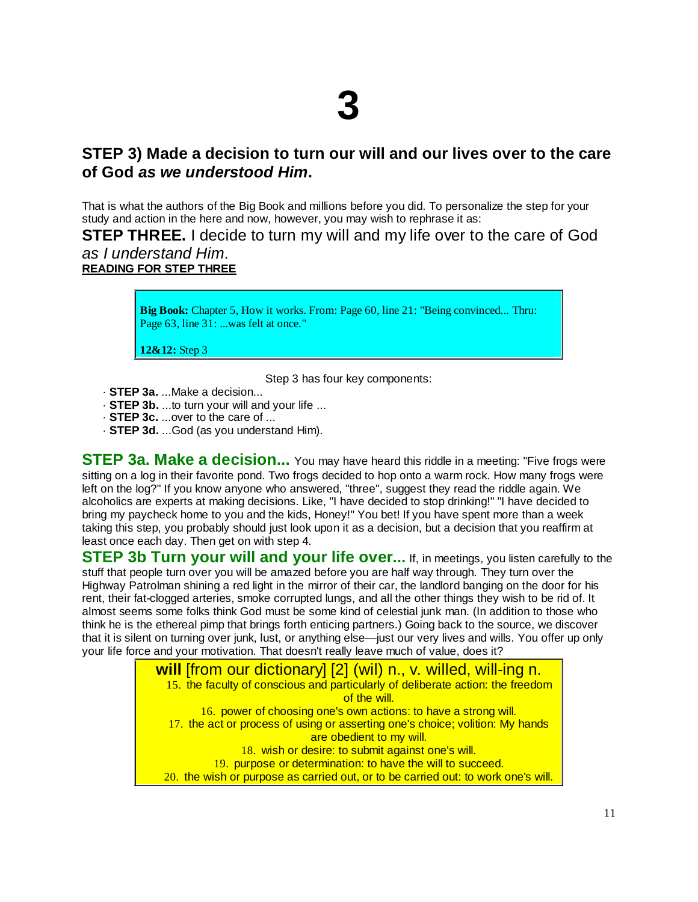# 3

## STEP 3) Made a decision to turn our will and our lives over to the care of God *as we understood Him*.

That is what the authors of the Big Book and millions before you did. To personalize the step for your study and action in the here and now, however, you may wish to rephrase it as:

**STEP THREE.** I decide to turn my will and my life over to the care of God *as I understand Him*.

**READING FOR STEP THREE**

> **Big Book:** Chapter 5, How it works. From: Page 60, line 21: "Being convinced... Thru: Page 63, line 31: ...was felt at once."
>
> **12&12:** Step 3

Step 3 has four key components:

- **STEP 3a.** ...Make a decision...
- **STEP 3b.** ...to turn your will and your life ...
- **STEP 3c.** ...over to the care of ...
- **STEP 3d.** ...God (as you understand Him).

**STEP 3a. Make a decision...** You may have heard this riddle in a meeting: "Five frogs were sitting on a log in their favorite pond. Two frogs decided to hop onto a warm rock. How many frogs were left on the log?" If you know anyone who answered, "three", suggest they read the riddle again. We alcoholics are experts at making decisions. Like, "I have decided to stop drinking!" "I have decided to bring my paycheck home to you and the kids, Honey!" You bet! If you have spent more than a week taking this step, you probably should just look upon it as a decision, but a decision that you reaffirm at least once each day. Then get on with step 4.

**STEP 3b Turn your will and your life over...** If, in meetings, you listen carefully to the stuff that people turn over you will be amazed before you are half way through. They turn over the Highway Patrolman shining a red light in the mirror of their car, the landlord banging on the door for his rent, their fat-clogged arteries, smoke corrupted lungs, and all the other things they wish to be rid of. It almost seems some folks think God must be some kind of celestial junk man. (In addition to those who think he is the ethereal pimp that brings forth enticing partners.) Going back to the source, we discover that it is silent on turning over junk, lust, or anything else—just our very lives and wills. You offer up only your life force and your motivation. That doesn't really leave much of value, does it?

> **will** [from our dictionary] [2] (wil) n., v. willed, will-ing n.
>
> 15. the faculty of conscious and particularly of deliberate action: the freedom of the will.
> 16. power of choosing one's own actions: to have a strong will.
> 17. the act or process of using or asserting one's choice; volition: My hands are obedient to my will.
> 18. wish or desire: to submit against one's will.
> 19. purpose or determination: to have the will to succeed.
> 20. the wish or purpose as carried out, or to be carried out: to work one's will.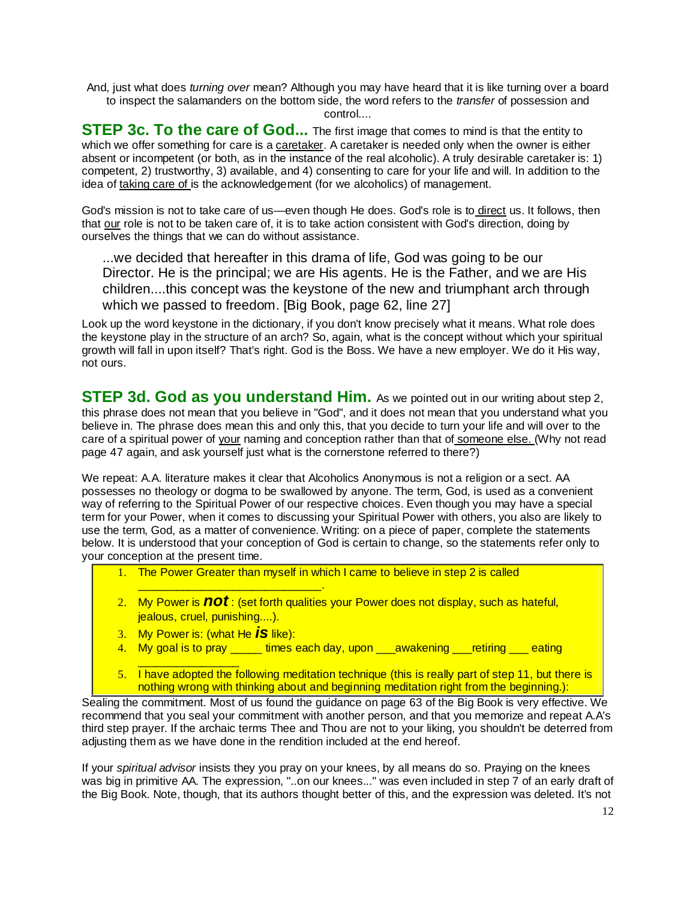And, just what does *turning over* mean? Although you may have heard that it is like turning over a board to inspect the salamanders on the bottom side, the word refers to the *transfer* of possession and control....

**STEP 3c. To the care of God...** The first image that comes to mind is that the entity to which we offer something for care is a caretaker. A caretaker is needed only when the owner is either absent or incompetent (or both, as in the instance of the real alcoholic). A truly desirable caretaker is: 1) competent, 2) trustworthy, 3) available, and 4) consenting to care for your life and will. In addition to the idea of taking care of is the acknowledgement (for we alcoholics) of management.

God's mission is not to take care of us—even though He does. God's role is to direct us. It follows, then that our role is not to be taken care of, it is to take action consistent with God's direction, doing by ourselves the things that we can do without assistance.

> ...we decided that hereafter in this drama of life, God was going to be our Director. He is the principal; we are His agents. He is the Father, and we are His children....this concept was the keystone of the new and triumphant arch through which we passed to freedom. [Big Book, page 62, line 27]

Look up the word keystone in the dictionary, if you don't know precisely what it means. What role does the keystone play in the structure of an arch? So, again, what is the concept without which your spiritual growth will fall in upon itself? That's right. God is the Boss. We have a new employer. We do it His way, not ours.

**STEP 3d. God as you understand Him.** As we pointed out in our writing about step 2, this phrase does not mean that you believe in "God", and it does not mean that you understand what you believe in. The phrase does mean this and only this, that you decide to turn your life and will over to the care of a spiritual power of your naming and conception rather than that of someone else. (Why not read page 47 again, and ask yourself just what is the cornerstone referred to there?)

We repeat: A.A. literature makes it clear that Alcoholics Anonymous is not a religion or a sect. AA possesses no theology or dogma to be swallowed by anyone. The term, God, is used as a convenient way of referring to the Spiritual Power of our respective choices. Even though you may have a special term for your Power, when it comes to discussing your Spiritual Power with others, you also are likely to use the term, God, as a matter of convenience. Writing: on a piece of paper, complete the statements below. It is understood that your conception of God is certain to change, so the statements refer only to your conception at the present time.

1. The Power Greater than myself in which I came to believe in step 2 is called ______________________________.
2. My Power is ***not*** : (set forth qualities your Power does not display, such as hateful, jealous, cruel, punishing....).
3. My Power is: (what He ***is*** like):
4. My goal is to pray _____ times each day, upon ___awakening ___retiring ___ eating ________________
5. I have adopted the following meditation technique (this is really part of step 11, but there is nothing wrong with thinking about and beginning meditation right from the beginning.):

Sealing the commitment. Most of us found the guidance on page 63 of the Big Book is very effective. We recommend that you seal your commitment with another person, and that you memorize and repeat A.A's third step prayer. If the archaic terms Thee and Thou are not to your liking, you shouldn't be deterred from adjusting them as we have done in the rendition included at the end hereof.

If your *spiritual advisor* insists they you pray on your knees, by all means do so. Praying on the knees was big in primitive AA. The expression, "..on our knees..." was even included in step 7 of an early draft of the Big Book. Note, though, that its authors thought better of this, and the expression was deleted. It's not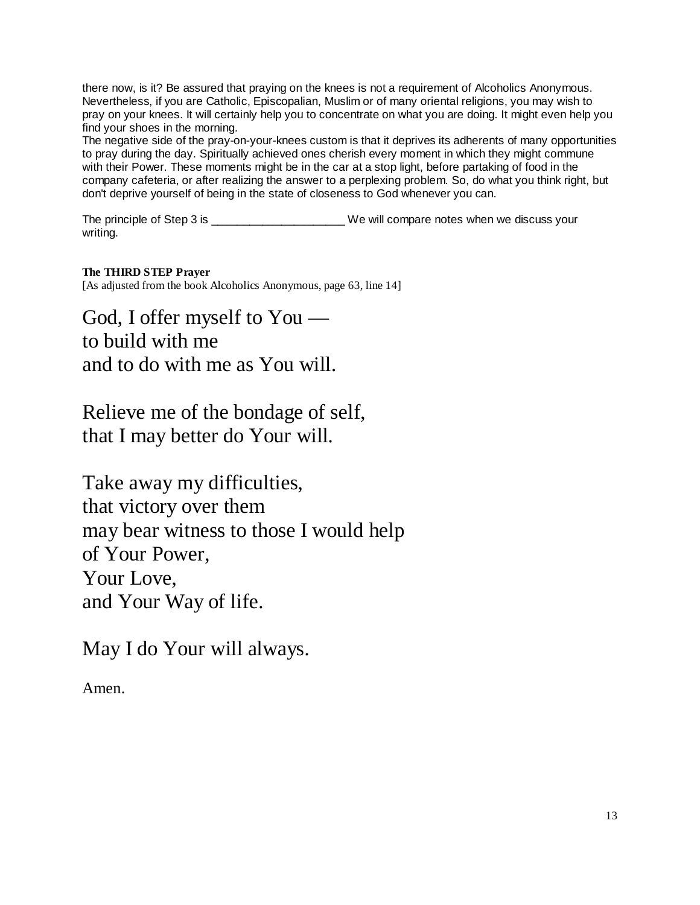there now, is it? Be assured that praying on the knees is not a requirement of Alcoholics Anonymous. Nevertheless, if you are Catholic, Episcopalian, Muslim or of many oriental religions, you may wish to pray on your knees. It will certainly help you to concentrate on what you are doing. It might even help you find your shoes in the morning.

The negative side of the pray-on-your-knees custom is that it deprives its adherents of many opportunities to pray during the day. Spiritually achieved ones cherish every moment in which they might commune with their Power. These moments might be in the car at a stop light, before partaking of food in the company cafeteria, or after realizing the answer to a perplexing problem. So, do what you think right, but don't deprive yourself of being in the state of closeness to God whenever you can.

The principle of Step 3 is _____________________ We will compare notes when we discuss your writing.

**The THIRD STEP Prayer**

[As adjusted from the book Alcoholics Anonymous, page 63, line 14]

God, I offer myself to You —
to build with me
and to do with me as You will.

Relieve me of the bondage of self,
that I may better do Your will.

Take away my difficulties,
that victory over them
may bear witness to those I would help
of Your Power,
Your Love,
and Your Way of life.

May I do Your will always.

Amen.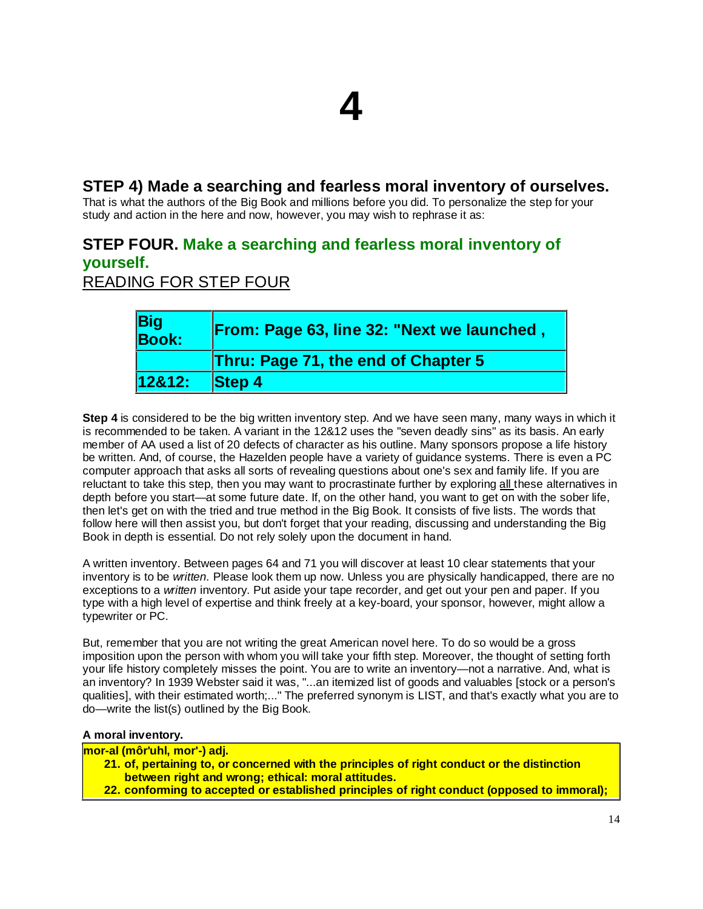# 4

## STEP 4) Made a searching and fearless moral inventory of ourselves.

That is what the authors of the Big Book and millions before you did. To personalize the step for your study and action in the here and now, however, you may wish to rephrase it as:

## STEP FOUR. Make a searching and fearless moral inventory of yourself.

READING FOR STEP FOUR

| Big Book: | From: Page 63, line 32: "Next we launched , |
| --- | --- |
| | Thru: Page 71, the end of Chapter 5 |
| 12&12: | Step 4 |

**Step 4** is considered to be the big written inventory step. And we have seen many, many ways in which it is recommended to be taken. A variant in the 12&12 uses the "seven deadly sins" as its basis. An early member of AA used a list of 20 defects of character as his outline. Many sponsors propose a life history be written. And, of course, the Hazelden people have a variety of guidance systems. There is even a PC computer approach that asks all sorts of revealing questions about one's sex and family life. If you are reluctant to take this step, then you may want to procrastinate further by exploring all these alternatives in depth before you start—at some future date. If, on the other hand, you want to get on with the sober life, then let's get on with the tried and true method in the Big Book. It consists of five lists. The words that follow here will then assist you, but don't forget that your reading, discussing and understanding the Big Book in depth is essential. Do not rely solely upon the document in hand.

A written inventory. Between pages 64 and 71 you will discover at least 10 clear statements that your inventory is to be *written.* Please look them up now. Unless you are physically handicapped, there are no exceptions to a *written* inventory. Put aside your tape recorder, and get out your pen and paper. If you type with a high level of expertise and think freely at a key-board, your sponsor, however, might allow a typewriter or PC.

But, remember that you are not writing the great American novel here. To do so would be a gross imposition upon the person with whom you will take your fifth step. Moreover, the thought of setting forth your life history completely misses the point. You are to write an inventory—not a narrative. And, what is an inventory? In 1939 Webster said it was, "...an itemized list of goods and valuables [stock or a person's qualities], with their estimated worth;..." The preferred synonym is LIST, and that's exactly what you are to do—write the list(s) outlined by the Big Book.

**A moral inventory.**

**mor-al (môr'uhl, mor'-) adj.**

21. **of, pertaining to, or concerned with the principles of right conduct or the distinction between right and wrong; ethical: moral attitudes.**
22. **conforming to accepted or established principles of right conduct (opposed to immoral);**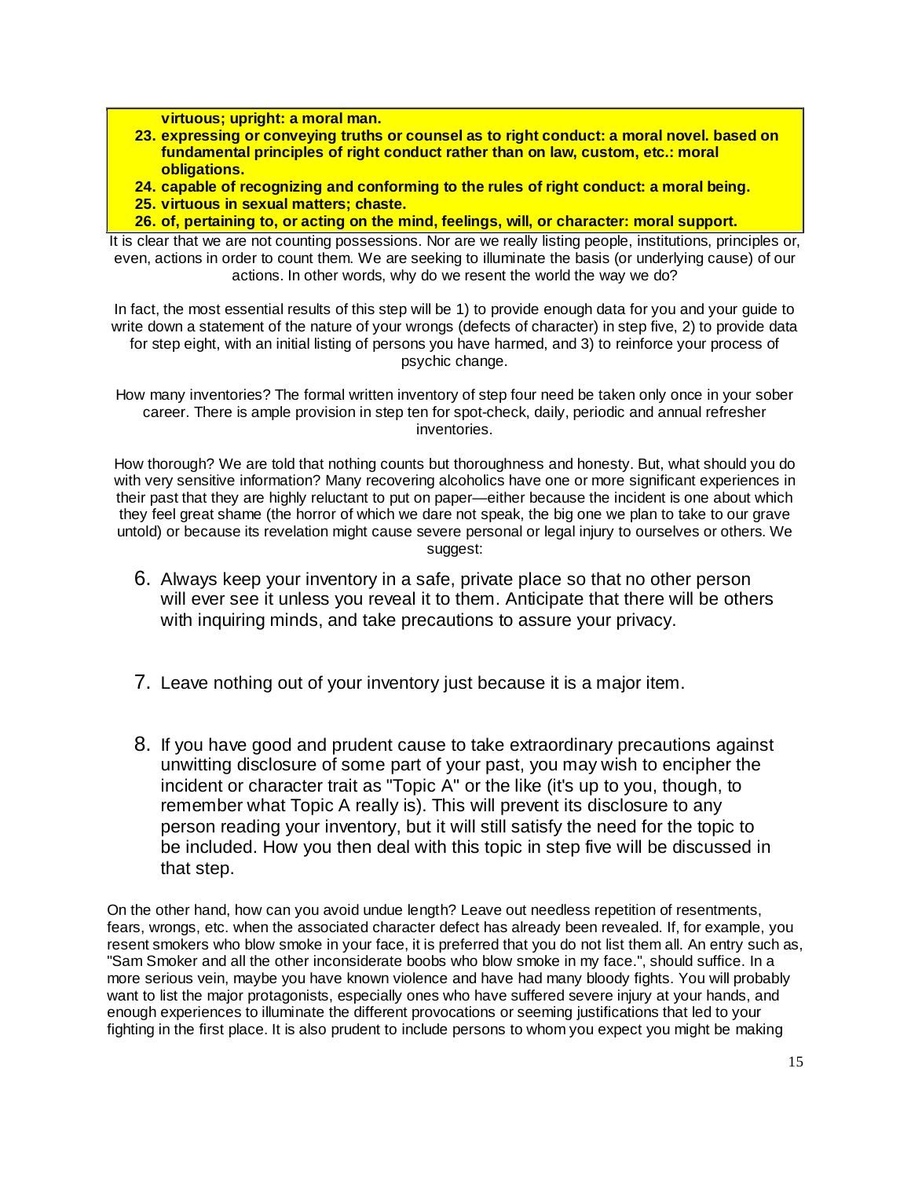**virtuous; upright: a moral man.**

23. **expressing or conveying truths or counsel as to right conduct: a moral novel. based on fundamental principles of right conduct rather than on law, custom, etc.: moral obligations.**
24. **capable of recognizing and conforming to the rules of right conduct: a moral being.**
25. **virtuous in sexual matters; chaste.**
26. **of, pertaining to, or acting on the mind, feelings, will, or character: moral support.**

It is clear that we are not counting possessions. Nor are we really listing people, institutions, principles or, even, actions in order to count them. We are seeking to illuminate the basis (or underlying cause) of our actions. In other words, why do we resent the world the way we do?

In fact, the most essential results of this step will be 1) to provide enough data for you and your guide to write down a statement of the nature of your wrongs (defects of character) in step five, 2) to provide data for step eight, with an initial listing of persons you have harmed, and 3) to reinforce your process of psychic change.

How many inventories? The formal written inventory of step four need be taken only once in your sober career. There is ample provision in step ten for spot-check, daily, periodic and annual refresher inventories.

How thorough? We are told that nothing counts but thoroughness and honesty. But, what should you do with very sensitive information? Many recovering alcoholics have one or more significant experiences in their past that they are highly reluctant to put on paper—either because the incident is one about which they feel great shame (the horror of which we dare not speak, the big one we plan to take to our grave untold) or because its revelation might cause severe personal or legal injury to ourselves or others. We suggest:

6. Always keep your inventory in a safe, private place so that no other person will ever see it unless you reveal it to them. Anticipate that there will be others with inquiring minds, and take precautions to assure your privacy.

7. Leave nothing out of your inventory just because it is a major item.

8. If you have good and prudent cause to take extraordinary precautions against unwitting disclosure of some part of your past, you may wish to encipher the incident or character trait as "Topic A" or the like (it's up to you, though, to remember what Topic A really is). This will prevent its disclosure to any person reading your inventory, but it will still satisfy the need for the topic to be included. How you then deal with this topic in step five will be discussed in that step.

On the other hand, how can you avoid undue length? Leave out needless repetition of resentments, fears, wrongs, etc. when the associated character defect has already been revealed. If, for example, you resent smokers who blow smoke in your face, it is preferred that you do not list them all. An entry such as, "Sam Smoker and all the other inconsiderate boobs who blow smoke in my face.", should suffice. In a more serious vein, maybe you have known violence and have had many bloody fights. You will probably want to list the major protagonists, especially ones who have suffered severe injury at your hands, and enough experiences to illuminate the different provocations or seeming justifications that led to your fighting in the first place. It is also prudent to include persons to whom you expect you might be making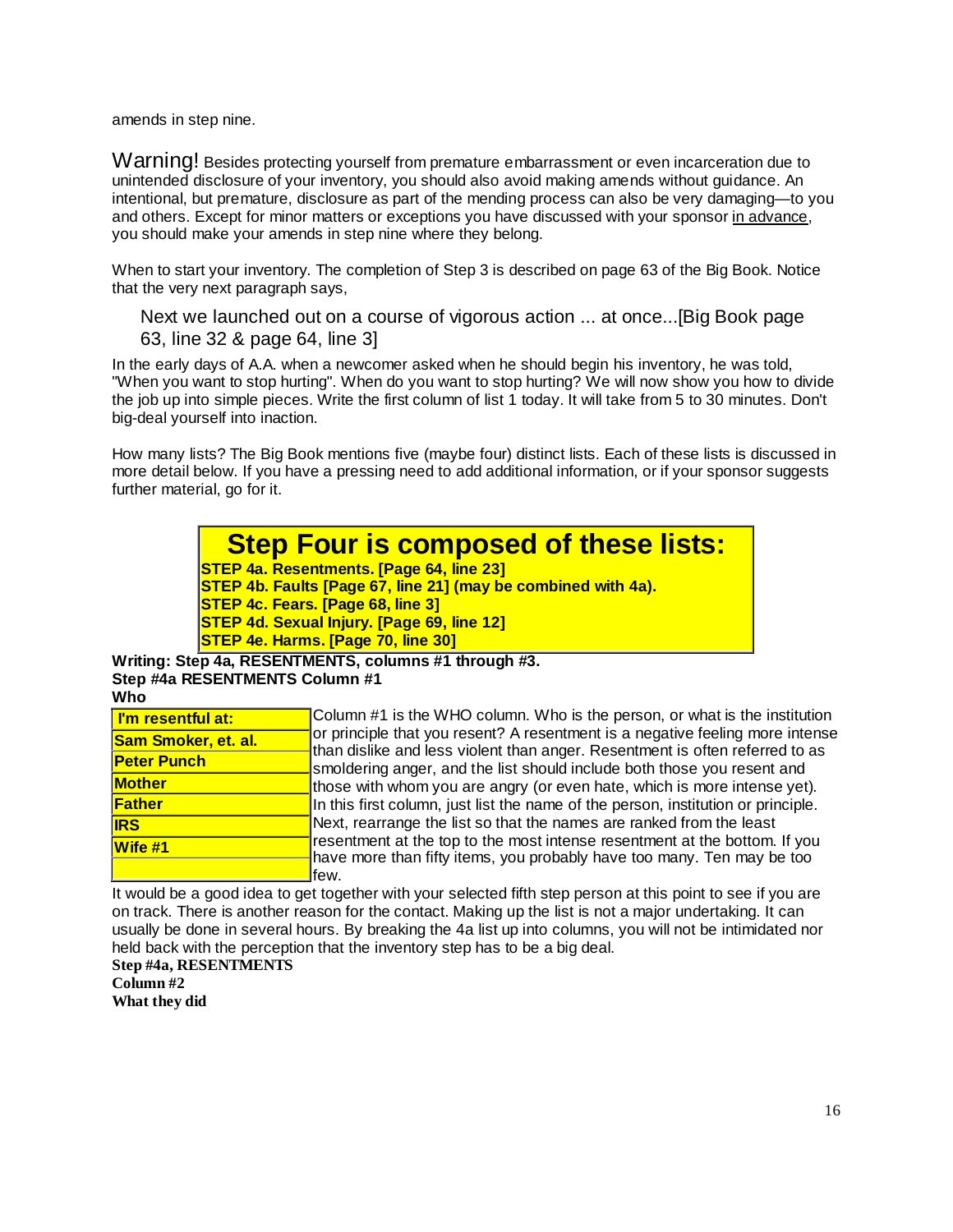amends in step nine.

Warning! Besides protecting yourself from premature embarrassment or even incarceration due to unintended disclosure of your inventory, you should also avoid making amends without guidance. An intentional, but premature, disclosure as part of the mending process can also be very damaging—to you and others. Except for minor matters or exceptions you have discussed with your sponsor in advance, you should make your amends in step nine where they belong.

When to start your inventory. The completion of Step 3 is described on page 63 of the Big Book. Notice that the very next paragraph says,

> Next we launched out on a course of vigorous action ... at once...[Big Book page 63, line 32 & page 64, line 3]

In the early days of A.A. when a newcomer asked when he should begin his inventory, he was told, "When you want to stop hurting". When do you want to stop hurting? We will now show you how to divide the job up into simple pieces. Write the first column of list 1 today. It will take from 5 to 30 minutes. Don't big-deal yourself into inaction.

How many lists? The Big Book mentions five (maybe four) distinct lists. Each of these lists is discussed in more detail below. If you have a pressing need to add additional information, or if your sponsor suggests further material, go for it.

## Step Four is composed of these lists:

**STEP 4a. Resentments. [Page 64, line 23]**
**STEP 4b. Faults [Page 67, line 21] (may be combined with 4a).**
**STEP 4c. Fears. [Page 68, line 3]**
**STEP 4d. Sexual Injury. [Page 69, line 12]**
**STEP 4e. Harms. [Page 70, line 30]**

**Writing: Step 4a, RESENTMENTS, columns #1 through #3.**
**Step #4a RESENTMENTS Column #1**
**Who**

| I'm resentful at: |
|---|
| Sam Smoker, et. al. |
| Peter Punch |
| Mother |
| Father |
| IRS |
| Wife #1 |
| |

Column #1 is the WHO column. Who is the person, or what is the institution or principle that you resent? A resentment is a negative feeling more intense than dislike and less violent than anger. Resentment is often referred to as smoldering anger, and the list should include both those you resent and those with whom you are angry (or even hate, which is more intense yet). In this first column, just list the name of the person, institution or principle. Next, rearrange the list so that the names are ranked from the least resentment at the top to the most intense resentment at the bottom. If you have more than fifty items, you probably have too many. Ten may be too few.

It would be a good idea to get together with your selected fifth step person at this point to see if you are on track. There is another reason for the contact. Making up the list is not a major undertaking. It can usually be done in several hours. By breaking the 4a list up into columns, you will not be intimidated nor held back with the perception that the inventory step has to be a big deal.

**Step #4a, RESENTMENTS**
**Column #2**
**What they did**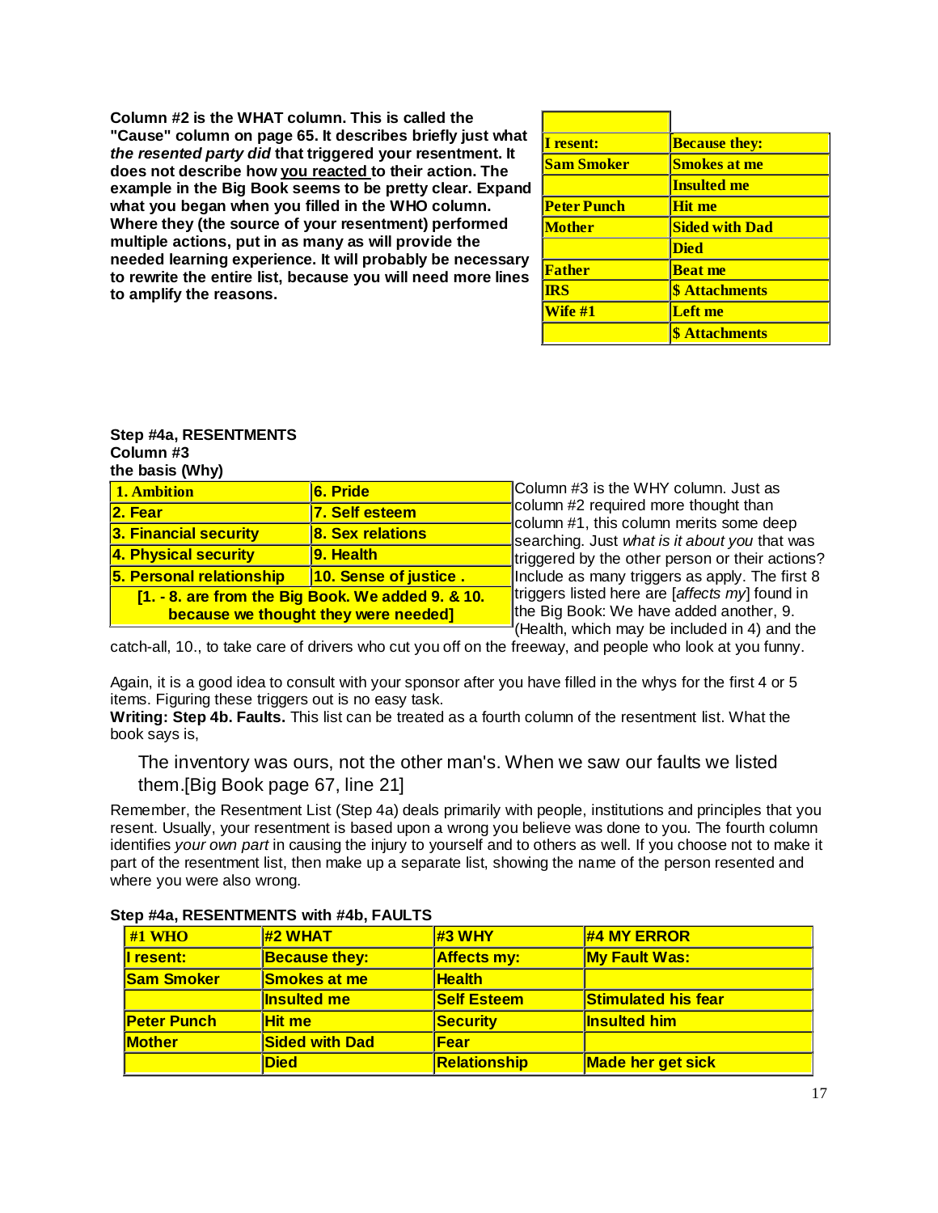**Column #2 is the WHAT column. This is called the "Cause" column on page 65. It describes briefly just what *the resented party did* that triggered your resentment. It does not describe how <u>you reacted</u> to their action. The example in the Big Book seems to be pretty clear. Expand what you began when you filled in the WHO column. Where they (the source of your resentment) performed multiple actions, put in as many as will provide the needed learning experience. It will probably be necessary to rewrite the entire list, because you will need more lines to amplify the reasons.**

| | |
|---|---|
| **I resent:** | **Because they:** |
| **Sam Smoker** | **Smokes at me** |
| | **Insulted me** |
| **Peter Punch** | **Hit me** |
| **Mother** | **Sided with Dad** |
| | **Died** |
| **Father** | **Beat me** |
| **IRS** | **$ Attachments** |
| **Wife #1** | **Left me** |
| | **$ Attachments** |

**Step #4a, RESENTMENTS**
**Column #3**
**the basis (Why)**

| | |
|---|---|
| **1. Ambition** | **6. Pride** |
| **2. Fear** | **7. Self esteem** |
| **3. Financial security** | **8. Sex relations** |
| **4. Physical security** | **9. Health** |
| **5. Personal relationship** | **10. Sense of justice .** |
| **[1. - 8. are from the Big Book. We added 9. & 10. because we thought they were needed]** | |

Column #3 is the WHY column. Just as column #2 required more thought than column #1, this column merits some deep searching. Just *what is it about you* that was triggered by the other person or their actions? Include as many triggers as apply. The first 8 triggers listed here are [*affects my*] found in the Big Book: We have added another, 9. (Health, which may be included in 4) and the catch-all, 10., to take care of drivers who cut you off on the freeway, and people who look at you funny.

Again, it is a good idea to consult with your sponsor after you have filled in the whys for the first 4 or 5 items. Figuring these triggers out is no easy task.

**Writing: Step 4b. Faults.** This list can be treated as a fourth column of the resentment list. What the book says is,

> The inventory was ours, not the other man's. When we saw our faults we listed them.[Big Book page 67, line 21]

Remember, the Resentment List (Step 4a) deals primarily with people, institutions and principles that you resent. Usually, your resentment is based upon a wrong you believe was done to you. The fourth column identifies *your own part* in causing the injury to yourself and to others as well. If you choose not to make it part of the resentment list, then make up a separate list, showing the name of the person resented and where you were also wrong.

**Step #4a, RESENTMENTS with #4b, FAULTS**

| #1 WHO | #2 WHAT | #3 WHY | #4 MY ERROR |
|---|---|---|---|
| **I resent:** | **Because they:** | **Affects my:** | **My Fault Was:** |
| **Sam Smoker** | **Smokes at me** | **Health** | |
| | **Insulted me** | **Self Esteem** | **Stimulated his fear** |
| **Peter Punch** | **Hit me** | **Security** | **Insulted him** |
| **Mother** | **Sided with Dad** | **Fear** | |
| | **Died** | **Relationship** | **Made her get sick** |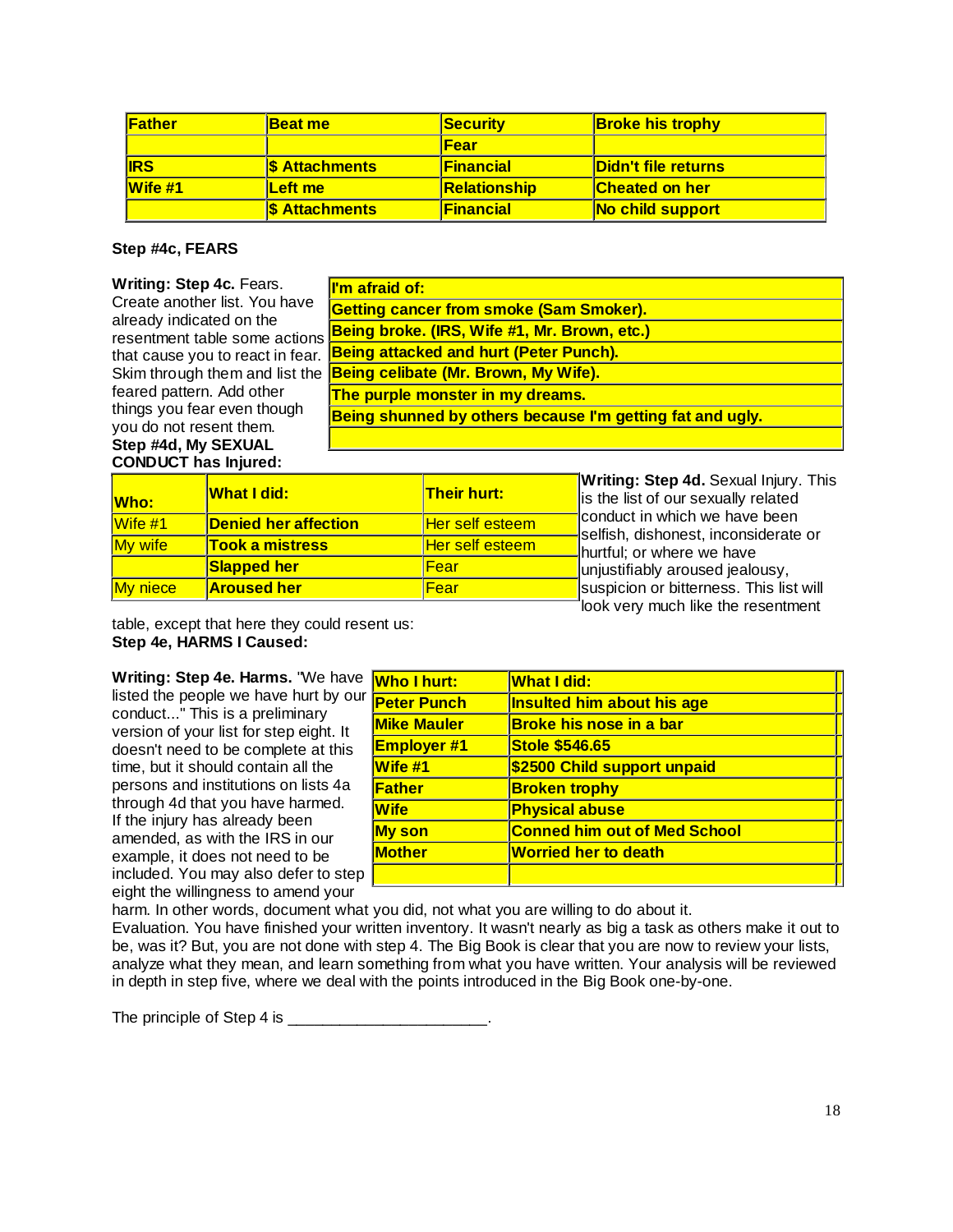| Father | Beat me | Security | Broke his trophy |
|---|---|---|---|
| | | Fear | |
| IRS | $ Attachments | Financial | Didn't file returns |
| Wife #1 | Left me | Relationship | Cheated on her |
| | $ Attachments | Financial | No child support |

**Step #4c, FEARS**

**Writing: Step 4c.** Fears. Create another list. You have already indicated on the resentment table some actions that cause you to react in fear. Skim through them and list the feared pattern. Add other things you fear even though you do not resent them.

| I'm afraid of: |
|---|
| Getting cancer from smoke (Sam Smoker). |
| Being broke. (IRS, Wife #1, Mr. Brown, etc.) |
| Being attacked and hurt (Peter Punch). |
| Being celibate (Mr. Brown, My Wife). |
| The purple monster in my dreams. |
| Being shunned by others because I'm getting fat and ugly. |
| |

**Step #4d, My SEXUAL CONDUCT has Injured:**

**Writing: Step 4d.** Sexual Injury. This is the list of our sexually related conduct in which we have been selfish, dishonest, inconsiderate or hurtful; or where we have unjustifiably aroused jealousy, suspicion or bitterness. This list will look very much like the resentment table, except that here they could resent us:

| Who: | What I did: | Their hurt: |
|---|---|---|
| Wife #1 | Denied her affection | Her self esteem |
| My wife | Took a mistress | Her self esteem |
| | Slapped her | Fear |
| My niece | Aroused her | Fear |

**Step 4e, HARMS I Caused:**

**Writing: Step 4e. Harms.** "We have listed the people we have hurt by our conduct..." This is a preliminary version of your list for step eight. It doesn't need to be complete at this time, but it should contain all the persons and institutions on lists 4a through 4d that you have harmed. If the injury has already been amended, as with the IRS in our example, it does not need to be included. You may also defer to step eight the willingness to amend your harm. In other words, document what you did, not what you are willing to do about it.

| Who I hurt: | What I did: |
|---|---|
| Peter Punch | Insulted him about his age |
| Mike Mauler | Broke his nose in a bar |
| Employer #1 | Stole $546.65 |
| Wife #1 | $2500 Child support unpaid |
| Father | Broken trophy |
| Wife | Physical abuse |
| My son | Conned him out of Med School |
| Mother | Worried her to death |
| | |

Evaluation. You have finished your written inventory. It wasn't nearly as big a task as others make it out to be, was it? But, you are not done with step 4. The Big Book is clear that you are now to review your lists, analyze what they mean, and learn something from what you have written. Your analysis will be reviewed in depth in step five, where we deal with the points introduced in the Big Book one-by-one.

The principle of Step 4 is ______________________.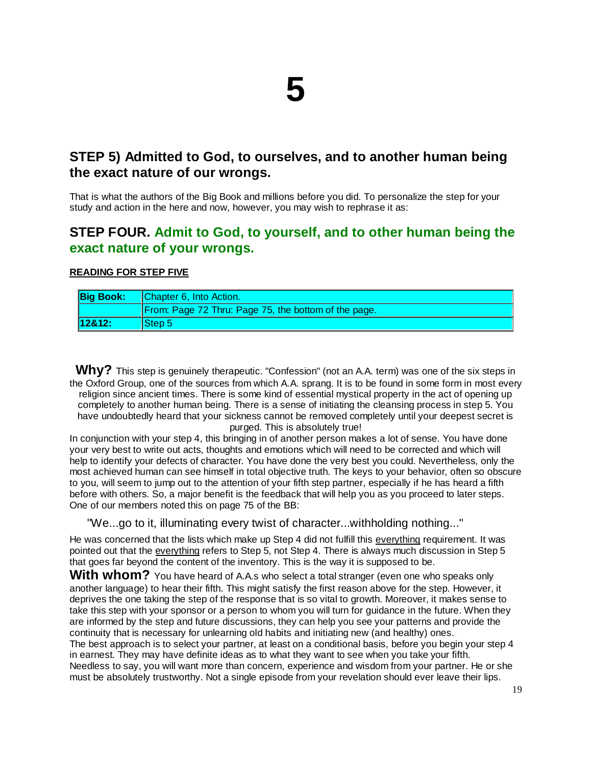# 5

## STEP 5) Admitted to God, to ourselves, and to another human being the exact nature of our wrongs.

That is what the authors of the Big Book and millions before you did. To personalize the step for your study and action in the here and now, however, you may wish to rephrase it as:

## STEP FOUR. Admit to God, to yourself, and to other human being the exact nature of your wrongs.

**READING FOR STEP FIVE**

| **Big Book:** | Chapter 6, Into Action. |
|---|---|
| | From: Page 72 Thru: Page 75, the bottom of the page. |
| **12&12:** | Step 5 |

**Why?** This step is genuinely therapeutic. "Confession" (not an A.A. term) was one of the six steps in the Oxford Group, one of the sources from which A.A. sprang. It is to be found in some form in most every religion since ancient times. There is some kind of essential mystical property in the act of opening up completely to another human being. There is a sense of initiating the cleansing process in step 5. You have undoubtedly heard that your sickness cannot be removed completely until your deepest secret is purged. This is absolutely true!

In conjunction with your step 4, this bringing in of another person makes a lot of sense. You have done your very best to write out acts, thoughts and emotions which will need to be corrected and which will help to identify your defects of character. You have done the very best you could. Nevertheless, only the most achieved human can see himself in total objective truth. The keys to your behavior, often so obscure to you, will seem to jump out to the attention of your fifth step partner, especially if he has heard a fifth before with others. So, a major benefit is the feedback that will help you as you proceed to later steps. One of our members noted this on page 75 of the BB:

"We...go to it, illuminating every twist of character...withholding nothing..."

He was concerned that the lists which make up Step 4 did not fulfill this everything requirement. It was pointed out that the everything refers to Step 5, not Step 4. There is always much discussion in Step 5 that goes far beyond the content of the inventory. This is the way it is supposed to be.

**With whom?** You have heard of A.A.s who select a total stranger (even one who speaks only another language) to hear their fifth. This might satisfy the first reason above for the step. However, it deprives the one taking the step of the response that is so vital to growth. Moreover, it makes sense to take this step with your sponsor or a person to whom you will turn for guidance in the future. When they are informed by the step and future discussions, they can help you see your patterns and provide the continuity that is necessary for unlearning old habits and initiating new (and healthy) ones.

The best approach is to select your partner, at least on a conditional basis, before you begin your step 4 in earnest. They may have definite ideas as to what they want to see when you take your fifth. Needless to say, you will want more than concern, experience and wisdom from your partner. He or she must be absolutely trustworthy. Not a single episode from your revelation should ever leave their lips.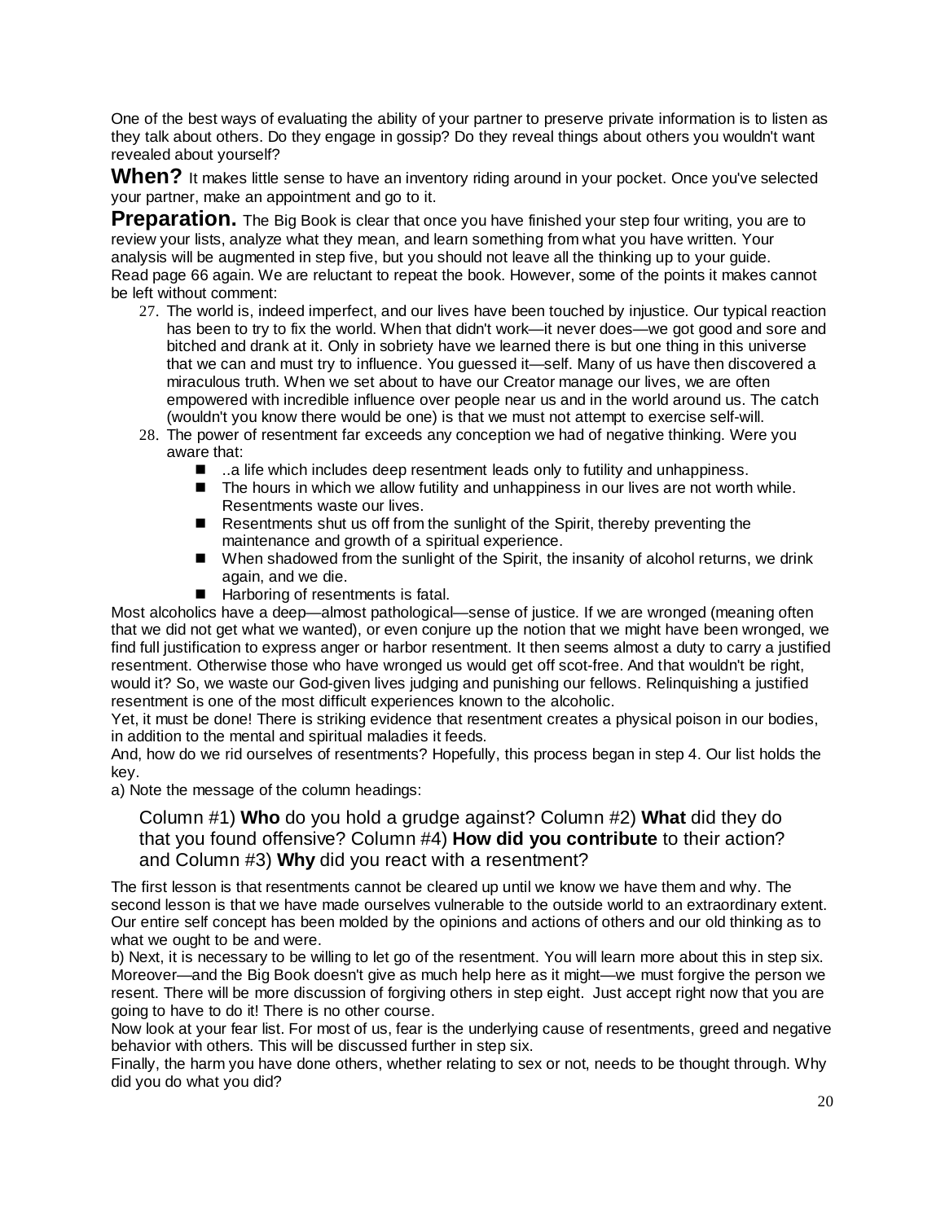One of the best ways of evaluating the ability of your partner to preserve private information is to listen as they talk about others. Do they engage in gossip? Do they reveal things about others you wouldn't want revealed about yourself?

**When?** It makes little sense to have an inventory riding around in your pocket. Once you've selected your partner, make an appointment and go to it.

**Preparation.** The Big Book is clear that once you have finished your step four writing, you are to review your lists, analyze what they mean, and learn something from what you have written. Your analysis will be augmented in step five, but you should not leave all the thinking up to your guide. Read page 66 again. We are reluctant to repeat the book. However, some of the points it makes cannot be left without comment:

27. The world is, indeed imperfect, and our lives have been touched by injustice. Our typical reaction has been to try to fix the world. When that didn't work—it never does—we got good and sore and bitched and drank at it. Only in sobriety have we learned there is but one thing in this universe that we can and must try to influence. You guessed it—self. Many of us have then discovered a miraculous truth. When we set about to have our Creator manage our lives, we are often empowered with incredible influence over people near us and in the world around us. The catch (wouldn't you know there would be one) is that we must not attempt to exercise self-will.
28. The power of resentment far exceeds any conception we had of negative thinking. Were you aware that:
    - ..a life which includes deep resentment leads only to futility and unhappiness.
    - The hours in which we allow futility and unhappiness in our lives are not worth while. Resentments waste our lives.
    - Resentments shut us off from the sunlight of the Spirit, thereby preventing the maintenance and growth of a spiritual experience.
    - When shadowed from the sunlight of the Spirit, the insanity of alcohol returns, we drink again, and we die.
    - Harboring of resentments is fatal.

Most alcoholics have a deep—almost pathological—sense of justice. If we are wronged (meaning often that we did not get what we wanted), or even conjure up the notion that we might have been wronged, we find full justification to express anger or harbor resentment. It then seems almost a duty to carry a justified resentment. Otherwise those who have wronged us would get off scot-free. And that wouldn't be right, would it? So, we waste our God-given lives judging and punishing our fellows. Relinquishing a justified resentment is one of the most difficult experiences known to the alcoholic.

Yet, it must be done! There is striking evidence that resentment creates a physical poison in our bodies, in addition to the mental and spiritual maladies it feeds.

And, how do we rid ourselves of resentments? Hopefully, this process began in step 4. Our list holds the key.

a) Note the message of the column headings:

> Column #1) **Who** do you hold a grudge against? Column #2) **What** did they do that you found offensive? Column #4) **How did you contribute** to their action? and Column #3) **Why** did you react with a resentment?

The first lesson is that resentments cannot be cleared up until we know we have them and why. The second lesson is that we have made ourselves vulnerable to the outside world to an extraordinary extent. Our entire self concept has been molded by the opinions and actions of others and our old thinking as to what we ought to be and were.

b) Next, it is necessary to be willing to let go of the resentment. You will learn more about this in step six. Moreover—and the Big Book doesn't give as much help here as it might—we must forgive the person we resent. There will be more discussion of forgiving others in step eight. Just accept right now that you are going to have to do it! There is no other course.

Now look at your fear list. For most of us, fear is the underlying cause of resentments, greed and negative behavior with others. This will be discussed further in step six.

Finally, the harm you have done others, whether relating to sex or not, needs to be thought through. Why did you do what you did?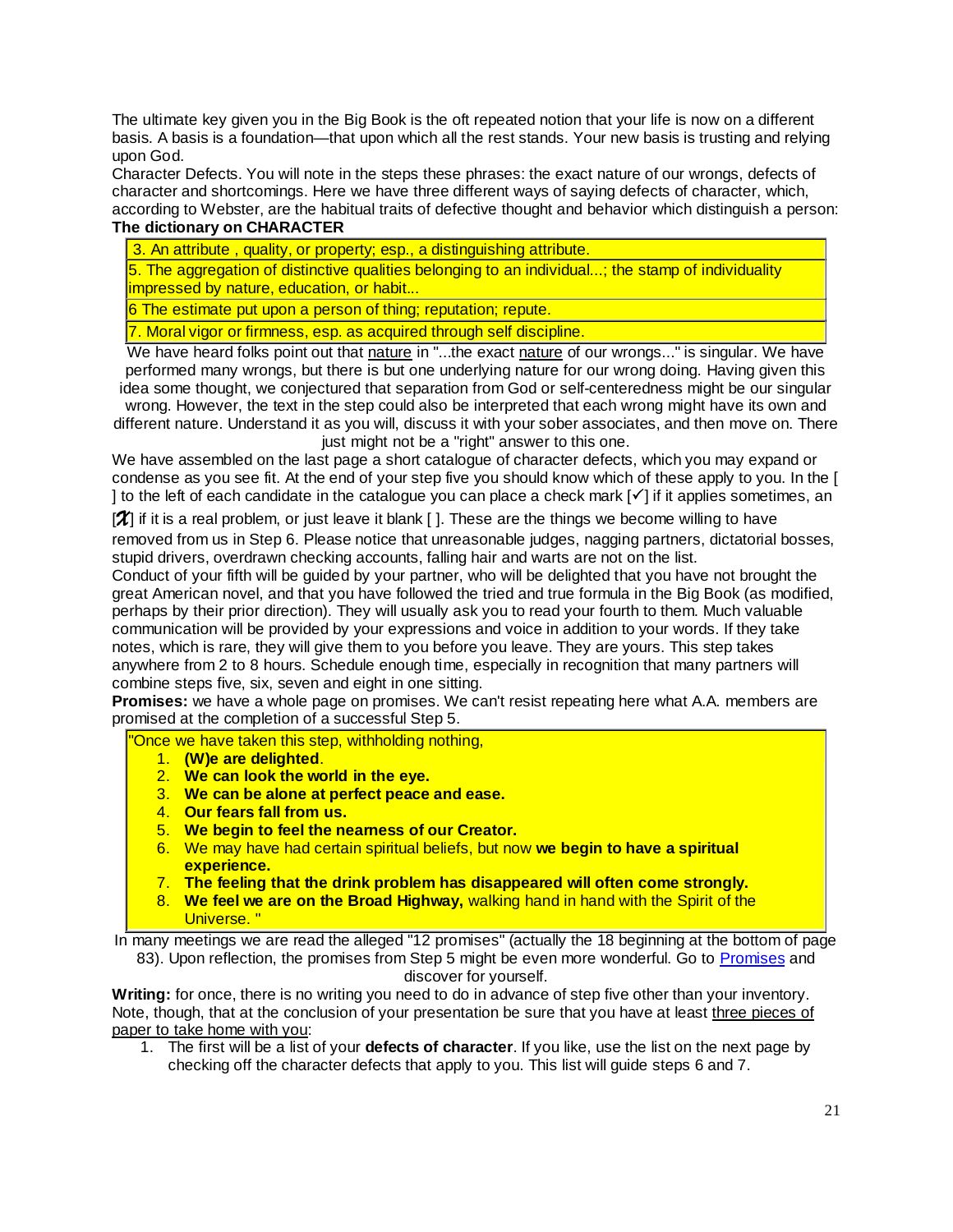The ultimate key given you in the Big Book is the oft repeated notion that your life is now on a different basis. A basis is a foundation—that upon which all the rest stands. Your new basis is trusting and relying upon God.

Character Defects. You will note in the steps these phrases: the exact nature of our wrongs, defects of character and shortcomings. Here we have three different ways of saying defects of character, which, according to Webster, are the habitual traits of defective thought and behavior which distinguish a person:

**The dictionary on CHARACTER**

| |
|---|
| 3. An attribute , quality, or property; esp., a distinguishing attribute. |
| 5. The aggregation of distinctive qualities belonging to an individual...; the stamp of individuality impressed by nature, education, or habit... |
| 6 The estimate put upon a person of thing; reputation; repute. |
| 7. Moral vigor or firmness, esp. as acquired through self discipline. |

We have heard folks point out that nature in "...the exact nature of our wrongs..." is singular. We have performed many wrongs, but there is but one underlying nature for our wrong doing. Having given this idea some thought, we conjectured that separation from God or self-centeredness might be our singular wrong. However, the text in the step could also be interpreted that each wrong might have its own and different nature. Understand it as you will, discuss it with your sober associates, and then move on. There just might not be a "right" answer to this one.

We have assembled on the last page a short catalogue of character defects, which you may expand or condense as you see fit. At the end of your step five you should know which of these apply to you. In the [ ] to the left of each candidate in the catalogue you can place a check mark [✓] if it applies sometimes, an [✗] if it is a real problem, or just leave it blank [ ]. These are the things we become willing to have removed from us in Step 6. Please notice that unreasonable judges, nagging partners, dictatorial bosses, stupid drivers, overdrawn checking accounts, falling hair and warts are not on the list.

Conduct of your fifth will be guided by your partner, who will be delighted that you have not brought the great American novel, and that you have followed the tried and true formula in the Big Book (as modified, perhaps by their prior direction). They will usually ask you to read your fourth to them. Much valuable communication will be provided by your expressions and voice in addition to your words. If they take notes, which is rare, they will give them to you before you leave. They are yours. This step takes anywhere from 2 to 8 hours. Schedule enough time, especially in recognition that many partners will combine steps five, six, seven and eight in one sitting.

**Promises:** we have a whole page on promises. We can't resist repeating here what A.A. members are promised at the completion of a successful Step 5.

"Once we have taken this step, withholding nothing,

1. **(W)e are delighted**.
2. **We can look the world in the eye.**
3. **We can be alone at perfect peace and ease.**
4. **Our fears fall from us.**
5. **We begin to feel the nearness of our Creator.**
6. We may have had certain spiritual beliefs, but now **we begin to have a spiritual experience.**
7. **The feeling that the drink problem has disappeared will often come strongly.**
8. **We feel we are on the Broad Highway,** walking hand in hand with the Spirit of the Universe. "

In many meetings we are read the alleged "12 promises" (actually the 18 beginning at the bottom of page 83). Upon reflection, the promises from Step 5 might be even more wonderful. Go to Promises and discover for yourself.

**Writing:** for once, there is no writing you need to do in advance of step five other than your inventory. Note, though, that at the conclusion of your presentation be sure that you have at least three pieces of paper to take home with you:

1. The first will be a list of your **defects of character**. If you like, use the list on the next page by checking off the character defects that apply to you. This list will guide steps 6 and 7.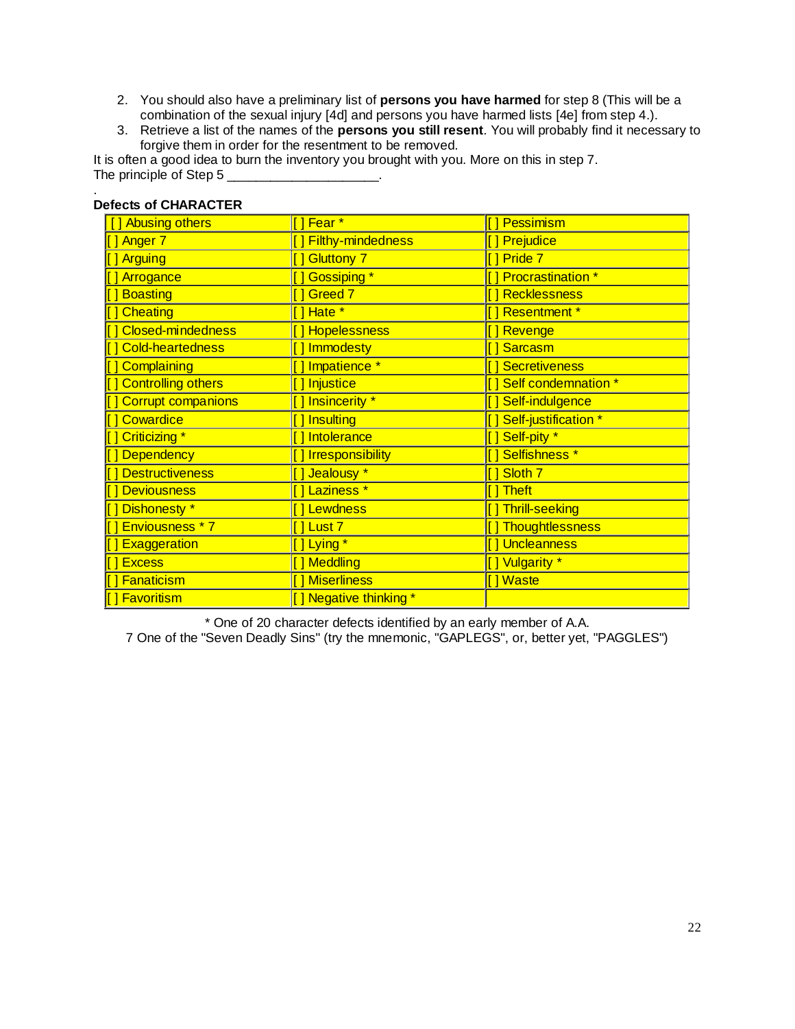2. You should also have a preliminary list of **persons you have harmed** for step 8 (This will be a combination of the sexual injury [4d] and persons you have harmed lists [4e] from step 4.).
3. Retrieve a list of the names of the **persons you still resent**. You will probably find it necessary to forgive them in order for the resentment to be removed.

It is often a good idea to burn the inventory you brought with you. More on this in step 7.
The principle of Step 5 ____________________.

.

**Defects of CHARACTER**

| | | |
|---|---|---|
| [] Abusing others | [] Fear * | [] Pessimism |
| [] Anger 7 | [] Filthy-mindedness | [] Prejudice |
| [] Arguing | [] Gluttony 7 | [] Pride 7 |
| [] Arrogance | [] Gossiping * | [] Procrastination * |
| [] Boasting | [] Greed 7 | [] Recklessness |
| [] Cheating | [] Hate * | [] Resentment * |
| [] Closed-mindedness | [] Hopelessness | [] Revenge |
| [] Cold-heartedness | [] Immodesty | [] Sarcasm |
| [] Complaining | [] Impatience * | [] Secretiveness |
| [] Controlling others | [] Injustice | [] Self condemnation * |
| [] Corrupt companions | [] Insincerity * | [] Self-indulgence |
| [] Cowardice | [] Insulting | [] Self-justification * |
| [] Criticizing * | [] Intolerance | [] Self-pity * |
| [] Dependency | [] Irresponsibility | [] Selfishness * |
| [] Destructiveness | [] Jealousy * | [] Sloth 7 |
| [] Deviousness | [] Laziness * | [] Theft |
| [] Dishonesty * | [] Lewdness | [] Thrill-seeking |
| [] Enviousness * 7 | [] Lust 7 | [] Thoughtlessness |
| [] Exaggeration | [] Lying * | [] Uncleanness |
| [] Excess | [] Meddling | [] Vulgarity * |
| [] Fanaticism | [] Miserliness | [] Waste |
| [] Favoritism | [] Negative thinking * | |

\* One of 20 character defects identified by an early member of A.A.
7 One of the "Seven Deadly Sins" (try the mnemonic, "GAPLEGS", or, better yet, "PAGGLES")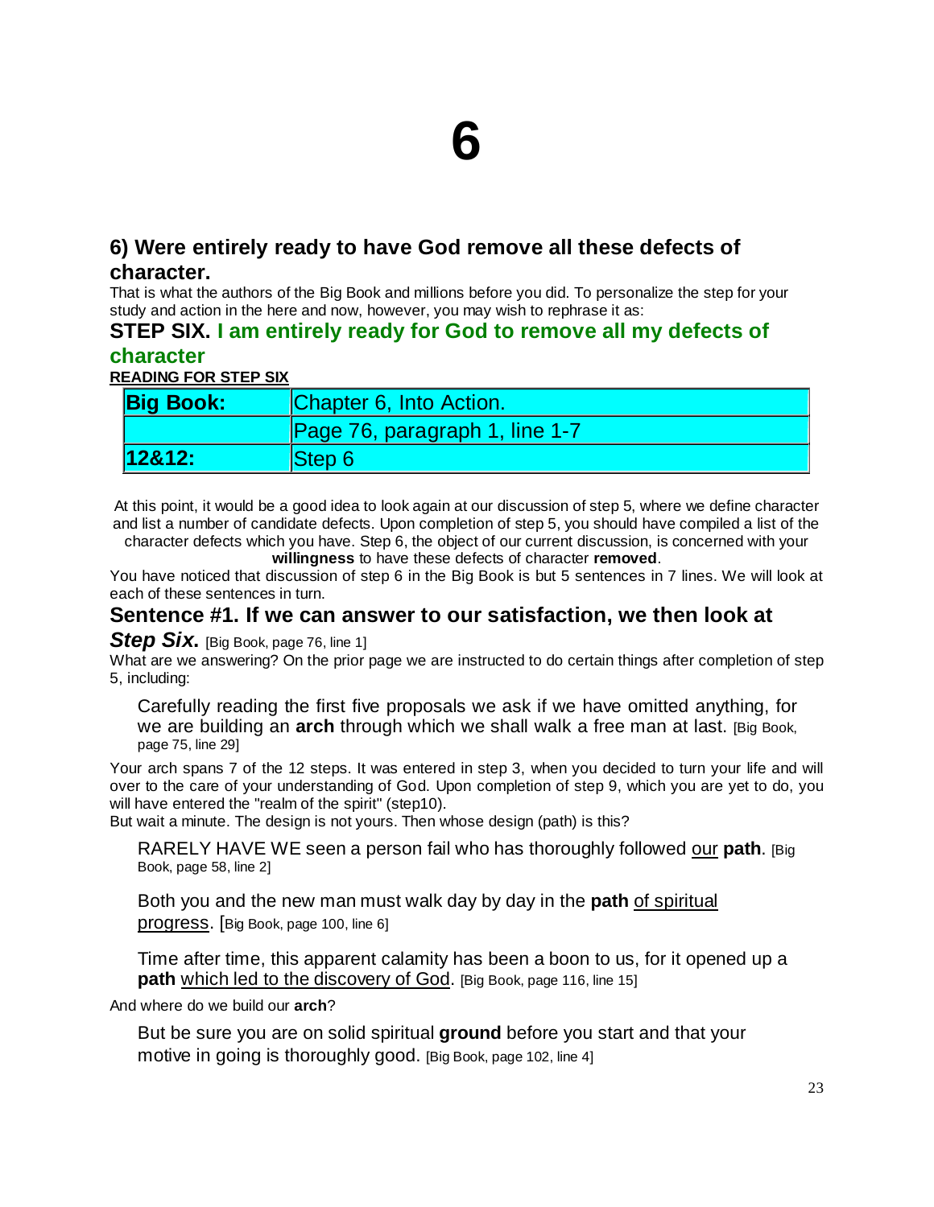# 6

## 6) Were entirely ready to have God remove all these defects of character.

That is what the authors of the Big Book and millions before you did. To personalize the step for your study and action in the here and now, however, you may wish to rephrase it as:

## STEP SIX. I am entirely ready for God to remove all my defects of character

**READING FOR STEP SIX**

| **Big Book:** | Chapter 6, Into Action. |
|---|---|
| | Page 76, paragraph 1, line 1-7 |
| **12&12:** | Step 6 |

At this point, it would be a good idea to look again at our discussion of step 5, where we define character and list a number of candidate defects. Upon completion of step 5, you should have compiled a list of the character defects which you have. Step 6, the object of our current discussion, is concerned with your **willingness** to have these defects of character **removed**.

You have noticed that discussion of step 6 in the Big Book is but 5 sentences in 7 lines. We will look at each of these sentences in turn.

### Sentence #1. If we can answer to our satisfaction, we then look at *Step Six*. [Big Book, page 76, line 1]

What are we answering? On the prior page we are instructed to do certain things after completion of step 5, including:

> Carefully reading the first five proposals we ask if we have omitted anything, for we are building an **arch** through which we shall walk a free man at last. [Big Book, page 75, line 29]

Your arch spans 7 of the 12 steps. It was entered in step 3, when you decided to turn your life and will over to the care of your understanding of God. Upon completion of step 9, which you are yet to do, you will have entered the "realm of the spirit" (step10).

But wait a minute. The design is not yours. Then whose design (path) is this?

> RARELY HAVE WE seen a person fail who has thoroughly followed our **path**. [Big Book, page 58, line 2]

> Both you and the new man must walk day by day in the **path** of spiritual progress. [Big Book, page 100, line 6]

> Time after time, this apparent calamity has been a boon to us, for it opened up a **path** which led to the discovery of God. [Big Book, page 116, line 15]

And where do we build our **arch**?

> But be sure you are on solid spiritual **ground** before you start and that your motive in going is thoroughly good. [Big Book, page 102, line 4]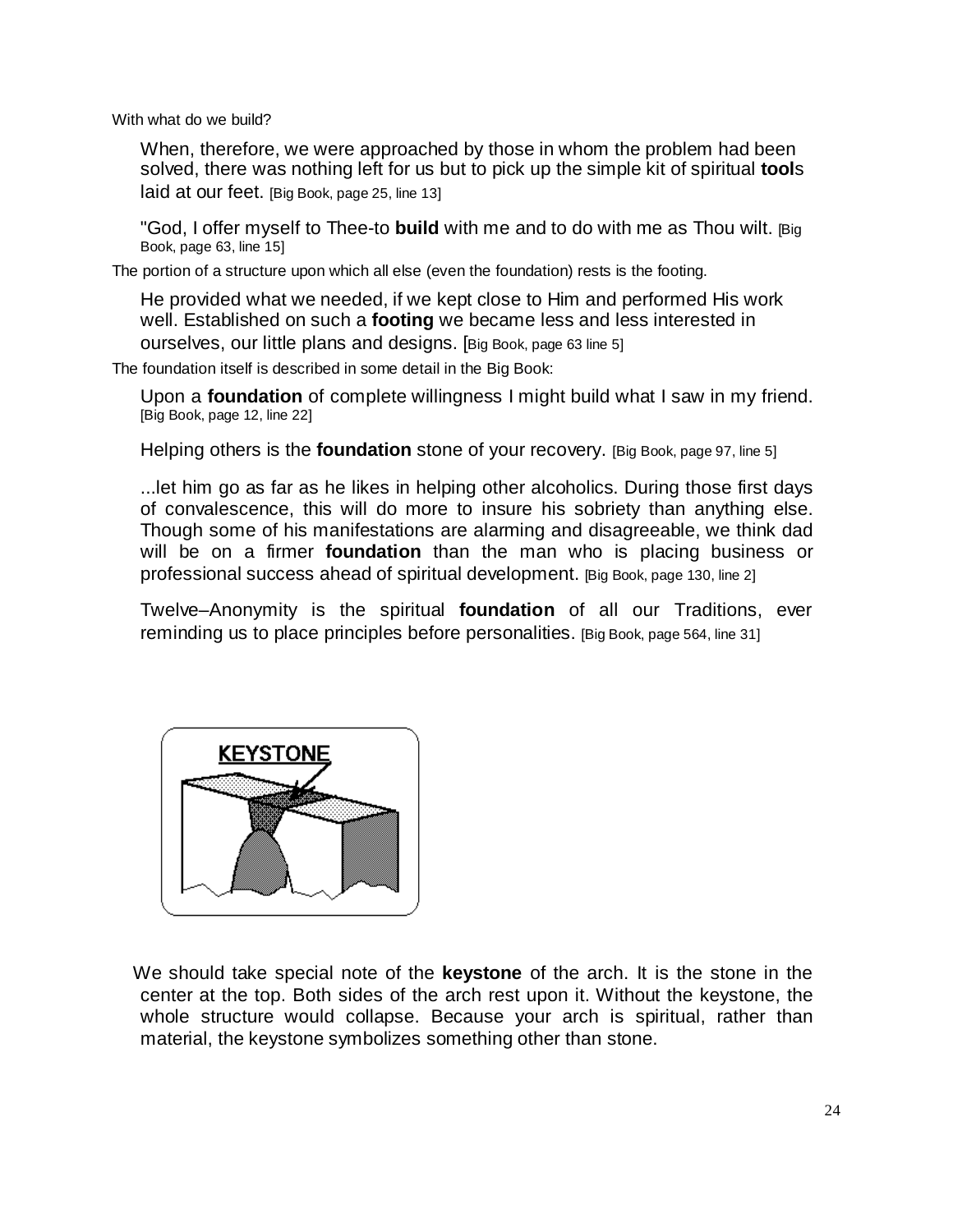With what do we build?

> When, therefore, we were approached by those in whom the problem had been solved, there was nothing left for us but to pick up the simple kit of spiritual **tool**s laid at our feet. [Big Book, page 25, line 13]

> "God, I offer myself to Thee-to **build** with me and to do with me as Thou wilt. [Big Book, page 63, line 15]

The portion of a structure upon which all else (even the foundation) rests is the footing.

> He provided what we needed, if we kept close to Him and performed His work well. Established on such a **footing** we became less and less interested in ourselves, our little plans and designs. [Big Book, page 63 line 5]

The foundation itself is described in some detail in the Big Book:

> Upon a **foundation** of complete willingness I might build what I saw in my friend. [Big Book, page 12, line 22]

> Helping others is the **foundation** stone of your recovery. [Big Book, page 97, line 5]

> ...let him go as far as he likes in helping other alcoholics. During those first days of convalescence, this will do more to insure his sobriety than anything else. Though some of his manifestations are alarming and disagreeable, we think dad will be on a firmer **foundation** than the man who is placing business or professional success ahead of spiritual development. [Big Book, page 130, line 2]

> Twelve–Anonymity is the spiritual **foundation** of all our Traditions, ever reminding us to place principles before personalities. [Big Book, page 564, line 31]

KEYSTONE

We should take special note of the **keystone** of the arch. It is the stone in the center at the top. Both sides of the arch rest upon it. Without the keystone, the whole structure would collapse. Because your arch is spiritual, rather than material, the keystone symbolizes something other than stone.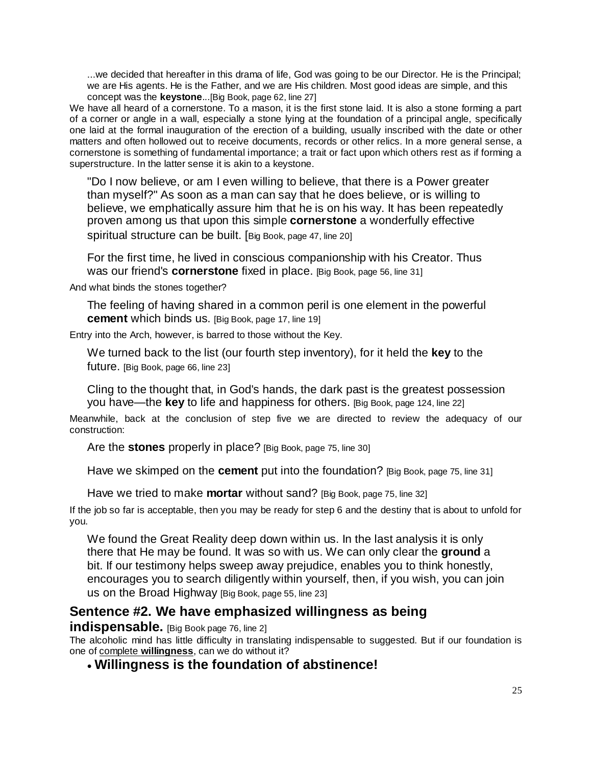> ...we decided that hereafter in this drama of life, God was going to be our Director. He is the Principal; we are His agents. He is the Father, and we are His children. Most good ideas are simple, and this concept was the **keystone**...[Big Book, page 62, line 27]

We have all heard of a cornerstone. To a mason, it is the first stone laid. It is also a stone forming a part of a corner or angle in a wall, especially a stone lying at the foundation of a principal angle, specifically one laid at the formal inauguration of the erection of a building, usually inscribed with the date or other matters and often hollowed out to receive documents, records or other relics. In a more general sense, a cornerstone is something of fundamental importance; a trait or fact upon which others rest as if forming a superstructure. In the latter sense it is akin to a keystone.

> "Do I now believe, or am I even willing to believe, that there is a Power greater than myself?" As soon as a man can say that he does believe, or is willing to believe, we emphatically assure him that he is on his way. It has been repeatedly proven among us that upon this simple **cornerstone** a wonderfully effective spiritual structure can be built. [Big Book, page 47, line 20]

> For the first time, he lived in conscious companionship with his Creator. Thus was our friend's **cornerstone** fixed in place. [Big Book, page 56, line 31]

And what binds the stones together?

> The feeling of having shared in a common peril is one element in the powerful **cement** which binds us. [Big Book, page 17, line 19]

Entry into the Arch, however, is barred to those without the Key.

> We turned back to the list (our fourth step inventory), for it held the **key** to the future. [Big Book, page 66, line 23]

> Cling to the thought that, in God's hands, the dark past is the greatest possession you have—the **key** to life and happiness for others. [Big Book, page 124, line 22]

Meanwhile, back at the conclusion of step five we are directed to review the adequacy of our construction:

> Are the **stones** properly in place? [Big Book, page 75, line 30]

> Have we skimped on the **cement** put into the foundation? [Big Book, page 75, line 31]

> Have we tried to make **mortar** without sand? [Big Book, page 75, line 32]

If the job so far is acceptable, then you may be ready for step 6 and the destiny that is about to unfold for you.

> We found the Great Reality deep down within us. In the last analysis it is only there that He may be found. It was so with us. We can only clear the **ground** a bit. If our testimony helps sweep away prejudice, enables you to think honestly, encourages you to search diligently within yourself, then, if you wish, you can join us on the Broad Highway [Big Book, page 55, line 23]

## Sentence #2. We have emphasized willingness as being indispensable. [Big Book page 76, line 2]

The alcoholic mind has little difficulty in translating indispensable to suggested. But if our foundation is one of <u>complete **willingness**</u>, can we do without it?

- **Willingness is the foundation of abstinence!**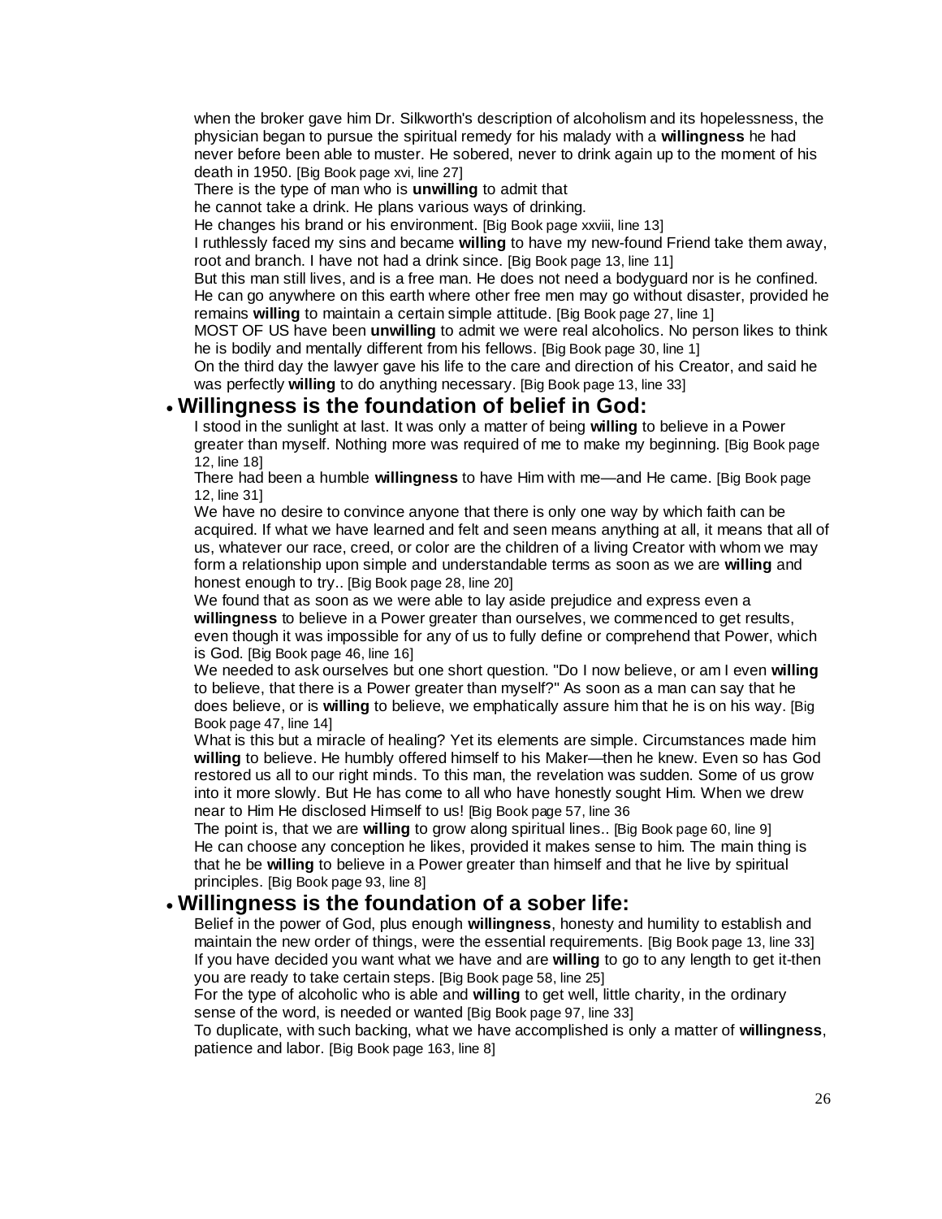when the broker gave him Dr. Silkworth's description of alcoholism and its hopelessness, the physician began to pursue the spiritual remedy for his malady with a **willingness** he had never before been able to muster. He sobered, never to drink again up to the moment of his death in 1950. [Big Book page xvi, line 27]

There is the type of man who is **unwilling** to admit that he cannot take a drink. He plans various ways of drinking. He changes his brand or his environment. [Big Book page xxviii, line 13]

I ruthlessly faced my sins and became **willing** to have my new-found Friend take them away, root and branch. I have not had a drink since. [Big Book page 13, line 11]

But this man still lives, and is a free man. He does not need a bodyguard nor is he confined. He can go anywhere on this earth where other free men may go without disaster, provided he remains **willing** to maintain a certain simple attitude. [Big Book page 27, line 1]

MOST OF US have been **unwilling** to admit we were real alcoholics. No person likes to think he is bodily and mentally different from his fellows. [Big Book page 30, line 1]

On the third day the lawyer gave his life to the care and direction of his Creator, and said he was perfectly **willing** to do anything necessary. [Big Book page 13, line 33]

- ## **Willingness is the foundation of belief in God:**

I stood in the sunlight at last. It was only a matter of being **willing** to believe in a Power greater than myself. Nothing more was required of me to make my beginning. [Big Book page 12, line 18]

There had been a humble **willingness** to have Him with me—and He came. [Big Book page 12, line 31]

We have no desire to convince anyone that there is only one way by which faith can be acquired. If what we have learned and felt and seen means anything at all, it means that all of us, whatever our race, creed, or color are the children of a living Creator with whom we may form a relationship upon simple and understandable terms as soon as we are **willing** and honest enough to try.. [Big Book page 28, line 20]

We found that as soon as we were able to lay aside prejudice and express even a **willingness** to believe in a Power greater than ourselves, we commenced to get results, even though it was impossible for any of us to fully define or comprehend that Power, which is God. [Big Book page 46, line 16]

We needed to ask ourselves but one short question. "Do I now believe, or am I even **willing** to believe, that there is a Power greater than myself?" As soon as a man can say that he does believe, or is **willing** to believe, we emphatically assure him that he is on his way. [Big Book page 47, line 14]

What is this but a miracle of healing? Yet its elements are simple. Circumstances made him **willing** to believe. He humbly offered himself to his Maker—then he knew. Even so has God restored us all to our right minds. To this man, the revelation was sudden. Some of us grow into it more slowly. But He has come to all who have honestly sought Him. When we drew near to Him He disclosed Himself to us! [Big Book page 57, line 36

The point is, that we are **willing** to grow along spiritual lines.. [Big Book page 60, line 9]

He can choose any conception he likes, provided it makes sense to him. The main thing is that he be **willing** to believe in a Power greater than himself and that he live by spiritual principles. [Big Book page 93, line 8]

- ## **Willingness is the foundation of a sober life:**

Belief in the power of God, plus enough **willingness**, honesty and humility to establish and maintain the new order of things, were the essential requirements. [Big Book page 13, line 33]

If you have decided you want what we have and are **willing** to go to any length to get it-then you are ready to take certain steps. [Big Book page 58, line 25]

For the type of alcoholic who is able and **willing** to get well, little charity, in the ordinary sense of the word, is needed or wanted [Big Book page 97, line 33]

To duplicate, with such backing, what we have accomplished is only a matter of **willingness**, patience and labor. [Big Book page 163, line 8]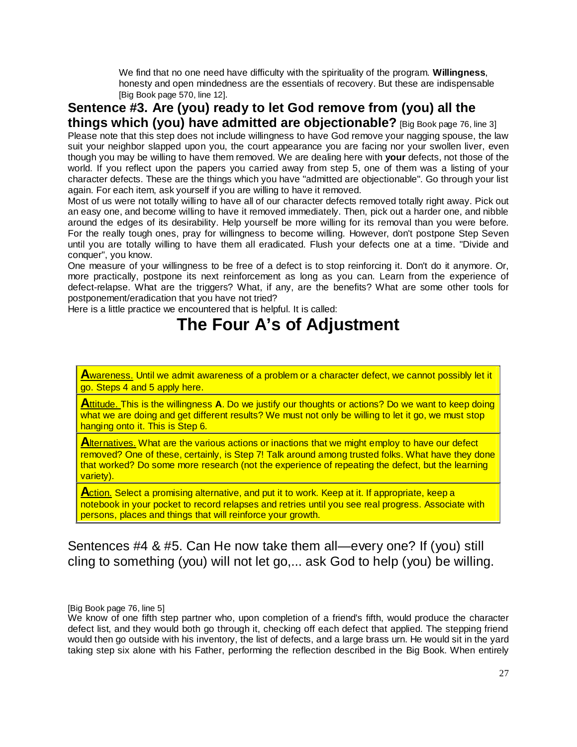We find that no one need have difficulty with the spirituality of the program. **Willingness**, honesty and open mindedness are the essentials of recovery. But these are indispensable [Big Book page 570, line 12].

## Sentence #3. Are (you) ready to let God remove from (you) all the things which (you) have admitted are objectionable? [Big Book page 76, line 3]

Please note that this step does not include willingness to have God remove your nagging spouse, the law suit your neighbor slapped upon you, the court appearance you are facing nor your swollen liver, even though you may be willing to have them removed. We are dealing here with **your** defects, not those of the world. If you reflect upon the papers you carried away from step 5, one of them was a listing of your character defects. These are the things which you have "admitted are objectionable". Go through your list again. For each item, ask yourself if you are willing to have it removed.

Most of us were not totally willing to have all of our character defects removed totally right away. Pick out an easy one, and become willing to have it removed immediately. Then, pick out a harder one, and nibble around the edges of its desirability. Help yourself be more willing for its removal than you were before. For the really tough ones, pray for willingness to become willing. However, don't postpone Step Seven until you are totally willing to have them all eradicated. Flush your defects one at a time. "Divide and conquer", you know.

One measure of your willingness to be free of a defect is to stop reinforcing it. Don't do it anymore. Or, more practically, postpone its next reinforcement as long as you can. Learn from the experience of defect-relapse. What are the triggers? What, if any, are the benefits? What are some other tools for postponement/eradication that you have not tried?

Here is a little practice we encountered that is helpful. It is called:

# The Four A's of Adjustment

**A**wareness. Until we admit awareness of a problem or a character defect, we cannot possibly let it go. Steps 4 and 5 apply here.

**A**ttitude. This is the willingness **A**. Do we justify our thoughts or actions? Do we want to keep doing what we are doing and get different results? We must not only be willing to let it go, we must stop hanging onto it. This is Step 6.

**A**lternatives. What are the various actions or inactions that we might employ to have our defect removed? One of these, certainly, is Step 7! Talk around among trusted folks. What have they done that worked? Do some more research (not the experience of repeating the defect, but the learning variety).

**A**ction. Select a promising alternative, and put it to work. Keep at it. If appropriate, keep a notebook in your pocket to record relapses and retries until you see real progress. Associate with persons, places and things that will reinforce your growth.

## Sentences #4 & #5. Can He now take them all—every one? If (you) still cling to something (you) will not let go,... ask God to help (you) be willing.

[Big Book page 76, line 5]

We know of one fifth step partner who, upon completion of a friend's fifth, would produce the character defect list, and they would both go through it, checking off each defect that applied. The stepping friend would then go outside with his inventory, the list of defects, and a large brass urn. He would sit in the yard taking step six alone with his Father, performing the reflection described in the Big Book. When entirely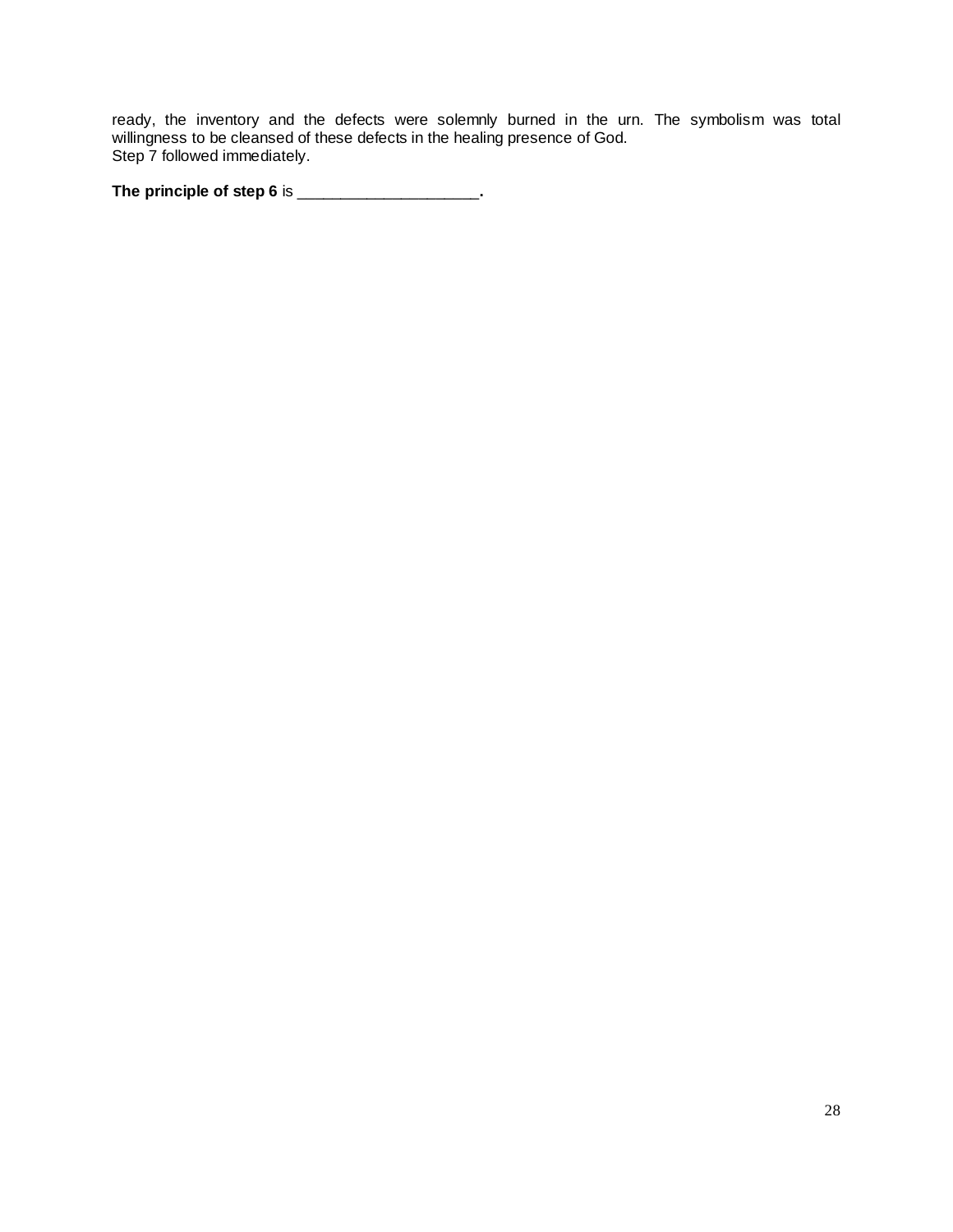ready, the inventory and the defects were solemnly burned in the urn. The symbolism was total willingness to be cleansed of these defects in the healing presence of God.
Step 7 followed immediately.

**The principle of step 6** is ____________________**.**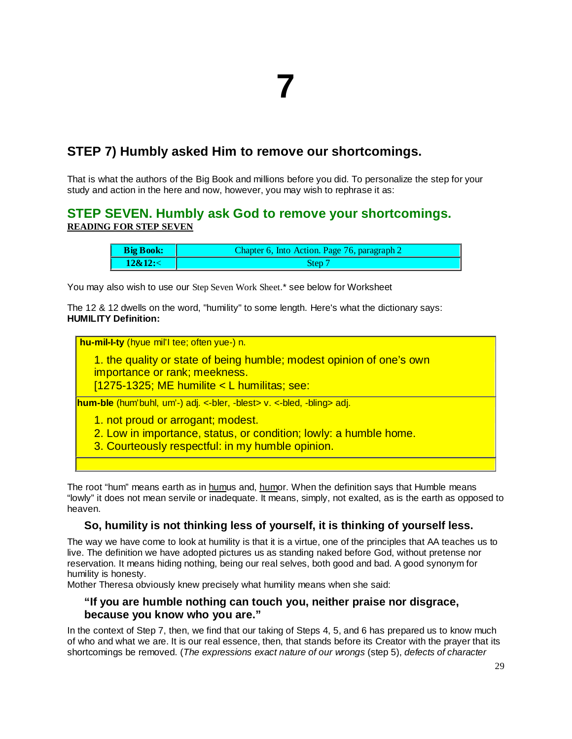# 7

## STEP 7) Humbly asked Him to remove our shortcomings.

That is what the authors of the Big Book and millions before you did. To personalize the step for your study and action in the here and now, however, you may wish to rephrase it as:

## STEP SEVEN. Humbly ask God to remove your shortcomings.

**READING FOR STEP SEVEN**

| Big Book: | Chapter 6, Into Action. Page 76, paragraph 2 |
|---|---|
| 12&12:< | Step 7 |

You may also wish to use our Step Seven Work Sheet.* see below for Worksheet

The 12 & 12 dwells on the word, "humility" to some length. Here's what the dictionary says:
**HUMILITY Definition:**

**hu-mil-I-ty** (hyue mil'I tee; often yue-) n.

1. the quality or state of being humble; modest opinion of one's own importance or rank; meekness.
[1275-1325; ME humilite < L humilitas; see:

**hum-ble** (hum'buhl, um'-) adj. <-bler, -blest> v. <-bled, -bling> adj.

1. not proud or arrogant; modest.
2. Low in importance, status, or condition; lowly: a humble home.
3. Courteously respectful: in my humble opinion.

The root "hum" means earth as in humus and, humor. When the definition says that Humble means "lowly" it does not mean servile or inadequate. It means, simply, not exalted, as is the earth as opposed to heaven.

### So, humility is not thinking less of yourself, it is thinking of yourself less.

The way we have come to look at humility is that it is a virtue, one of the principles that AA teaches us to live. The definition we have adopted pictures us as standing naked before God, without pretense nor reservation. It means hiding nothing, being our real selves, both good and bad. A good synonym for humility is honesty.
Mother Theresa obviously knew precisely what humility means when she said:

### "If you are humble nothing can touch you, neither praise nor disgrace, because you know who you are."

In the context of Step 7, then, we find that our taking of Steps 4, 5, and 6 has prepared us to know much of who and what we are. It is our real essence, then, that stands before its Creator with the prayer that its shortcomings be removed. (*The expressions exact nature of our wrongs* (step 5), *defects of character*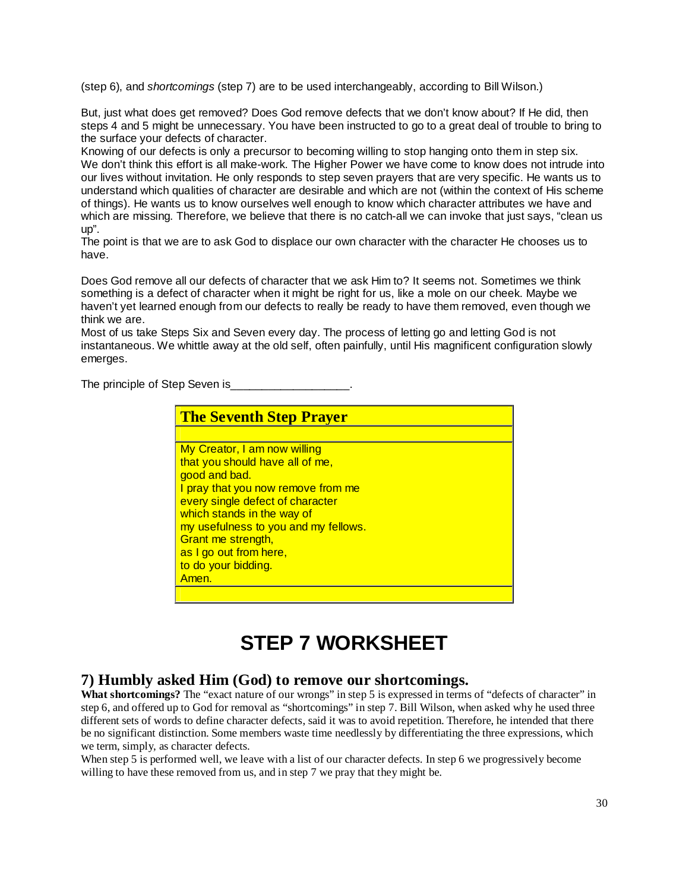(step 6), and *shortcomings* (step 7) are to be used interchangeably, according to Bill Wilson.)

But, just what does get removed? Does God remove defects that we don't know about? If He did, then steps 4 and 5 might be unnecessary. You have been instructed to go to a great deal of trouble to bring to the surface your defects of character.

Knowing of our defects is only a precursor to becoming willing to stop hanging onto them in step six. We don't think this effort is all make-work. The Higher Power we have come to know does not intrude into our lives without invitation. He only responds to step seven prayers that are very specific. He wants us to understand which qualities of character are desirable and which are not (within the context of His scheme of things). He wants us to know ourselves well enough to know which character attributes we have and which are missing. Therefore, we believe that there is no catch-all we can invoke that just says, "clean us up".

The point is that we are to ask God to displace our own character with the character He chooses us to have.

Does God remove all our defects of character that we ask Him to? It seems not. Sometimes we think something is a defect of character when it might be right for us, like a mole on our cheek. Maybe we haven't yet learned enough from our defects to really be ready to have them removed, even though we think we are.

Most of us take Steps Six and Seven every day. The process of letting go and letting God is not instantaneous. We whittle away at the old self, often painfully, until His magnificent configuration slowly emerges.

The principle of Step Seven is__________________.

| **The Seventh Step Prayer** |
|---|
| My Creator, I am now willing<br>that you should have all of me,<br>good and bad.<br>I pray that you now remove from me<br>every single defect of character<br>which stands in the way of<br>my usefulness to you and my fellows.<br>Grant me strength,<br>as I go out from here,<br>to do your bidding.<br>Amen. |

# STEP 7 WORKSHEET

## 7) Humbly asked Him (God) to remove our shortcomings.

**What shortcomings?** The "exact nature of our wrongs" in step 5 is expressed in terms of "defects of character" in step 6, and offered up to God for removal as "shortcomings" in step 7. Bill Wilson, when asked why he used three different sets of words to define character defects, said it was to avoid repetition. Therefore, he intended that there be no significant distinction. Some members waste time needlessly by differentiating the three expressions, which we term, simply, as character defects.

When step 5 is performed well, we leave with a list of our character defects. In step 6 we progressively become willing to have these removed from us, and in step 7 we pray that they might be.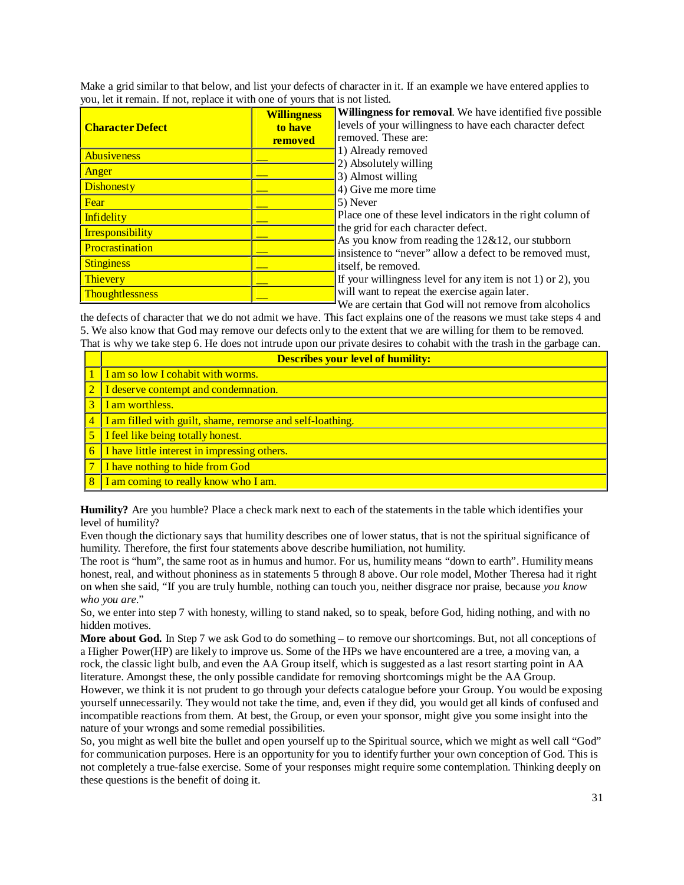Make a grid similar to that below, and list your defects of character in it. If an example we have entered applies to you, let it remain. If not, replace it with one of yours that is not listed.

| Character Defect | Willingness to have removed |
|---|---|
| Abusiveness | __ |
| Anger | __ |
| Dishonesty | __ |
| Fear | __ |
| Infidelity | __ |
| Irresponsibility | __ |
| Procrastination | __ |
| Stinginess | __ |
| Thievery | __ |
| Thoughtlessness | __ |

**Willingness for removal**. We have identified five possible levels of your willingness to have each character defect removed. These are:

1) Already removed
2) Absolutely willing
3) Almost willing
4) Give me more time
5) Never

Place one of these level indicators in the right column of the grid for each character defect.

As you know from reading the 12&12, our stubborn insistence to "never" allow a defect to be removed must, itself, be removed.

If your willingness level for any item is not 1) or 2), you will want to repeat the exercise again later.

We are certain that God will not remove from alcoholics the defects of character that we do not admit we have. This fact explains one of the reasons we must take steps 4 and 5. We also know that God may remove our defects only to the extent that we are willing for them to be removed. That is why we take step 6. He does not intrude upon our private desires to cohabit with the trash in the garbage can.

| | Describes your level of humility: |
|---|---|
| 1 | I am so low I cohabit with worms. |
| 2 | I deserve contempt and condemnation. |
| 3 | I am worthless. |
| 4 | I am filled with guilt, shame, remorse and self-loathing. |
| 5 | I feel like being totally honest. |
| 6 | I have little interest in impressing others. |
| 7 | I have nothing to hide from God |
| 8 | I am coming to really know who I am. |

**Humility?** Are you humble? Place a check mark next to each of the statements in the table which identifies your level of humility?

Even though the dictionary says that humility describes one of lower status, that is not the spiritual significance of humility. Therefore, the first four statements above describe humiliation, not humility.

The root is "hum", the same root as in humus and humor. For us, humility means "down to earth". Humility means honest, real, and without phoniness as in statements 5 through 8 above. Our role model, Mother Theresa had it right on when she said, "If you are truly humble, nothing can touch you, neither disgrace nor praise, because *you know who you are*."

So, we enter into step 7 with honesty, willing to stand naked, so to speak, before God, hiding nothing, and with no hidden motives.

**More about God.** In Step 7 we ask God to do something – to remove our shortcomings. But, not all conceptions of a Higher Power(HP) are likely to improve us. Some of the HPs we have encountered are a tree, a moving van, a rock, the classic light bulb, and even the AA Group itself, which is suggested as a last resort starting point in AA literature. Amongst these, the only possible candidate for removing shortcomings might be the AA Group.

However, we think it is not prudent to go through your defects catalogue before your Group. You would be exposing yourself unnecessarily. They would not take the time, and, even if they did, you would get all kinds of confused and incompatible reactions from them. At best, the Group, or even your sponsor, might give you some insight into the nature of your wrongs and some remedial possibilities.

So, you might as well bite the bullet and open yourself up to the Spiritual source, which we might as well call "God" for communication purposes. Here is an opportunity for you to identify further your own conception of God. This is not completely a true-false exercise. Some of your responses might require some contemplation. Thinking deeply on these questions is the benefit of doing it.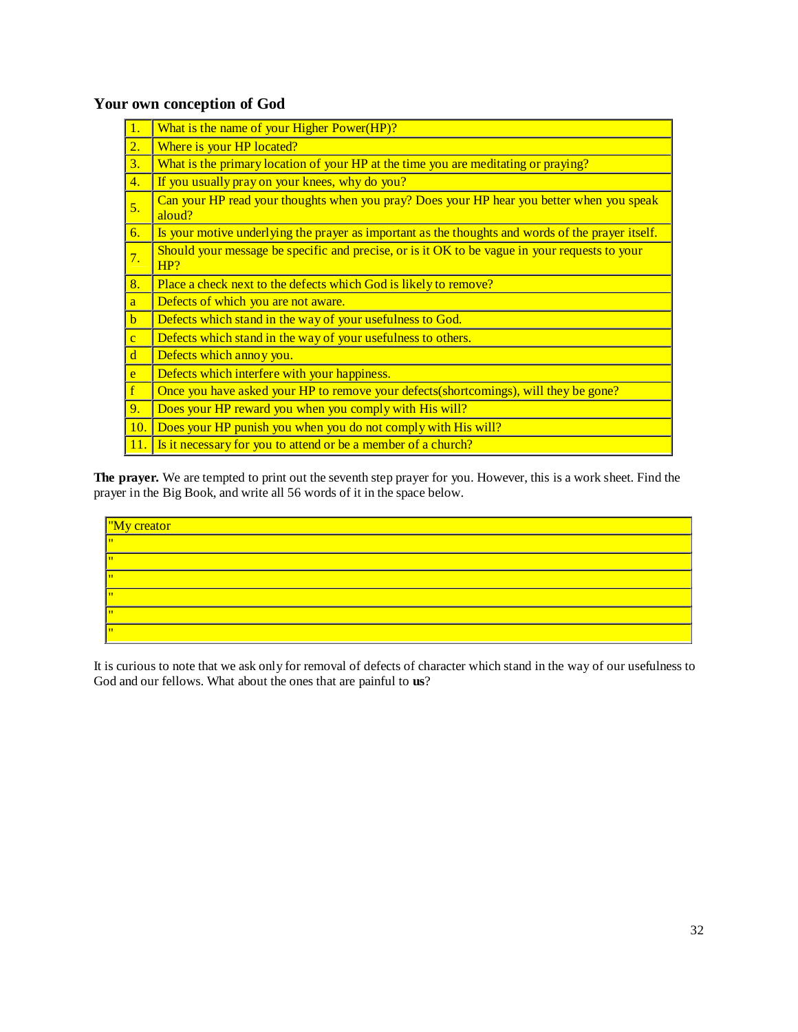## Your own conception of God

| | |
|---|---|
| 1. | What is the name of your Higher Power(HP)? |
| 2. | Where is your HP located? |
| 3. | What is the primary location of your HP at the time you are meditating or praying? |
| 4. | If you usually pray on your knees, why do you? |
| 5. | Can your HP read your thoughts when you pray? Does your HP hear you better when you speak aloud? |
| 6. | Is your motive underlying the prayer as important as the thoughts and words of the prayer itself. |
| 7. | Should your message be specific and precise, or is it OK to be vague in your requests to your HP? |
| 8. | Place a check next to the defects which God is likely to remove? |
| a | Defects of which you are not aware. |
| b | Defects which stand in the way of your usefulness to God. |
| c | Defects which stand in the way of your usefulness to others. |
| d | Defects which annoy you. |
| e | Defects which interfere with your happiness. |
| f | Once you have asked your HP to remove your defects(shortcomings), will they be gone? |
| 9. | Does your HP reward you when you comply with His will? |
| 10. | Does your HP punish you when you do not comply with His will? |
| 11. | Is it necessary for you to attend or be a member of a church? |

**The prayer.** We are tempted to print out the seventh step prayer for you. However, this is a work sheet. Find the prayer in the Big Book, and write all 56 words of it in the space below.

| "My creator |
|---|
| " |
| " |
| " |
| " |
| " |
| " |

It is curious to note that we ask only for removal of defects of character which stand in the way of our usefulness to God and our fellows. What about the ones that are painful to **us**?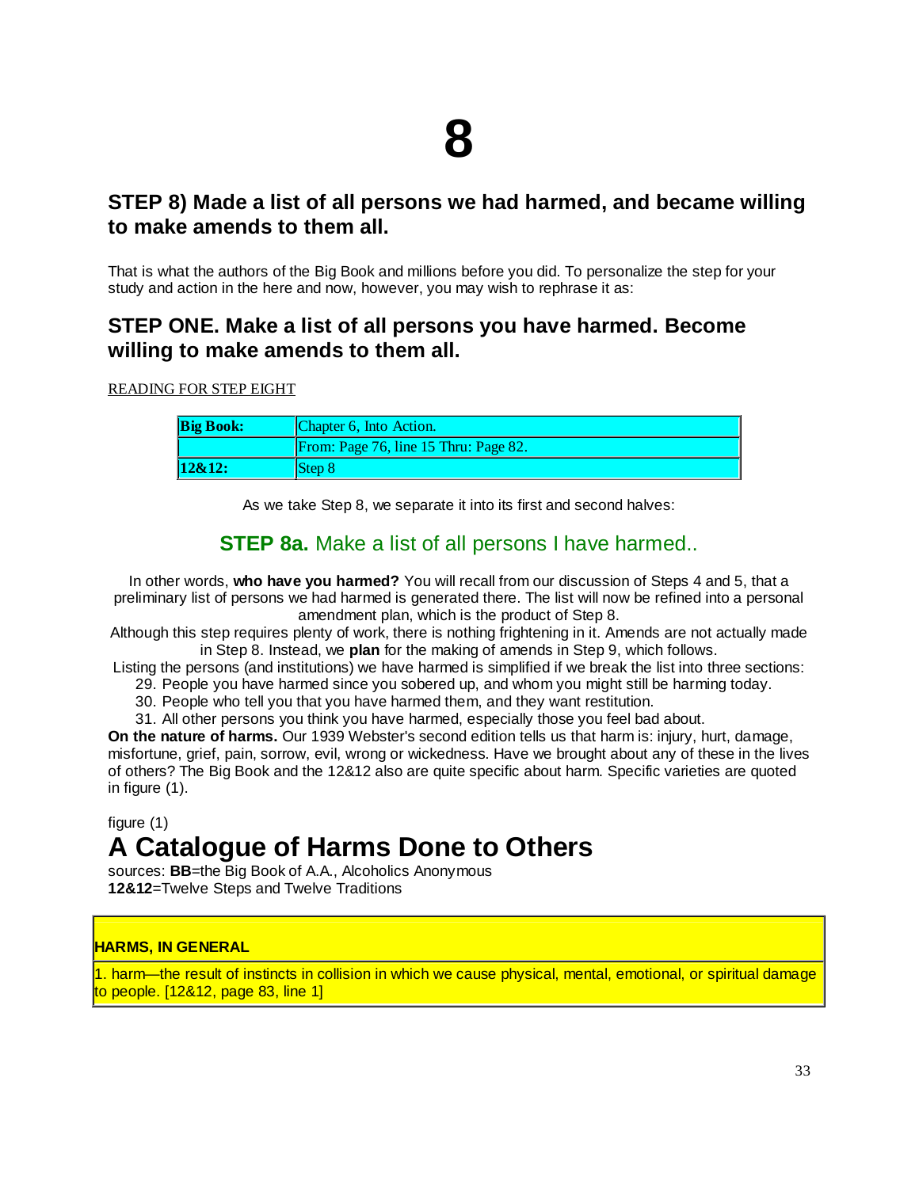# 8

## STEP 8) Made a list of all persons we had harmed, and became willing to make amends to them all.

That is what the authors of the Big Book and millions before you did. To personalize the step for your study and action in the here and now, however, you may wish to rephrase it as:

## STEP ONE. Make a list of all persons you have harmed. Become willing to make amends to them all.

READING FOR STEP EIGHT

| **Big Book:** | Chapter 6, Into Action. |
|---|---|
| | From: Page 76, line 15 Thru: Page 82. |
| **12&12:** | Step 8 |

As we take Step 8, we separate it into its first and second halves:

### **STEP 8a.** Make a list of all persons I have harmed..

In other words, **who have you harmed?** You will recall from our discussion of Steps 4 and 5, that a preliminary list of persons we had harmed is generated there. The list will now be refined into a personal amendment plan, which is the product of Step 8.

Although this step requires plenty of work, there is nothing frightening in it. Amends are not actually made in Step 8. Instead, we **plan** for the making of amends in Step 9, which follows.

Listing the persons (and institutions) we have harmed is simplified if we break the list into three sections:

29. People you have harmed since you sobered up, and whom you might still be harming today.
30. People who tell you that you have harmed them, and they want restitution.
31. All other persons you think you have harmed, especially those you feel bad about.

**On the nature of harms.** Our 1939 Webster's second edition tells us that harm is: injury, hurt, damage, misfortune, grief, pain, sorrow, evil, wrong or wickedness. Have we brought about any of these in the lives of others? The Big Book and the 12&12 also are quite specific about harm. Specific varieties are quoted in figure (1).

figure (1)

# A Catalogue of Harms Done to Others

sources: **BB**=the Big Book of A.A., Alcoholics Anonymous
**12&12**=Twelve Steps and Twelve Traditions

| **HARMS, IN GENERAL** |
|---|
| 1. harm—the result of instincts in collision in which we cause physical, mental, emotional, or spiritual damage to people. [12&12, page 83, line 1] |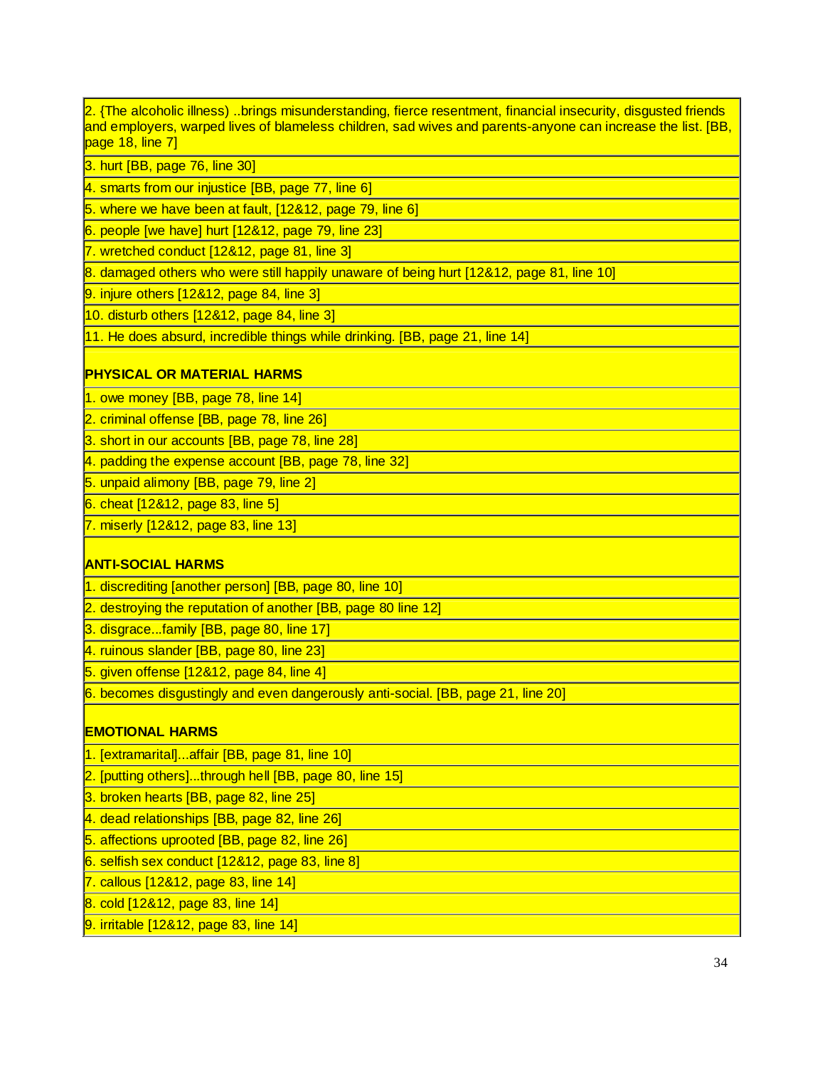2. {The alcoholic illness) ..brings misunderstanding, fierce resentment, financial insecurity, disgusted friends and employers, warped lives of blameless children, sad wives and parents-anyone can increase the list. [BB, page 18, line 7]

3. hurt [BB, page 76, line 30]

4. smarts from our injustice [BB, page 77, line 6]

5. where we have been at fault, [12&12, page 79, line 6]

6. people [we have] hurt [12&12, page 79, line 23]

7. wretched conduct [12&12, page 81, line 3]

8. damaged others who were still happily unaware of being hurt [12&12, page 81, line 10]

9. injure others [12&12, page 84, line 3]

10. disturb others [12&12, page 84, line 3]

11. He does absurd, incredible things while drinking. [BB, page 21, line 14]

**PHYSICAL OR MATERIAL HARMS**

1. owe money [BB, page 78, line 14]

2. criminal offense [BB, page 78, line 26]

3. short in our accounts [BB, page 78, line 28]

4. padding the expense account [BB, page 78, line 32]

5. unpaid alimony [BB, page 79, line 2]

6. cheat [12&12, page 83, line 5]

7. miserly [12&12, page 83, line 13]

**ANTI-SOCIAL HARMS**

1. discrediting [another person] [BB, page 80, line 10]

2. destroying the reputation of another [BB, page 80 line 12]

3. disgrace...family [BB, page 80, line 17]

4. ruinous slander [BB, page 80, line 23]

5. given offense [12&12, page 84, line 4]

6. becomes disgustingly and even dangerously anti-social. [BB, page 21, line 20]

**EMOTIONAL HARMS**

1. [extramarital]...affair [BB, page 81, line 10]

2. [putting others]...through hell [BB, page 80, line 15]

3. broken hearts [BB, page 82, line 25]

4. dead relationships [BB, page 82, line 26]

5. affections uprooted [BB, page 82, line 26]

6. selfish sex conduct [12&12, page 83, line 8]

7. callous [12&12, page 83, line 14]

8. cold [12&12, page 83, line 14]

9. irritable [12&12, page 83, line 14]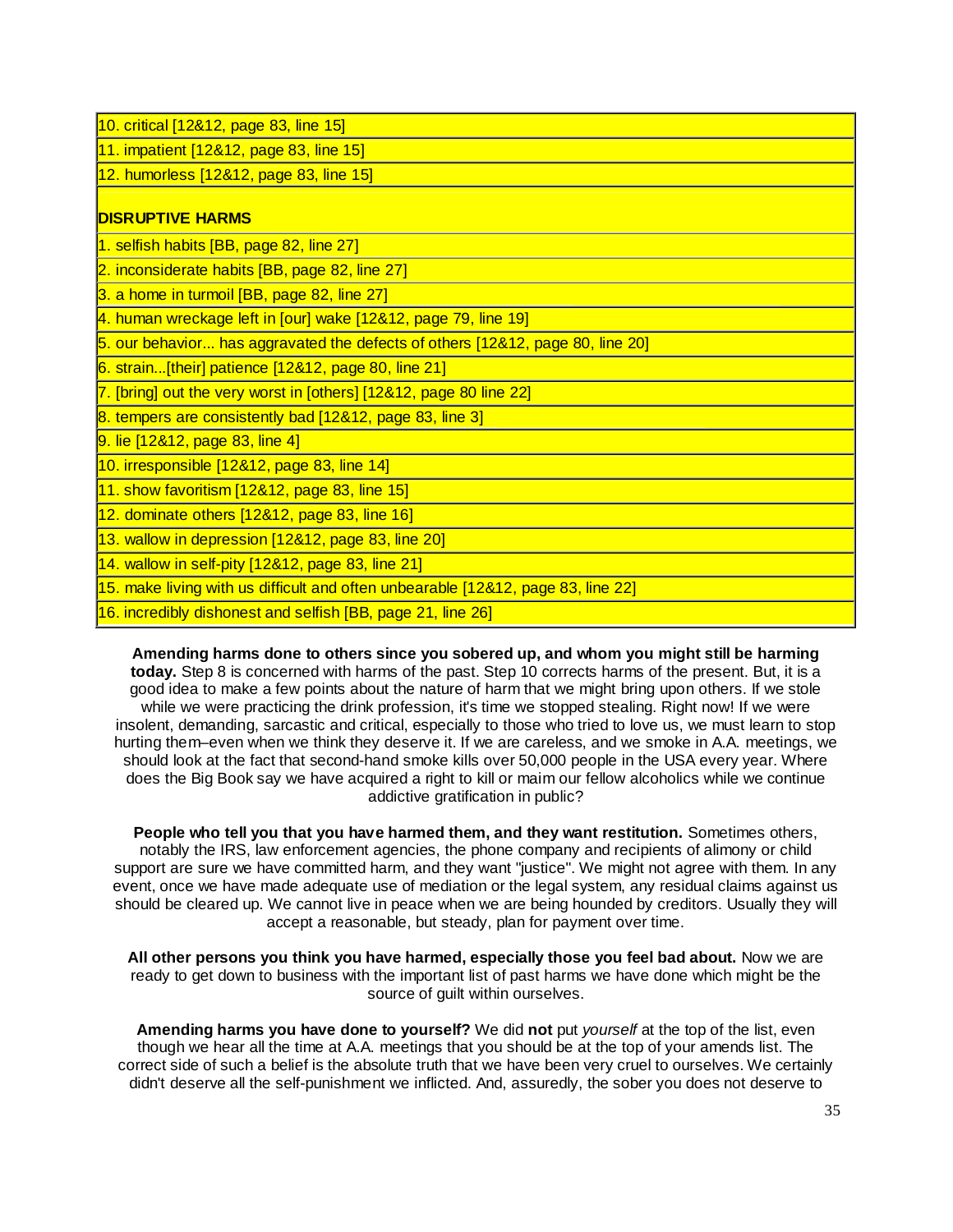| |
|---|
| 10. critical [12&12, page 83, line 15] |
| 11. impatient [12&12, page 83, line 15] |
| 12. humorless [12&12, page 83, line 15] |
| **DISRUPTIVE HARMS** |
| 1. selfish habits [BB, page 82, line 27] |
| 2. inconsiderate habits [BB, page 82, line 27] |
| 3. a home in turmoil [BB, page 82, line 27] |
| 4. human wreckage left in [our] wake [12&12, page 79, line 19] |
| 5. our behavior... has aggravated the defects of others [12&12, page 80, line 20] |
| 6. strain...[their] patience [12&12, page 80, line 21] |
| 7. [bring] out the very worst in [others] [12&12, page 80 line 22] |
| 8. tempers are consistently bad [12&12, page 83, line 3] |
| 9. lie [12&12, page 83, line 4] |
| 10. irresponsible [12&12, page 83, line 14] |
| 11. show favoritism [12&12, page 83, line 15] |
| 12. dominate others [12&12, page 83, line 16] |
| 13. wallow in depression [12&12, page 83, line 20] |
| 14. wallow in self-pity [12&12, page 83, line 21] |
| 15. make living with us difficult and often unbearable [12&12, page 83, line 22] |
| 16. incredibly dishonest and selfish [BB, page 21, line 26] |

**Amending harms done to others since you sobered up, and whom you might still be harming today.** Step 8 is concerned with harms of the past. Step 10 corrects harms of the present. But, it is a good idea to make a few points about the nature of harm that we might bring upon others. If we stole while we were practicing the drink profession, it's time we stopped stealing. Right now! If we were insolent, demanding, sarcastic and critical, especially to those who tried to love us, we must learn to stop hurting them–even when we think they deserve it. If we are careless, and we smoke in A.A. meetings, we should look at the fact that second-hand smoke kills over 50,000 people in the USA every year. Where does the Big Book say we have acquired a right to kill or maim our fellow alcoholics while we continue addictive gratification in public?

**People who tell you that you have harmed them, and they want restitution.** Sometimes others, notably the IRS, law enforcement agencies, the phone company and recipients of alimony or child support are sure we have committed harm, and they want "justice". We might not agree with them. In any event, once we have made adequate use of mediation or the legal system, any residual claims against us should be cleared up. We cannot live in peace when we are being hounded by creditors. Usually they will accept a reasonable, but steady, plan for payment over time.

**All other persons you think you have harmed, especially those you feel bad about.** Now we are ready to get down to business with the important list of past harms we have done which might be the source of guilt within ourselves.

**Amending harms you have done to yourself?** We did **not** put *yourself* at the top of the list, even though we hear all the time at A.A. meetings that you should be at the top of your amends list. The correct side of such a belief is the absolute truth that we have been very cruel to ourselves. We certainly didn't deserve all the self-punishment we inflicted. And, assuredly, the sober you does not deserve to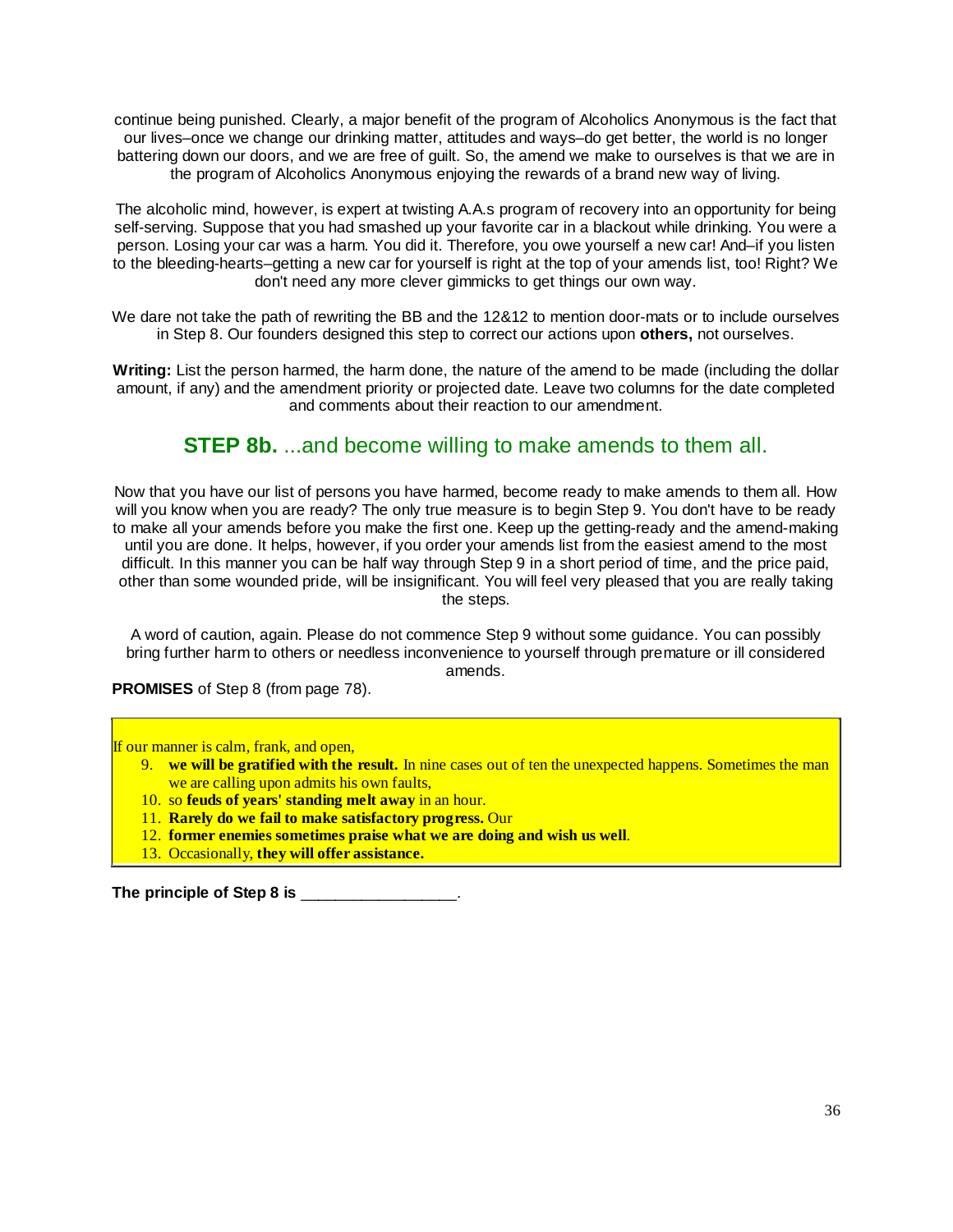continue being punished. Clearly, a major benefit of the program of Alcoholics Anonymous is the fact that our lives–once we change our drinking matter, attitudes and ways–do get better, the world is no longer battering down our doors, and we are free of guilt. So, the amend we make to ourselves is that we are in the program of Alcoholics Anonymous enjoying the rewards of a brand new way of living.

The alcoholic mind, however, is expert at twisting A.A.s program of recovery into an opportunity for being self-serving. Suppose that you had smashed up your favorite car in a blackout while drinking. You were a person. Losing your car was a harm. You did it. Therefore, you owe yourself a new car! And–if you listen to the bleeding-hearts–getting a new car for yourself is right at the top of your amends list, too! Right? We don't need any more clever gimmicks to get things our own way.

We dare not take the path of rewriting the BB and the 12&12 to mention door-mats or to include ourselves in Step 8. Our founders designed this step to correct our actions upon **others,** not ourselves.

**Writing:** List the person harmed, the harm done, the nature of the amend to be made (including the dollar amount, if any) and the amendment priority or projected date. Leave two columns for the date completed and comments about their reaction to our amendment.

## **STEP 8b.** ...and become willing to make amends to them all.

Now that you have our list of persons you have harmed, become ready to make amends to them all. How will you know when you are ready? The only true measure is to begin Step 9. You don't have to be ready to make all your amends before you make the first one. Keep up the getting-ready and the amend-making until you are done. It helps, however, if you order your amends list from the easiest amend to the most difficult. In this manner you can be half way through Step 9 in a short period of time, and the price paid, other than some wounded pride, will be insignificant. You will feel very pleased that you are really taking the steps.

A word of caution, again. Please do not commence Step 9 without some guidance. You can possibly bring further harm to others or needless inconvenience to yourself through premature or ill considered amends.

**PROMISES** of Step 8 (from page 78).

If our manner is calm, frank, and open,

9. **we will be gratified with the result.** In nine cases out of ten the unexpected happens. Sometimes the man we are calling upon admits his own faults,
10. so **feuds of years' standing melt away** in an hour.
11. **Rarely do we fail to make satisfactory progress.** Our
12. **former enemies sometimes praise what we are doing and wish us well**.
13. Occasionally, **they will offer assistance.**

**The principle of Step 8 is** \_\_\_\_\_\_\_\_\_\_\_\_\_\_\_\_\_.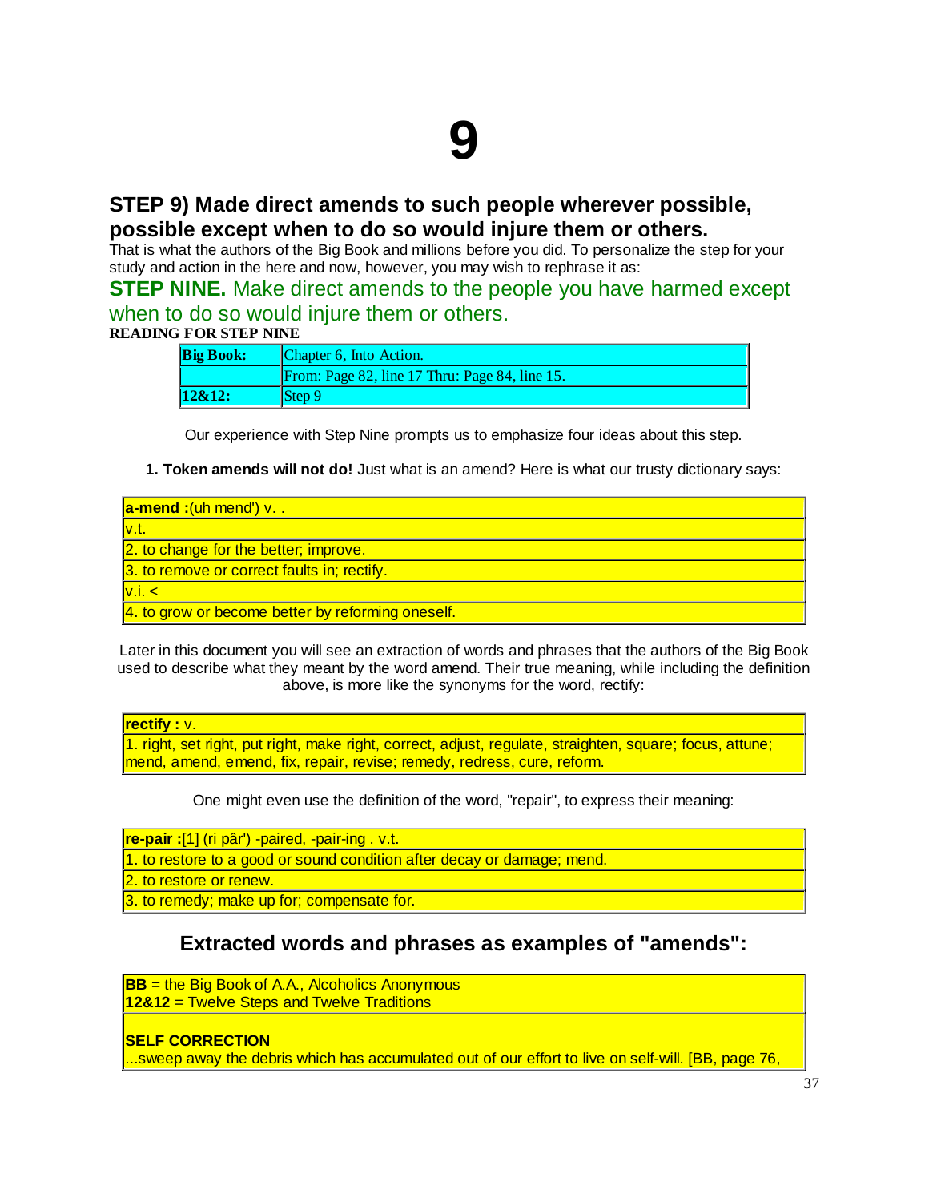# 9

## STEP 9) Made direct amends to such people wherever possible, possible except when to do so would injure them or others.

That is what the authors of the Big Book and millions before you did. To personalize the step for your study and action in the here and now, however, you may wish to rephrase it as:

**STEP NINE.** Make direct amends to the people you have harmed except when to do so would injure them or others.

**READING FOR STEP NINE**

| **Big Book:** | Chapter 6, Into Action. |
|---|---|
| | From: Page 82, line 17 Thru: Page 84, line 15. |
| **12&12:** | Step 9 |

Our experience with Step Nine prompts us to emphasize four ideas about this step.

**1. Token amends will not do!** Just what is an amend? Here is what our trusty dictionary says:

| **a-mend :**(uh mend') v. . |
|---|
| v.t. |
| 2. to change for the better; improve. |
| 3. to remove or correct faults in; rectify. |
| v.i. < |
| 4. to grow or become better by reforming oneself. |

Later in this document you will see an extraction of words and phrases that the authors of the Big Book used to describe what they meant by the word amend. Their true meaning, while including the definition above, is more like the synonyms for the word, rectify:

| **rectify :** v. |
|---|
| 1. right, set right, put right, make right, correct, adjust, regulate, straighten, square; focus, attune; mend, amend, emend, fix, repair, revise; remedy, redress, cure, reform. |

One might even use the definition of the word, "repair", to express their meaning:

| **re-pair :**[1] (ri pâr') -paired, -pair-ing . v.t. |
|---|
| 1. to restore to a good or sound condition after decay or damage; mend. |
| 2. to restore or renew. |
| 3. to remedy; make up for; compensate for. |

## Extracted words and phrases as examples of "amends":

**BB** = the Big Book of A.A., Alcoholics Anonymous
**12&12** = Twelve Steps and Twelve Traditions

**SELF CORRECTION**
...sweep away the debris which has accumulated out of our effort to live on self-will. [BB, page 76,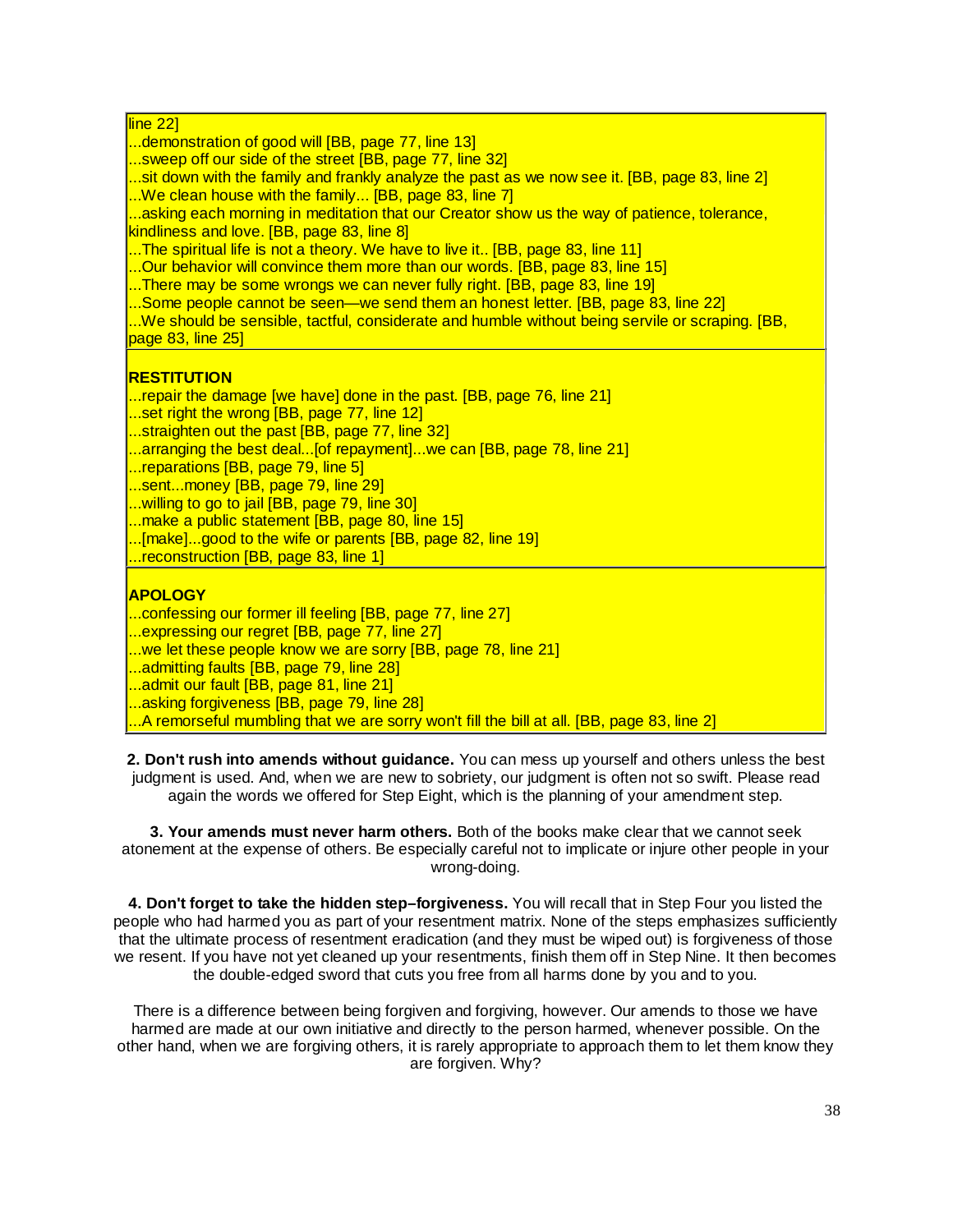line 22]
...demonstration of good will [BB, page 77, line 13]
...sweep off our side of the street [BB, page 77, line 32]
...sit down with the family and frankly analyze the past as we now see it. [BB, page 83, line 2]
...We clean house with the family... [BB, page 83, line 7]
...asking each morning in meditation that our Creator show us the way of patience, tolerance, kindliness and love. [BB, page 83, line 8]
...The spiritual life is not a theory. We have to live it.. [BB, page 83, line 11]
...Our behavior will convince them more than our words. [BB, page 83, line 15]
...There may be some wrongs we can never fully right. [BB, page 83, line 19]
...Some people cannot be seen—we send them an honest letter. [BB, page 83, line 22]
...We should be sensible, tactful, considerate and humble without being servile or scraping. [BB, page 83, line 25]

**RESTITUTION**
...repair the damage [we have] done in the past. [BB, page 76, line 21]
...set right the wrong [BB, page 77, line 12]
...straighten out the past [BB, page 77, line 32]
...arranging the best deal...[of repayment]...we can [BB, page 78, line 21]
...reparations [BB, page 79, line 5]
...sent...money [BB, page 79, line 29]
...willing to go to jail [BB, page 79, line 30]
...make a public statement [BB, page 80, line 15]
...[make]...good to the wife or parents [BB, page 82, line 19]
...reconstruction [BB, page 83, line 1]

**APOLOGY**
...confessing our former ill feeling [BB, page 77, line 27]
...expressing our regret [BB, page 77, line 27]
...we let these people know we are sorry [BB, page 78, line 21]
...admitting faults [BB, page 79, line 28]
...admit our fault [BB, page 81, line 21]
...asking forgiveness [BB, page 79, line 28]
...A remorseful mumbling that we are sorry won't fill the bill at all. [BB, page 83, line 2]

**2. Don't rush into amends without guidance.** You can mess up yourself and others unless the best judgment is used. And, when we are new to sobriety, our judgment is often not so swift. Please read again the words we offered for Step Eight, which is the planning of your amendment step.

**3. Your amends must never harm others.** Both of the books make clear that we cannot seek atonement at the expense of others. Be especially careful not to implicate or injure other people in your wrong-doing.

**4. Don't forget to take the hidden step–forgiveness.** You will recall that in Step Four you listed the people who had harmed you as part of your resentment matrix. None of the steps emphasizes sufficiently that the ultimate process of resentment eradication (and they must be wiped out) is forgiveness of those we resent. If you have not yet cleaned up your resentments, finish them off in Step Nine. It then becomes the double-edged sword that cuts you free from all harms done by you and to you.

There is a difference between being forgiven and forgiving, however. Our amends to those we have harmed are made at our own initiative and directly to the person harmed, whenever possible. On the other hand, when we are forgiving others, it is rarely appropriate to approach them to let them know they are forgiven. Why?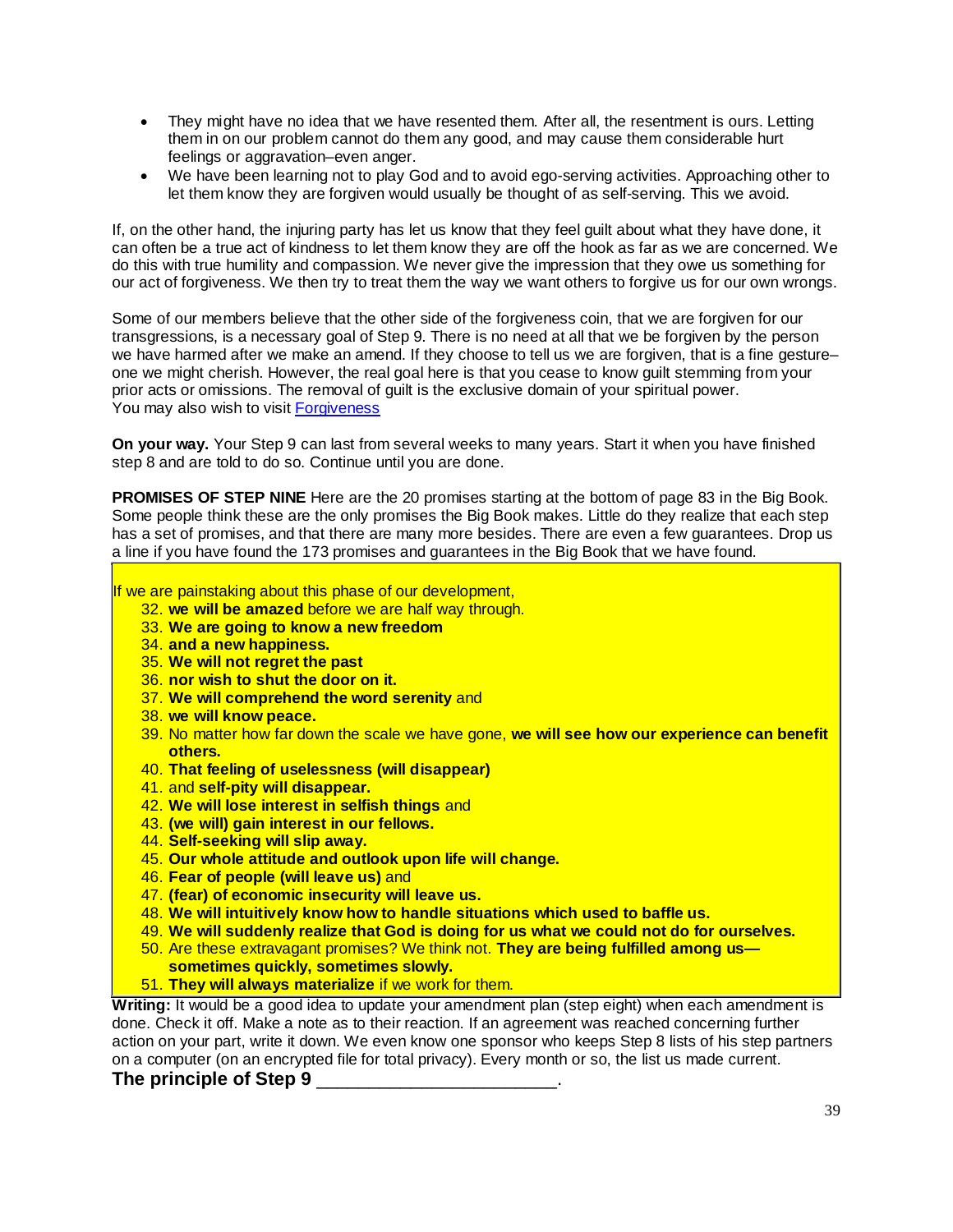- They might have no idea that we have resented them. After all, the resentment is ours. Letting them in on our problem cannot do them any good, and may cause them considerable hurt feelings or aggravation–even anger.
- We have been learning not to play God and to avoid ego-serving activities. Approaching other to let them know they are forgiven would usually be thought of as self-serving. This we avoid.

If, on the other hand, the injuring party has let us know that they feel guilt about what they have done, it can often be a true act of kindness to let them know they are off the hook as far as we are concerned. We do this with true humility and compassion. We never give the impression that they owe us something for our act of forgiveness. We then try to treat them the way we want others to forgive us for our own wrongs.

Some of our members believe that the other side of the forgiveness coin, that we are forgiven for our transgressions, is a necessary goal of Step 9. There is no need at all that we be forgiven by the person we have harmed after we make an amend. If they choose to tell us we are forgiven, that is a fine gesture–one we might cherish. However, the real goal here is that you cease to know guilt stemming from your prior acts or omissions. The removal of guilt is the exclusive domain of your spiritual power.
You may also wish to visit Forgiveness

**On your way.** Your Step 9 can last from several weeks to many years. Start it when you have finished step 8 and are told to do so. Continue until you are done.

**PROMISES OF STEP NINE** Here are the 20 promises starting at the bottom of page 83 in the Big Book. Some people think these are the only promises the Big Book makes. Little do they realize that each step has a set of promises, and that there are many more besides. There are even a few guarantees. Drop us a line if you have found the 173 promises and guarantees in the Big Book that we have found.

If we are painstaking about this phase of our development,

32. **we will be amazed** before we are half way through.
33. **We are going to know a new freedom**
34. **and a new happiness.**
35. **We will not regret the past**
36. **nor wish to shut the door on it.**
37. **We will comprehend the word serenity** and
38. **we will know peace.**
39. No matter how far down the scale we have gone, **we will see how our experience can benefit others.**
40. **That feeling of uselessness (will disappear)**
41. and **self-pity will disappear.**
42. **We will lose interest in selfish things** and
43. **(we will) gain interest in our fellows.**
44. **Self-seeking will slip away.**
45. **Our whole attitude and outlook upon life will change.**
46. **Fear of people (will leave us)** and
47. **(fear) of economic insecurity will leave us.**
48. **We will intuitively know how to handle situations which used to baffle us.**
49. **We will suddenly realize that God is doing for us what we could not do for ourselves.**
50. Are these extravagant promises? We think not. **They are being fulfilled among us—sometimes quickly, sometimes slowly.**
51. **They will always materialize** if we work for them.

**Writing:** It would be a good idea to update your amendment plan (step eight) when each amendment is done. Check it off. Make a note as to their reaction. If an agreement was reached concerning further action on your part, write it down. We even know one sponsor who keeps Step 8 lists of his step partners on a computer (on an encrypted file for total privacy). Every month or so, the list us made current.

**The principle of Step 9 ________________________.**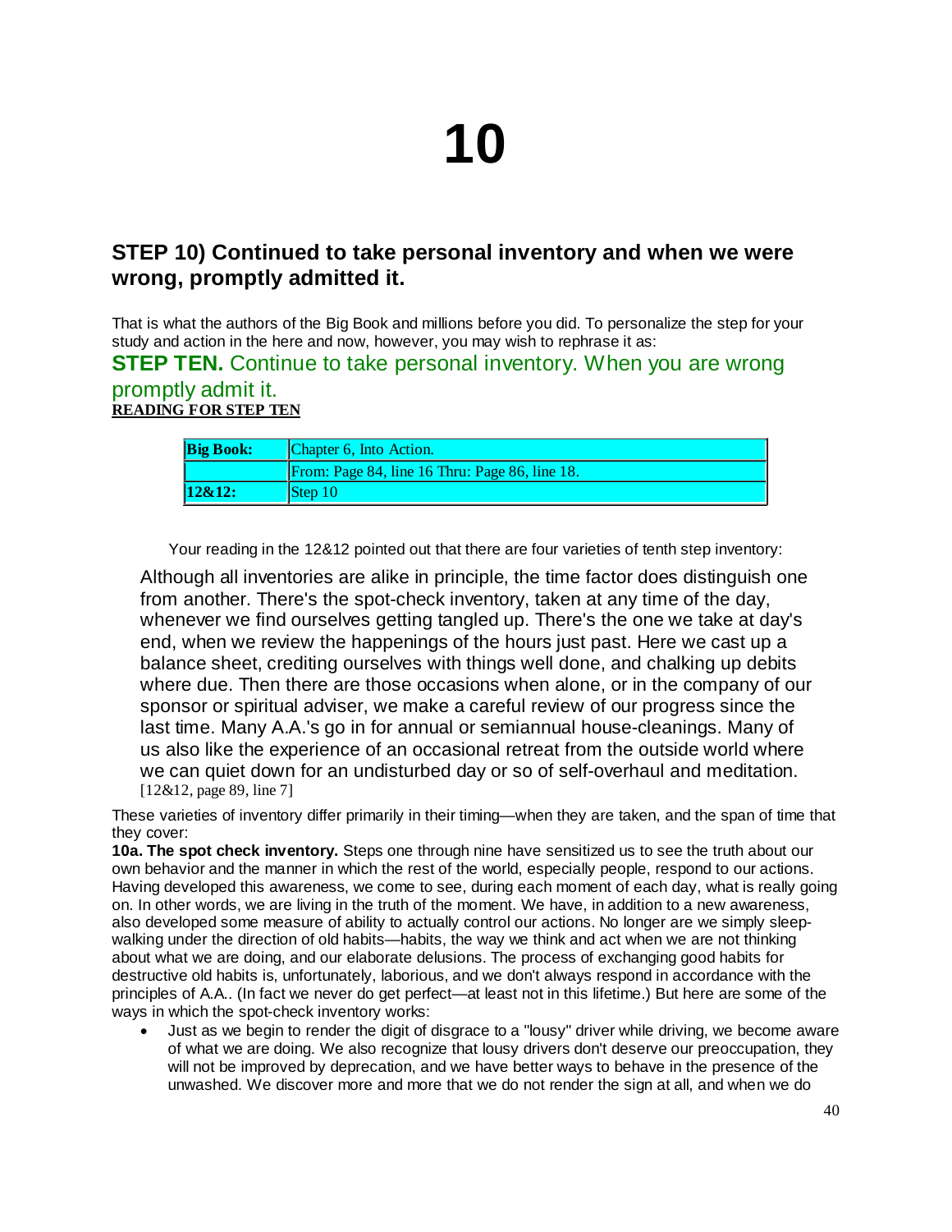# 10

## STEP 10) Continued to take personal inventory and when we were wrong, promptly admitted it.

That is what the authors of the Big Book and millions before you did. To personalize the step for your study and action in the here and now, however, you may wish to rephrase it as:

### STEP TEN. Continue to take personal inventory. When you are wrong promptly admit it.

**READING FOR STEP TEN**

| **Big Book:** | Chapter 6, Into Action. |
|---|---|
| | From: Page 84, line 16 Thru: Page 86, line 18. |
| **12&12:** | Step 10 |

Your reading in the 12&12 pointed out that there are four varieties of tenth step inventory:

> Although all inventories are alike in principle, the time factor does distinguish one from another. There's the spot-check inventory, taken at any time of the day, whenever we find ourselves getting tangled up. There's the one we take at day's end, when we review the happenings of the hours just past. Here we cast up a balance sheet, crediting ourselves with things well done, and chalking up debits where due. Then there are those occasions when alone, or in the company of our sponsor or spiritual adviser, we make a careful review of our progress since the last time. Many A.A.'s go in for annual or semiannual house-cleanings. Many of us also like the experience of an occasional retreat from the outside world where we can quiet down for an undisturbed day or so of self-overhaul and meditation.
> [12&12, page 89, line 7]

These varieties of inventory differ primarily in their timing—when they are taken, and the span of time that they cover:

**10a. The spot check inventory.** Steps one through nine have sensitized us to see the truth about our own behavior and the manner in which the rest of the world, especially people, respond to our actions. Having developed this awareness, we come to see, during each moment of each day, what is really going on. In other words, we are living in the truth of the moment. We have, in addition to a new awareness, also developed some measure of ability to actually control our actions. No longer are we simply sleep-walking under the direction of old habits—habits, the way we think and act when we are not thinking about what we are doing, and our elaborate delusions. The process of exchanging good habits for destructive old habits is, unfortunately, laborious, and we don't always respond in accordance with the principles of A.A.. (In fact we never do get perfect—at least not in this lifetime.) But here are some of the ways in which the spot-check inventory works:

- Just as we begin to render the digit of disgrace to a "lousy" driver while driving, we become aware of what we are doing. We also recognize that lousy drivers don't deserve our preoccupation, they will not be improved by deprecation, and we have better ways to behave in the presence of the unwashed. We discover more and more that we do not render the sign at all, and when we do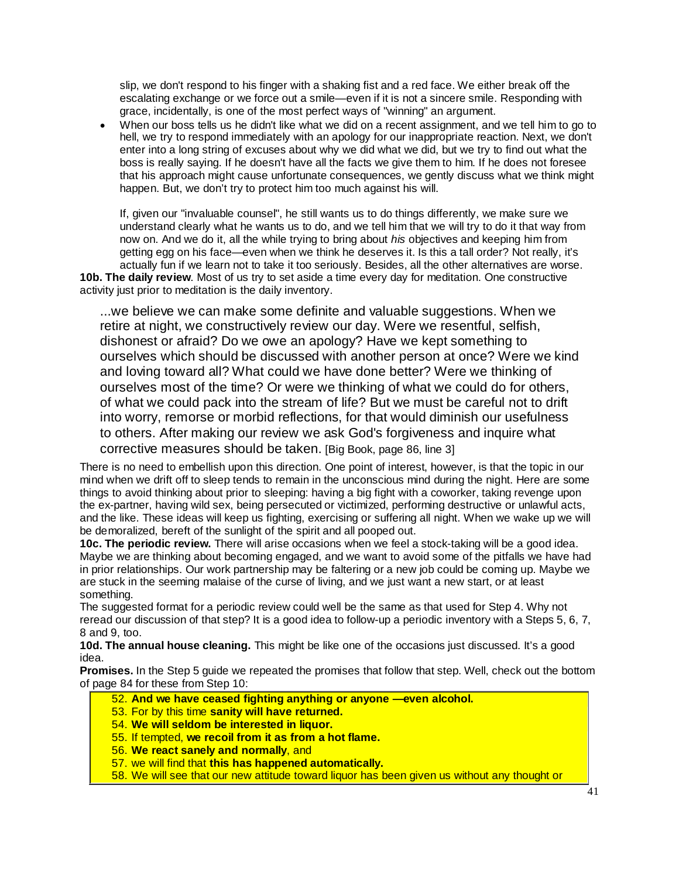slip, we don't respond to his finger with a shaking fist and a red face. We either break off the escalating exchange or we force out a smile—even if it is not a sincere smile. Responding with grace, incidentally, is one of the most perfect ways of "winning" an argument.

- When our boss tells us he didn't like what we did on a recent assignment, and we tell him to go to hell, we try to respond immediately with an apology for our inappropriate reaction. Next, we don't enter into a long string of excuses about why we did what we did, but we try to find out what the boss is really saying. If he doesn't have all the facts we give them to him. If he does not foresee that his approach might cause unfortunate consequences, we gently discuss what we think might happen. But, we don't try to protect him too much against his will.

  If, given our "invaluable counsel", he still wants us to do things differently, we make sure we understand clearly what he wants us to do, and we tell him that we will try to do it that way from now on. And we do it, all the while trying to bring about *his* objectives and keeping him from getting egg on his face—even when we think he deserves it. Is this a tall order? Not really, it's actually fun if we learn not to take it too seriously. Besides, all the other alternatives are worse.

**10b. The daily review**. Most of us try to set aside a time every day for meditation. One constructive activity just prior to meditation is the daily inventory.

> ...we believe we can make some definite and valuable suggestions. When we retire at night, we constructively review our day. Were we resentful, selfish, dishonest or afraid? Do we owe an apology? Have we kept something to ourselves which should be discussed with another person at once? Were we kind and loving toward all? What could we have done better? Were we thinking of ourselves most of the time? Or were we thinking of what we could do for others, of what we could pack into the stream of life? But we must be careful not to drift into worry, remorse or morbid reflections, for that would diminish our usefulness to others. After making our review we ask God's forgiveness and inquire what corrective measures should be taken. [Big Book, page 86, line 3]

There is no need to embellish upon this direction. One point of interest, however, is that the topic in our mind when we drift off to sleep tends to remain in the unconscious mind during the night. Here are some things to avoid thinking about prior to sleeping: having a big fight with a coworker, taking revenge upon the ex-partner, having wild sex, being persecuted or victimized, performing destructive or unlawful acts, and the like. These ideas will keep us fighting, exercising or suffering all night. When we wake up we will be demoralized, bereft of the sunlight of the spirit and all pooped out.

**10c. The periodic review.** There will arise occasions when we feel a stock-taking will be a good idea. Maybe we are thinking about becoming engaged, and we want to avoid some of the pitfalls we have had in prior relationships. Our work partnership may be faltering or a new job could be coming up. Maybe we are stuck in the seeming malaise of the curse of living, and we just want a new start, or at least something.

The suggested format for a periodic review could well be the same as that used for Step 4. Why not reread our discussion of that step? It is a good idea to follow-up a periodic inventory with a Steps 5, 6, 7, 8 and 9, too.

**10d. The annual house cleaning.** This might be like one of the occasions just discussed. It's a good idea.

**Promises.** In the Step 5 guide we repeated the promises that follow that step. Well, check out the bottom of page 84 for these from Step 10:

52. **And we have ceased fighting anything or anyone —even alcohol.**
53. For by this time **sanity will have returned.**
54. **We will seldom be interested in liquor.**
55. If tempted, **we recoil from it as from a hot flame.**
56. **We react sanely and normally**, and
57. we will find that **this has happened automatically.**
58. We will see that our new attitude toward liquor has been given us without any thought or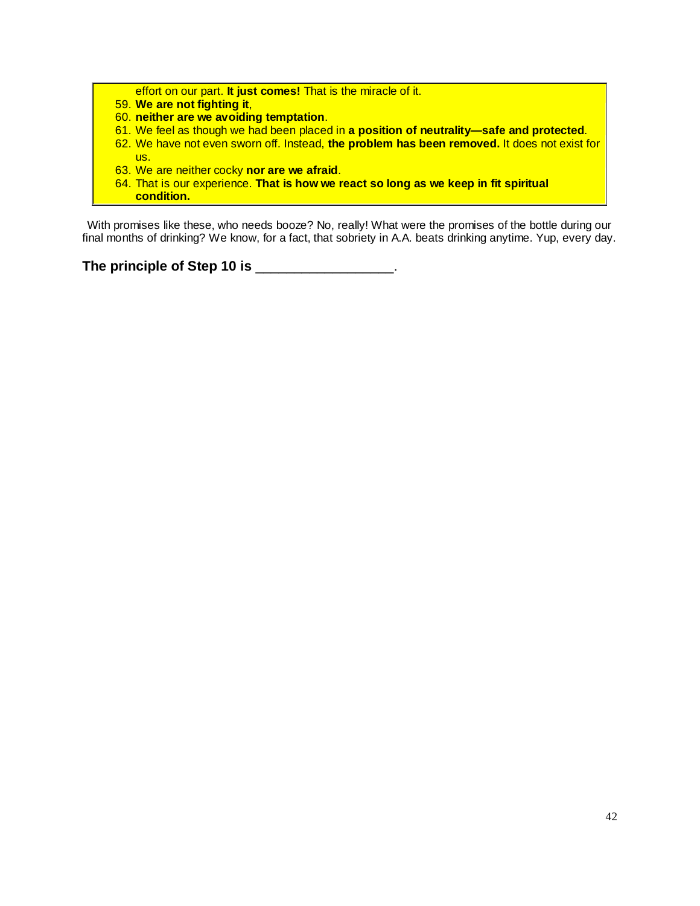effort on our part. **It just comes!** That is the miracle of it.

59. **We are not fighting it**,
60. **neither are we avoiding temptation**.
61. We feel as though we had been placed in **a position of neutrality—safe and protected**.
62. We have not even sworn off. Instead, **the problem has been removed.** It does not exist for us.
63. We are neither cocky **nor are we afraid**.
64. That is our experience. **That is how we react so long as we keep in fit spiritual condition.**

With promises like these, who needs booze? No, really! What were the promises of the bottle during our final months of drinking? We know, for a fact, that sobriety in A.A. beats drinking anytime. Yup, every day.

**The principle of Step 10 is __________________.**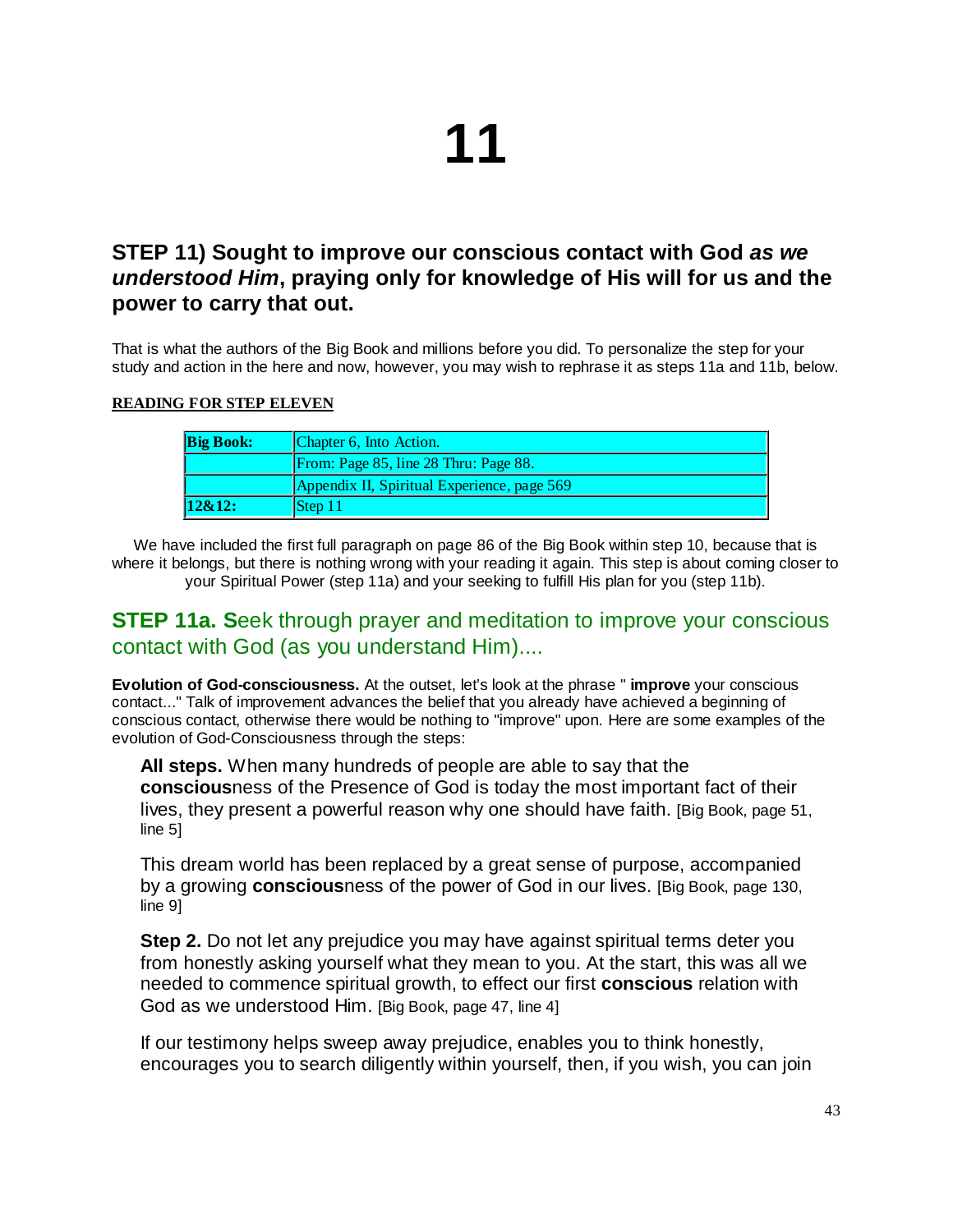# 11

## STEP 11) Sought to improve our conscious contact with God *as we understood Him*, praying only for knowledge of His will for us and the power to carry that out.

That is what the authors of the Big Book and millions before you did. To personalize the step for your study and action in the here and now, however, you may wish to rephrase it as steps 11a and 11b, below.

**READING FOR STEP ELEVEN**

| **Big Book:** | Chapter 6, Into Action. |
|---|---|
| | From: Page 85, line 28 Thru: Page 88. |
| | Appendix II, Spiritual Experience, page 569 |
| **12&12:** | Step 11 |

We have included the first full paragraph on page 86 of the Big Book within step 10, because that is where it belongs, but there is nothing wrong with your reading it again. This step is about coming closer to your Spiritual Power (step 11a) and your seeking to fulfill His plan for you (step 11b).

## STEP 11a. Seek through prayer and meditation to improve your conscious contact with God (as you understand Him)....

**Evolution of God-consciousness.** At the outset, let's look at the phrase " **improve** your conscious contact..." Talk of improvement advances the belief that you already have achieved a beginning of conscious contact, otherwise there would be nothing to "improve" upon. Here are some examples of the evolution of God-Consciousness through the steps:

> **All steps.** When many hundreds of people are able to say that the **conscious**ness of the Presence of God is today the most important fact of their lives, they present a powerful reason why one should have faith. [Big Book, page 51, line 5]
>
> This dream world has been replaced by a great sense of purpose, accompanied by a growing **conscious**ness of the power of God in our lives. [Big Book, page 130, line 9]
>
> **Step 2.** Do not let any prejudice you may have against spiritual terms deter you from honestly asking yourself what they mean to you. At the start, this was all we needed to commence spiritual growth, to effect our first **conscious** relation with God as we understood Him. [Big Book, page 47, line 4]
>
> If our testimony helps sweep away prejudice, enables you to think honestly, encourages you to search diligently within yourself, then, if you wish, you can join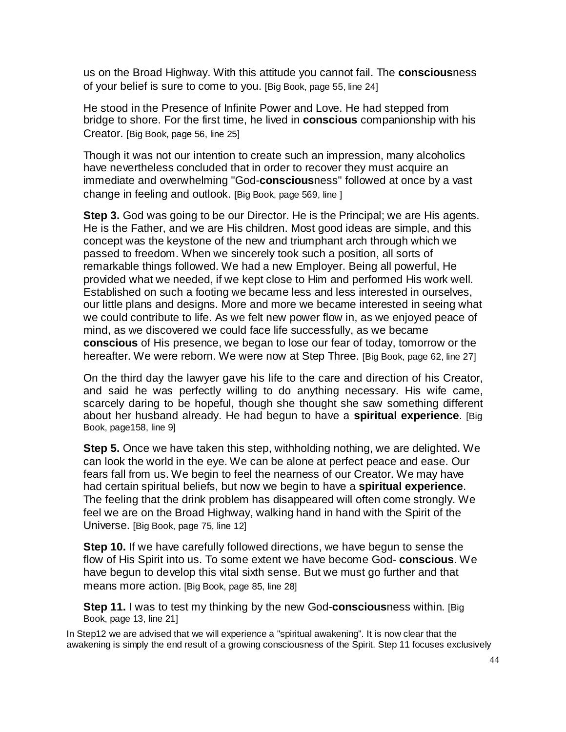us on the Broad Highway. With this attitude you cannot fail. The **conscious**ness of your belief is sure to come to you. [Big Book, page 55, line 24]

He stood in the Presence of Infinite Power and Love. He had stepped from bridge to shore. For the first time, he lived in **conscious** companionship with his Creator. [Big Book, page 56, line 25]

Though it was not our intention to create such an impression, many alcoholics have nevertheless concluded that in order to recover they must acquire an immediate and overwhelming "God-**conscious**ness" followed at once by a vast change in feeling and outlook. [Big Book, page 569, line ]

**Step 3.** God was going to be our Director. He is the Principal; we are His agents. He is the Father, and we are His children. Most good ideas are simple, and this concept was the keystone of the new and triumphant arch through which we passed to freedom. When we sincerely took such a position, all sorts of remarkable things followed. We had a new Employer. Being all powerful, He provided what we needed, if we kept close to Him and performed His work well. Established on such a footing we became less and less interested in ourselves, our little plans and designs. More and more we became interested in seeing what we could contribute to life. As we felt new power flow in, as we enjoyed peace of mind, as we discovered we could face life successfully, as we became **conscious** of His presence, we began to lose our fear of today, tomorrow or the hereafter. We were reborn. We were now at Step Three. [Big Book, page 62, line 27]

On the third day the lawyer gave his life to the care and direction of his Creator, and said he was perfectly willing to do anything necessary. His wife came, scarcely daring to be hopeful, though she thought she saw something different about her husband already. He had begun to have a **spiritual experience**. [Big Book, page158, line 9]

**Step 5.** Once we have taken this step, withholding nothing, we are delighted. We can look the world in the eye. We can be alone at perfect peace and ease. Our fears fall from us. We begin to feel the nearness of our Creator. We may have had certain spiritual beliefs, but now we begin to have a **spiritual experience**. The feeling that the drink problem has disappeared will often come strongly. We feel we are on the Broad Highway, walking hand in hand with the Spirit of the Universe. [Big Book, page 75, line 12]

**Step 10.** If we have carefully followed directions, we have begun to sense the flow of His Spirit into us. To some extent we have become God- **conscious**. We have begun to develop this vital sixth sense. But we must go further and that means more action. [Big Book, page 85, line 28]

**Step 11.** I was to test my thinking by the new God-**conscious**ness within. [Big Book, page 13, line 21]

In Step12 we are advised that we will experience a "spiritual awakening". It is now clear that the awakening is simply the end result of a growing consciousness of the Spirit. Step 11 focuses exclusively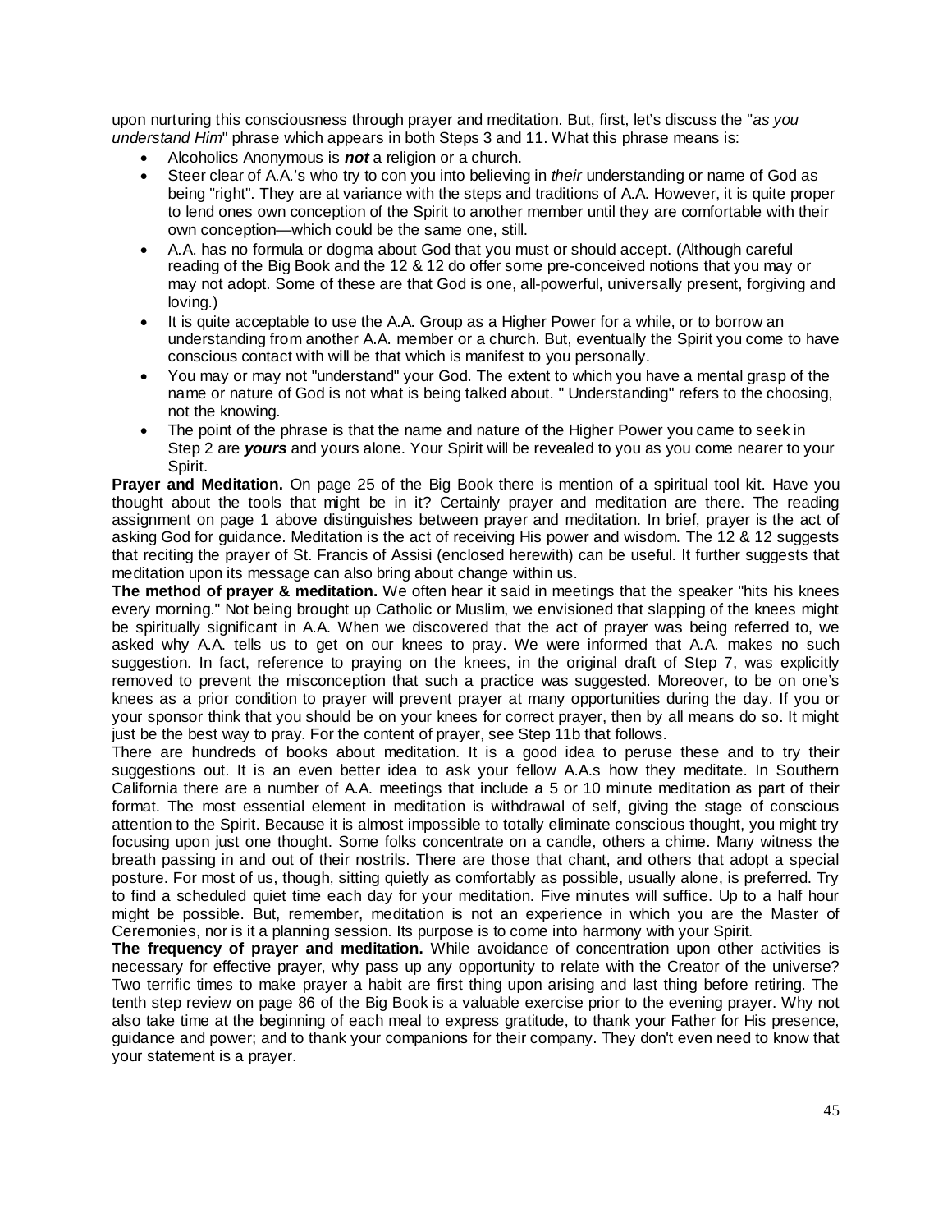upon nurturing this consciousness through prayer and meditation. But, first, let's discuss the "*as you understand Him*" phrase which appears in both Steps 3 and 11. What this phrase means is:

- Alcoholics Anonymous is ***not*** a religion or a church.
- Steer clear of A.A.'s who try to con you into believing in *their* understanding or name of God as being "right". They are at variance with the steps and traditions of A.A. However, it is quite proper to lend ones own conception of the Spirit to another member until they are comfortable with their own conception—which could be the same one, still.
- A.A. has no formula or dogma about God that you must or should accept. (Although careful reading of the Big Book and the 12 & 12 do offer some pre-conceived notions that you may or may not adopt. Some of these are that God is one, all-powerful, universally present, forgiving and loving.)
- It is quite acceptable to use the A.A. Group as a Higher Power for a while, or to borrow an understanding from another A.A. member or a church. But, eventually the Spirit you come to have conscious contact with will be that which is manifest to you personally.
- You may or may not "understand" your God. The extent to which you have a mental grasp of the name or nature of God is not what is being talked about. " Understanding" refers to the choosing, not the knowing.
- The point of the phrase is that the name and nature of the Higher Power you came to seek in Step 2 are ***yours*** and yours alone. Your Spirit will be revealed to you as you come nearer to your Spirit.

**Prayer and Meditation.** On page 25 of the Big Book there is mention of a spiritual tool kit. Have you thought about the tools that might be in it? Certainly prayer and meditation are there. The reading assignment on page 1 above distinguishes between prayer and meditation. In brief, prayer is the act of asking God for guidance. Meditation is the act of receiving His power and wisdom. The 12 & 12 suggests that reciting the prayer of St. Francis of Assisi (enclosed herewith) can be useful. It further suggests that meditation upon its message can also bring about change within us.

**The method of prayer & meditation.** We often hear it said in meetings that the speaker "hits his knees every morning." Not being brought up Catholic or Muslim, we envisioned that slapping of the knees might be spiritually significant in A.A. When we discovered that the act of prayer was being referred to, we asked why A.A. tells us to get on our knees to pray. We were informed that A.A. makes no such suggestion. In fact, reference to praying on the knees, in the original draft of Step 7, was explicitly removed to prevent the misconception that such a practice was suggested. Moreover, to be on one's knees as a prior condition to prayer will prevent prayer at many opportunities during the day. If you or your sponsor think that you should be on your knees for correct prayer, then by all means do so. It might just be the best way to pray. For the content of prayer, see Step 11b that follows.

There are hundreds of books about meditation. It is a good idea to peruse these and to try their suggestions out. It is an even better idea to ask your fellow A.A.s how they meditate. In Southern California there are a number of A.A. meetings that include a 5 or 10 minute meditation as part of their format. The most essential element in meditation is withdrawal of self, giving the stage of conscious attention to the Spirit. Because it is almost impossible to totally eliminate conscious thought, you might try focusing upon just one thought. Some folks concentrate on a candle, others a chime. Many witness the breath passing in and out of their nostrils. There are those that chant, and others that adopt a special posture. For most of us, though, sitting quietly as comfortably as possible, usually alone, is preferred. Try to find a scheduled quiet time each day for your meditation. Five minutes will suffice. Up to a half hour might be possible. But, remember, meditation is not an experience in which you are the Master of Ceremonies, nor is it a planning session. Its purpose is to come into harmony with your Spirit.

**The frequency of prayer and meditation.** While avoidance of concentration upon other activities is necessary for effective prayer, why pass up any opportunity to relate with the Creator of the universe? Two terrific times to make prayer a habit are first thing upon arising and last thing before retiring. The tenth step review on page 86 of the Big Book is a valuable exercise prior to the evening prayer. Why not also take time at the beginning of each meal to express gratitude, to thank your Father for His presence, guidance and power; and to thank your companions for their company. They don't even need to know that your statement is a prayer.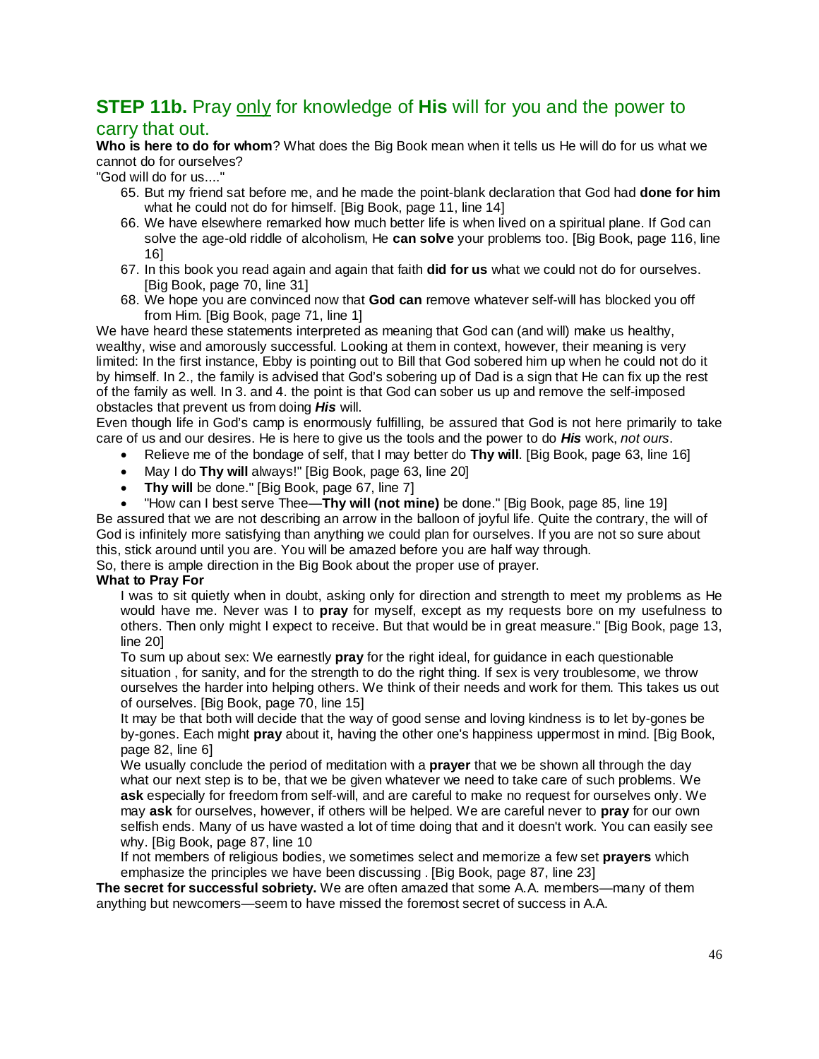## **STEP 11b.** Pray <u>only</u> for knowledge of **His** will for you and the power to carry that out.

**Who is here to do for whom**? What does the Big Book mean when it tells us He will do for us what we cannot do for ourselves?

"God will do for us...."

65. But my friend sat before me, and he made the point-blank declaration that God had **done for him** what he could not do for himself. [Big Book, page 11, line 14]
66. We have elsewhere remarked how much better life is when lived on a spiritual plane. If God can solve the age-old riddle of alcoholism, He **can solve** your problems too. [Big Book, page 116, line 16]
67. In this book you read again and again that faith **did for us** what we could not do for ourselves. [Big Book, page 70, line 31]
68. We hope you are convinced now that **God can** remove whatever self-will has blocked you off from Him. [Big Book, page 71, line 1]

We have heard these statements interpreted as meaning that God can (and will) make us healthy, wealthy, wise and amorously successful. Looking at them in context, however, their meaning is very limited: In the first instance, Ebby is pointing out to Bill that God sobered him up when he could not do it by himself. In 2., the family is advised that God's sobering up of Dad is a sign that He can fix up the rest of the family as well. In 3. and 4. the point is that God can sober us up and remove the self-imposed obstacles that prevent us from doing ***His*** will.

Even though life in God's camp is enormously fulfilling, be assured that God is not here primarily to take care of us and our desires. He is here to give us the tools and the power to do ***His*** work, *not ours*.

- Relieve me of the bondage of self, that I may better do **Thy will**. [Big Book, page 63, line 16]
- May I do **Thy will** always!" [Big Book, page 63, line 20]
- **Thy will** be done." [Big Book, page 67, line 7]
- "How can I best serve Thee—**Thy will (not mine)** be done." [Big Book, page 85, line 19]

Be assured that we are not describing an arrow in the balloon of joyful life. Quite the contrary, the will of God is infinitely more satisfying than anything we could plan for ourselves. If you are not so sure about this, stick around until you are. You will be amazed before you are half way through.

So, there is ample direction in the Big Book about the proper use of prayer.

**What to Pray For**

> I was to sit quietly when in doubt, asking only for direction and strength to meet my problems as He would have me. Never was I to **pray** for myself, except as my requests bore on my usefulness to others. Then only might I expect to receive. But that would be in great measure." [Big Book, page 13, line 20]
>
> To sum up about sex: We earnestly **pray** for the right ideal, for guidance in each questionable situation , for sanity, and for the strength to do the right thing. If sex is very troublesome, we throw ourselves the harder into helping others. We think of their needs and work for them. This takes us out of ourselves. [Big Book, page 70, line 15]
>
> It may be that both will decide that the way of good sense and loving kindness is to let by-gones be by-gones. Each might **pray** about it, having the other one's happiness uppermost in mind. [Big Book, page 82, line 6]
>
> We usually conclude the period of meditation with a **prayer** that we be shown all through the day what our next step is to be, that we be given whatever we need to take care of such problems. We **ask** especially for freedom from self-will, and are careful to make no request for ourselves only. We may **ask** for ourselves, however, if others will be helped. We are careful never to **pray** for our own selfish ends. Many of us have wasted a lot of time doing that and it doesn't work. You can easily see why. [Big Book, page 87, line 10
>
> If not members of religious bodies, we sometimes select and memorize a few set **prayers** which emphasize the principles we have been discussing . [Big Book, page 87, line 23]

**The secret for successful sobriety.** We are often amazed that some A.A. members—many of them anything but newcomers—seem to have missed the foremost secret of success in A.A.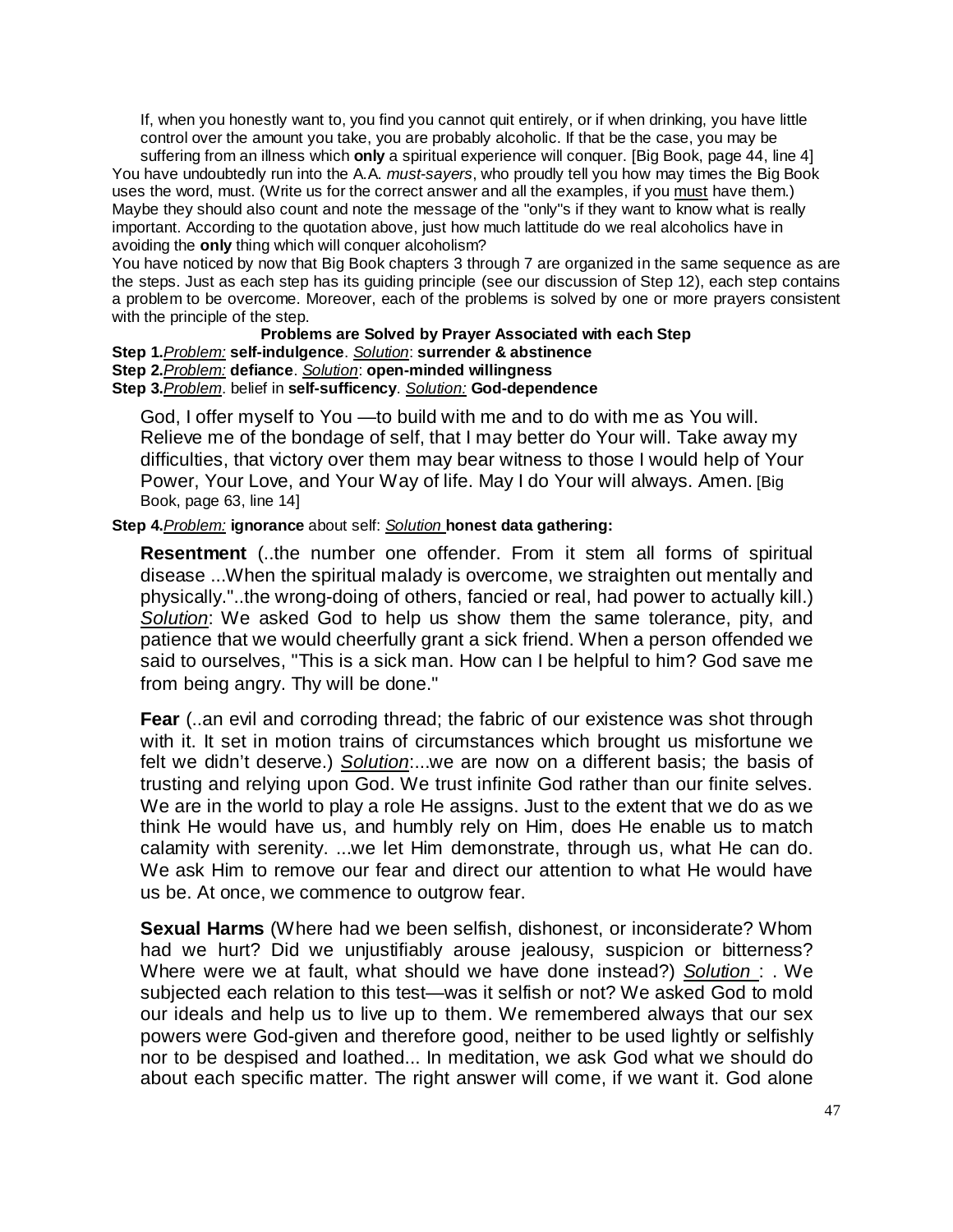> If, when you honestly want to, you find you cannot quit entirely, or if when drinking, you have little control over the amount you take, you are probably alcoholic. If that be the case, you may be suffering from an illness which **only** a spiritual experience will conquer. [Big Book, page 44, line 4]

You have undoubtedly run into the A.A. *must-sayers*, who proudly tell you how may times the Big Book uses the word, must. (Write us for the correct answer and all the examples, if you must have them.) Maybe they should also count and note the message of the "only"s if they want to know what is really important. According to the quotation above, just how much lattitude do we real alcoholics have in avoiding the **only** thing which will conquer alcoholism?

You have noticed by now that Big Book chapters 3 through 7 are organized in the same sequence as are the steps. Just as each step has its guiding principle (see our discussion of Step 12), each step contains a problem to be overcome. Moreover, each of the problems is solved by one or more prayers consistent with the principle of the step.

**Problems are Solved by Prayer Associated with each Step**

**Step 1.** *Problem:* **self-indulgence**. *Solution*: **surrender & abstinence**

**Step 2.** *Problem:* **defiance**. *Solution*: **open-minded willingness**

**Step 3.** *Problem*. belief in **self-sufficency**. *Solution:* **God-dependence**

> God, I offer myself to You —to build with me and to do with me as You will. Relieve me of the bondage of self, that I may better do Your will. Take away my difficulties, that victory over them may bear witness to those I would help of Your Power, Your Love, and Your Way of life. May I do Your will always. Amen. [Big Book, page 63, line 14]

**Step 4.** *Problem:* **ignorance** about self: *Solution* **honest data gathering:**

> **Resentment** (..the number one offender. From it stem all forms of spiritual disease ...When the spiritual malady is overcome, we straighten out mentally and physically."..the wrong-doing of others, fancied or real, had power to actually kill.) *Solution*: We asked God to help us show them the same tolerance, pity, and patience that we would cheerfully grant a sick friend. When a person offended we said to ourselves, "This is a sick man. How can I be helpful to him? God save me from being angry. Thy will be done."
>
> **Fear** (..an evil and corroding thread; the fabric of our existence was shot through with it. It set in motion trains of circumstances which brought us misfortune we felt we didn't deserve.) *Solution*:...we are now on a different basis; the basis of trusting and relying upon God. We trust infinite God rather than our finite selves. We are in the world to play a role He assigns. Just to the extent that we do as we think He would have us, and humbly rely on Him, does He enable us to match calamity with serenity. ...we let Him demonstrate, through us, what He can do. We ask Him to remove our fear and direct our attention to what He would have us be. At once, we commence to outgrow fear.
>
> **Sexual Harms** (Where had we been selfish, dishonest, or inconsiderate? Whom had we hurt? Did we unjustifiably arouse jealousy, suspicion or bitterness? Where were we at fault, what should we have done instead?) *Solution* : . We subjected each relation to this test—was it selfish or not? We asked God to mold our ideals and help us to live up to them. We remembered always that our sex powers were God-given and therefore good, neither to be used lightly or selfishly nor to be despised and loathed... In meditation, we ask God what we should do about each specific matter. The right answer will come, if we want it. God alone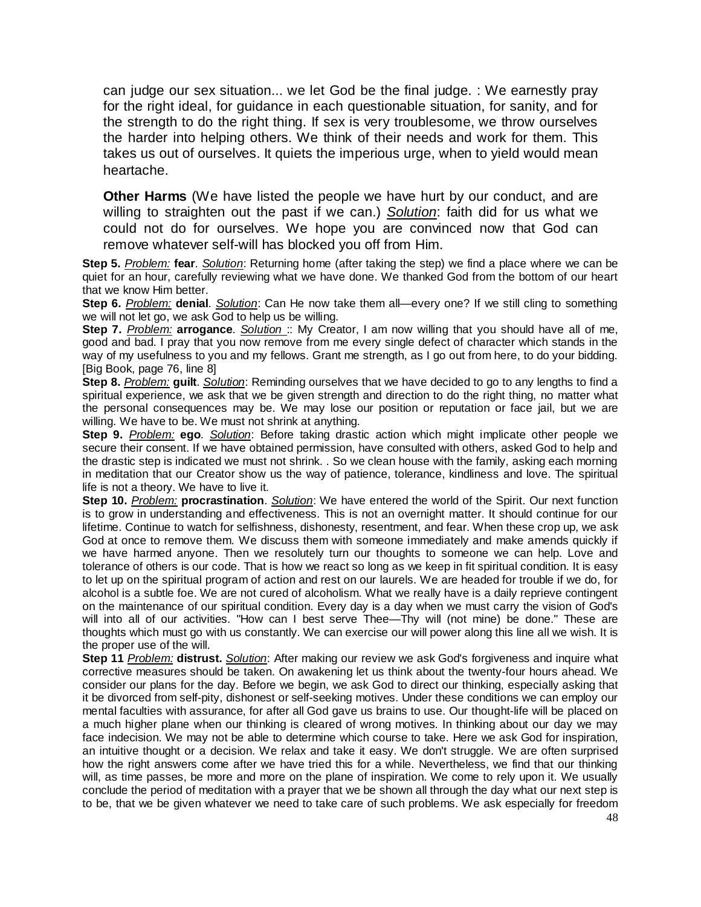can judge our sex situation... we let God be the final judge. : We earnestly pray for the right ideal, for guidance in each questionable situation, for sanity, and for the strength to do the right thing. If sex is very troublesome, we throw ourselves the harder into helping others. We think of their needs and work for them. This takes us out of ourselves. It quiets the imperious urge, when to yield would mean heartache.

**Other Harms** (We have listed the people we have hurt by our conduct, and are willing to straighten out the past if we can.) _Solution_: faith did for us what we could not do for ourselves. We hope you are convinced now that God can remove whatever self-will has blocked you off from Him.

**Step 5.** _Problem:_ **fear**. _Solution_: Returning home (after taking the step) we find a place where we can be quiet for an hour, carefully reviewing what we have done. We thanked God from the bottom of our heart that we know Him better.

**Step 6.** _Problem:_ **denial**. _Solution_: Can He now take them all—every one? If we still cling to something we will not let go, we ask God to help us be willing.

**Step 7.** _Problem:_ **arrogance**. _Solution_ :: My Creator, I am now willing that you should have all of me, good and bad. I pray that you now remove from me every single defect of character which stands in the way of my usefulness to you and my fellows. Grant me strength, as I go out from here, to do your bidding. [Big Book, page 76, line 8]

**Step 8.** _Problem:_ **guilt**. _Solution_: Reminding ourselves that we have decided to go to any lengths to find a spiritual experience, we ask that we be given strength and direction to do the right thing, no matter what the personal consequences may be. We may lose our position or reputation or face jail, but we are willing. We have to be. We must not shrink at anything.

**Step 9.** _Problem:_ **ego**. _Solution_: Before taking drastic action which might implicate other people we secure their consent. If we have obtained permission, have consulted with others, asked God to help and the drastic step is indicated we must not shrink. . So we clean house with the family, asking each morning in meditation that our Creator show us the way of patience, tolerance, kindliness and love. The spiritual life is not a theory. We have to live it.

**Step 10.** _Problem:_ **procrastination**. _Solution_: We have entered the world of the Spirit. Our next function is to grow in understanding and effectiveness. This is not an overnight matter. It should continue for our lifetime. Continue to watch for selfishness, dishonesty, resentment, and fear. When these crop up, we ask God at once to remove them. We discuss them with someone immediately and make amends quickly if we have harmed anyone. Then we resolutely turn our thoughts to someone we can help. Love and tolerance of others is our code. That is how we react so long as we keep in fit spiritual condition. It is easy to let up on the spiritual program of action and rest on our laurels. We are headed for trouble if we do, for alcohol is a subtle foe. We are not cured of alcoholism. What we really have is a daily reprieve contingent on the maintenance of our spiritual condition. Every day is a day when we must carry the vision of God's will into all of our activities. "How can I best serve Thee—Thy will (not mine) be done." These are thoughts which must go with us constantly. We can exercise our will power along this line all we wish. It is the proper use of the will.

**Step 11** _Problem:_ **distrust.** _Solution_: After making our review we ask God's forgiveness and inquire what corrective measures should be taken. On awakening let us think about the twenty-four hours ahead. We consider our plans for the day. Before we begin, we ask God to direct our thinking, especially asking that it be divorced from self-pity, dishonest or self-seeking motives. Under these conditions we can employ our mental faculties with assurance, for after all God gave us brains to use. Our thought-life will be placed on a much higher plane when our thinking is cleared of wrong motives. In thinking about our day we may face indecision. We may not be able to determine which course to take. Here we ask God for inspiration, an intuitive thought or a decision. We relax and take it easy. We don't struggle. We are often surprised how the right answers come after we have tried this for a while. Nevertheless, we find that our thinking will, as time passes, be more and more on the plane of inspiration. We come to rely upon it. We usually conclude the period of meditation with a prayer that we be shown all through the day what our next step is to be, that we be given whatever we need to take care of such problems. We ask especially for freedom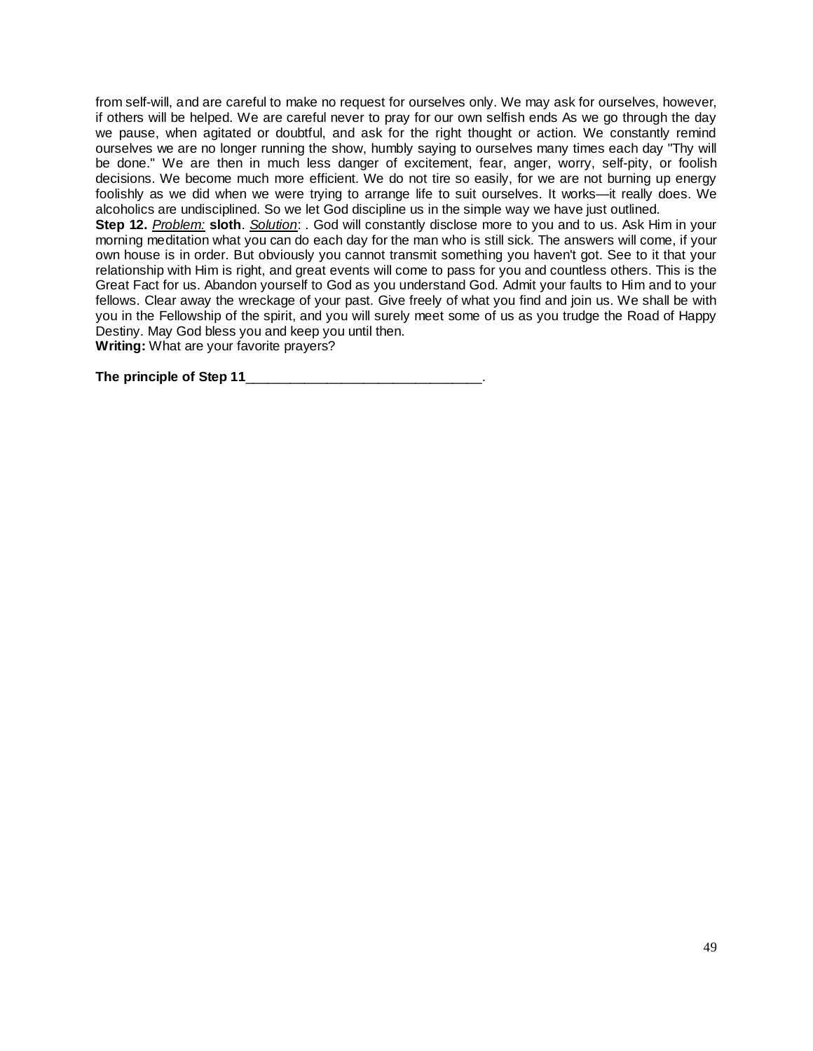from self-will, and are careful to make no request for ourselves only. We may ask for ourselves, however, if others will be helped. We are careful never to pray for our own selfish ends As we go through the day we pause, when agitated or doubtful, and ask for the right thought or action. We constantly remind ourselves we are no longer running the show, humbly saying to ourselves many times each day "Thy will be done." We are then in much less danger of excitement, fear, anger, worry, self-pity, or foolish decisions. We become much more efficient. We do not tire so easily, for we are not burning up energy foolishly as we did when we were trying to arrange life to suit ourselves. It works—it really does. We alcoholics are undisciplined. So we let God discipline us in the simple way we have just outlined.

**Step 12.** *Problem:* **sloth**. *Solution*: . God will constantly disclose more to you and to us. Ask Him in your morning meditation what you can do each day for the man who is still sick. The answers will come, if your own house is in order. But obviously you cannot transmit something you haven't got. See to it that your relationship with Him is right, and great events will come to pass for you and countless others. This is the Great Fact for us. Abandon yourself to God as you understand God. Admit your faults to Him and to your fellows. Clear away the wreckage of your past. Give freely of what you find and join us. We shall be with you in the Fellowship of the spirit, and you will surely meet some of us as you trudge the Road of Happy Destiny. May God bless you and keep you until then.

**Writing:** What are your favorite prayers?

**The principle of Step 11**\_\_\_\_\_\_\_\_\_\_\_\_\_\_\_\_\_\_\_\_\_\_\_\_\_\_\_\_\_\_\_\_.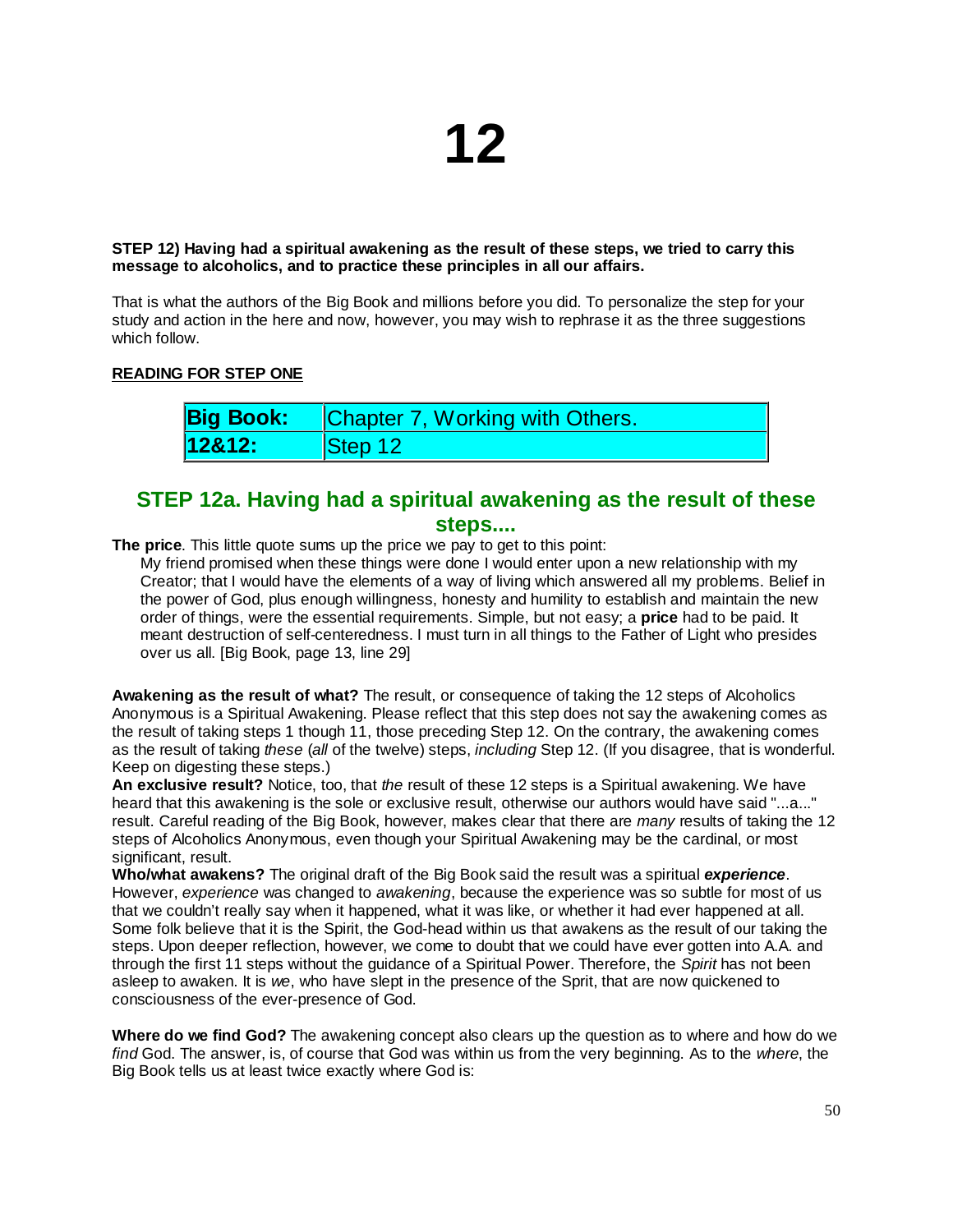# 12

**STEP 12) Having had a spiritual awakening as the result of these steps, we tried to carry this message to alcoholics, and to practice these principles in all our affairs.**

That is what the authors of the Big Book and millions before you did. To personalize the step for your study and action in the here and now, however, you may wish to rephrase it as the three suggestions which follow.

<u>**READING FOR STEP ONE**</u>

| **Big Book:** | Chapter 7, Working with Others. |
|---|---|
| **12&12:** | Step 12 |

## STEP 12a. Having had a spiritual awakening as the result of these steps....

**The price**. This little quote sums up the price we pay to get to this point:

> My friend promised when these things were done I would enter upon a new relationship with my Creator; that I would have the elements of a way of living which answered all my problems. Belief in the power of God, plus enough willingness, honesty and humility to establish and maintain the new order of things, were the essential requirements. Simple, but not easy; a **price** had to be paid. It meant destruction of self-centeredness. I must turn in all things to the Father of Light who presides over us all. [Big Book, page 13, line 29]

**Awakening as the result of what?** The result, or consequence of taking the 12 steps of Alcoholics Anonymous is a Spiritual Awakening. Please reflect that this step does not say the awakening comes as the result of taking steps 1 though 11, those preceding Step 12. On the contrary, the awakening comes as the result of taking *these* (*all* of the twelve) steps, *including* Step 12. (If you disagree, that is wonderful. Keep on digesting these steps.)

**An exclusive result?** Notice, too, that *the* result of these 12 steps is a Spiritual awakening. We have heard that this awakening is the sole or exclusive result, otherwise our authors would have said "...a..." result. Careful reading of the Big Book, however, makes clear that there are *many* results of taking the 12 steps of Alcoholics Anonymous, even though your Spiritual Awakening may be the cardinal, or most significant, result.

**Who/what awakens?** The original draft of the Big Book said the result was a spiritual ***experience***. However, *experience* was changed to *awakening*, because the experience was so subtle for most of us that we couldn't really say when it happened, what it was like, or whether it had ever happened at all. Some folk believe that it is the Spirit, the God-head within us that awakens as the result of our taking the steps. Upon deeper reflection, however, we come to doubt that we could have ever gotten into A.A. and through the first 11 steps without the guidance of a Spiritual Power. Therefore, the *Spirit* has not been asleep to awaken. It is *we*, who have slept in the presence of the Sprit, that are now quickened to consciousness of the ever-presence of God.

**Where do we find God?** The awakening concept also clears up the question as to where and how do we *find* God. The answer, is, of course that God was within us from the very beginning. As to the *where*, the Big Book tells us at least twice exactly where God is: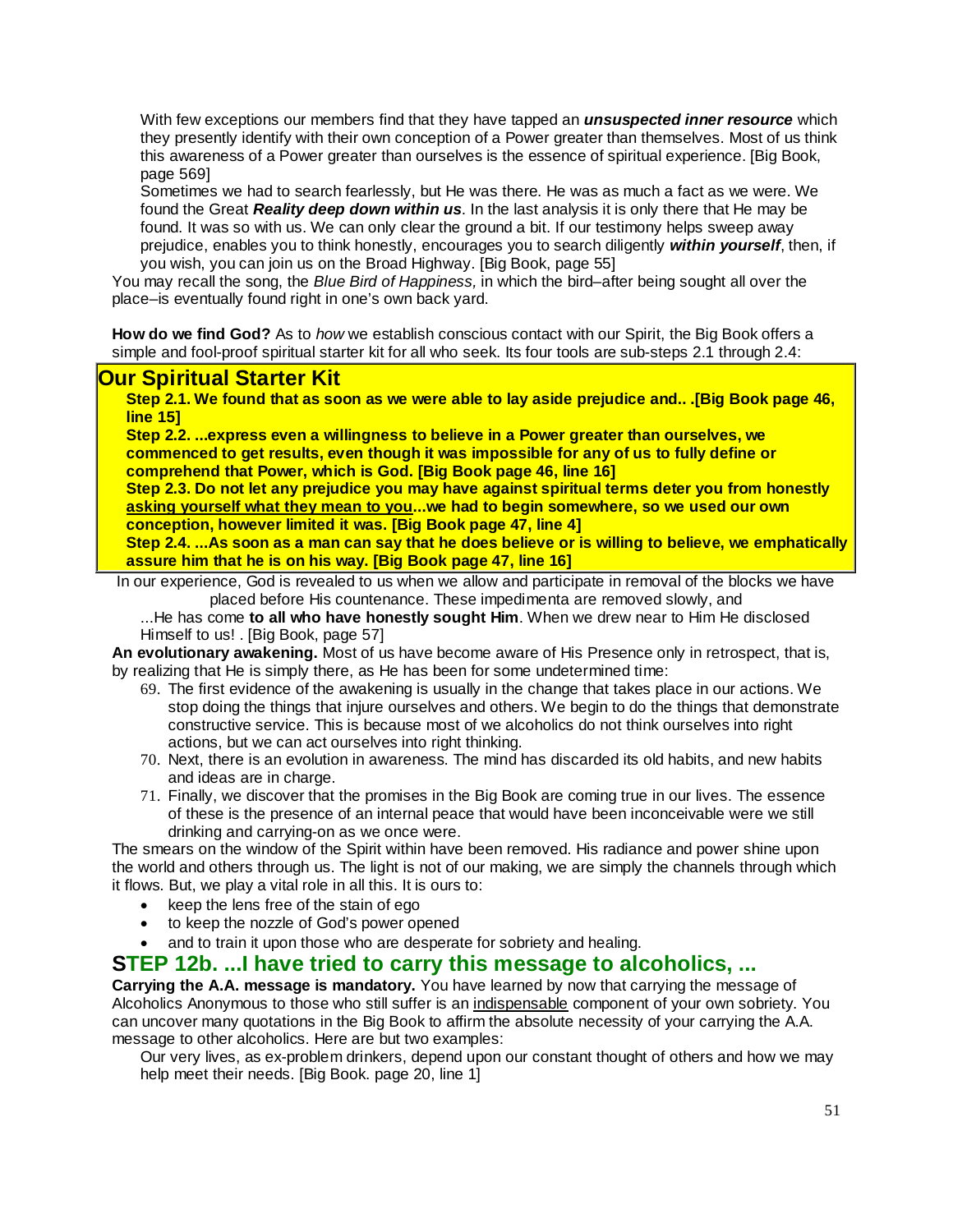> With few exceptions our members find that they have tapped an ***unsuspected inner resource*** which they presently identify with their own conception of a Power greater than themselves. Most of us think this awareness of a Power greater than ourselves is the essence of spiritual experience. [Big Book, page 569]
>
> Sometimes we had to search fearlessly, but He was there. He was as much a fact as we were. We found the Great ***Reality deep down within us***. In the last analysis it is only there that He may be found. It was so with us. We can only clear the ground a bit. If our testimony helps sweep away prejudice, enables you to think honestly, encourages you to search diligently ***within yourself***, then, if you wish, you can join us on the Broad Highway. [Big Book, page 55]

You may recall the song, the *Blue Bird of Happiness,* in which the bird–after being sought all over the place–is eventually found right in one's own back yard.

**How do we find God?** As to *how* we establish conscious contact with our Spirit, the Big Book offers a simple and fool-proof spiritual starter kit for all who seek. Its four tools are sub-steps 2.1 through 2.4:

## Our Spiritual Starter Kit

**Step 2.1. We found that as soon as we were able to lay aside prejudice and.. .[Big Book page 46, line 15]**

**Step 2.2. ...express even a willingness to believe in a Power greater than ourselves, we commenced to get results, even though it was impossible for any of us to fully define or comprehend that Power, which is God. [Big Book page 46, line 16]**

**Step 2.3. Do not let any prejudice you may have against spiritual terms deter you from honestly <u>asking yourself what they mean to you</u>...we had to begin somewhere, so we used our own conception, however limited it was. [Big Book page 47, line 4]**

**Step 2.4. ...As soon as a man can say that he does believe or is willing to believe, we emphatically assure him that he is on his way. [Big Book page 47, line 16]**

In our experience, God is revealed to us when we allow and participate in removal of the blocks we have placed before His countenance. These impedimenta are removed slowly, and

> ...He has come **to all who have honestly sought Him**. When we drew near to Him He disclosed Himself to us! . [Big Book, page 57]

**An evolutionary awakening.** Most of us have become aware of His Presence only in retrospect, that is, by realizing that He is simply there, as He has been for some undetermined time:

69. The first evidence of the awakening is usually in the change that takes place in our actions. We stop doing the things that injure ourselves and others. We begin to do the things that demonstrate constructive service. This is because most of we alcoholics do not think ourselves into right actions, but we can act ourselves into right thinking.
70. Next, there is an evolution in awareness. The mind has discarded its old habits, and new habits and ideas are in charge.
71. Finally, we discover that the promises in the Big Book are coming true in our lives. The essence of these is the presence of an internal peace that would have been inconceivable were we still drinking and carrying-on as we once were.

The smears on the window of the Spirit within have been removed. His radiance and power shine upon the world and others through us. The light is not of our making, we are simply the channels through which it flows. But, we play a vital role in all this. It is ours to:

- keep the lens free of the stain of ego
- to keep the nozzle of God's power opened
- and to train it upon those who are desperate for sobriety and healing.

## STEP 12b. ...I have tried to carry this message to alcoholics, ...

**Carrying the A.A. message is mandatory.** You have learned by now that carrying the message of Alcoholics Anonymous to those who still suffer is an <u>indispensable</u> component of your own sobriety. You can uncover many quotations in the Big Book to affirm the absolute necessity of your carrying the A.A. message to other alcoholics. Here are but two examples:

> Our very lives, as ex-problem drinkers, depend upon our constant thought of others and how we may help meet their needs. [Big Book. page 20, line 1]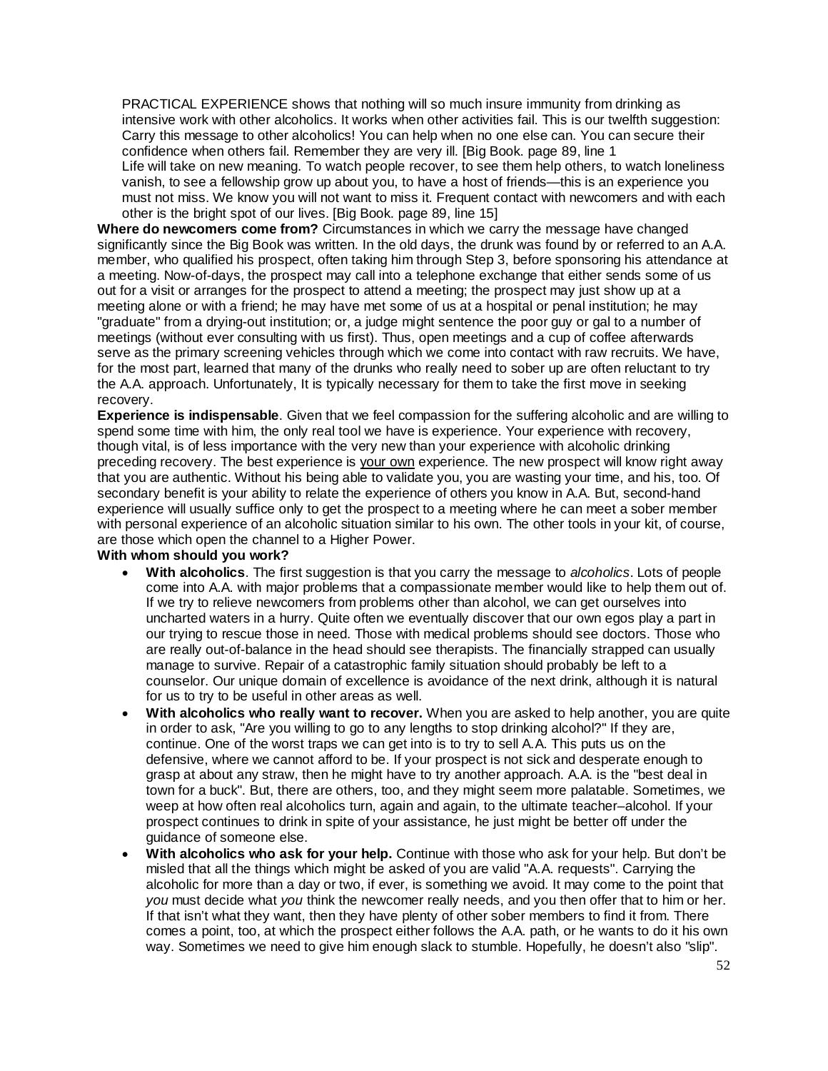> PRACTICAL EXPERIENCE shows that nothing will so much insure immunity from drinking as intensive work with other alcoholics. It works when other activities fail. This is our twelfth suggestion: Carry this message to other alcoholics! You can help when no one else can. You can secure their confidence when others fail. Remember they are very ill. [Big Book. page 89, line 1
> Life will take on new meaning. To watch people recover, to see them help others, to watch loneliness vanish, to see a fellowship grow up about you, to have a host of friends—this is an experience you must not miss. We know you will not want to miss it. Frequent contact with newcomers and with each other is the bright spot of our lives. [Big Book. page 89, line 15]

**Where do newcomers come from?** Circumstances in which we carry the message have changed significantly since the Big Book was written. In the old days, the drunk was found by or referred to an A.A. member, who qualified his prospect, often taking him through Step 3, before sponsoring his attendance at a meeting. Now-of-days, the prospect may call into a telephone exchange that either sends some of us out for a visit or arranges for the prospect to attend a meeting; the prospect may just show up at a meeting alone or with a friend; he may have met some of us at a hospital or penal institution; he may "graduate" from a drying-out institution; or, a judge might sentence the poor guy or gal to a number of meetings (without ever consulting with us first). Thus, open meetings and a cup of coffee afterwards serve as the primary screening vehicles through which we come into contact with raw recruits. We have, for the most part, learned that many of the drunks who really need to sober up are often reluctant to try the A.A. approach. Unfortunately, It is typically necessary for them to take the first move in seeking recovery.

**Experience is indispensable**. Given that we feel compassion for the suffering alcoholic and are willing to spend some time with him, the only real tool we have is experience. Your experience with recovery, though vital, is of less importance with the very new than your experience with alcoholic drinking preceding recovery. The best experience is <u>your own</u> experience. The new prospect will know right away that you are authentic. Without his being able to validate you, you are wasting your time, and his, too. Of secondary benefit is your ability to relate the experience of others you know in A.A. But, second-hand experience will usually suffice only to get the prospect to a meeting where he can meet a sober member with personal experience of an alcoholic situation similar to his own. The other tools in your kit, of course, are those which open the channel to a Higher Power.

**With whom should you work?**

- **With alcoholics**. The first suggestion is that you carry the message to *alcoholics*. Lots of people come into A.A. with major problems that a compassionate member would like to help them out of. If we try to relieve newcomers from problems other than alcohol, we can get ourselves into uncharted waters in a hurry. Quite often we eventually discover that our own egos play a part in our trying to rescue those in need. Those with medical problems should see doctors. Those who are really out-of-balance in the head should see therapists. The financially strapped can usually manage to survive. Repair of a catastrophic family situation should probably be left to a counselor. Our unique domain of excellence is avoidance of the next drink, although it is natural for us to try to be useful in other areas as well.
- **With alcoholics who really want to recover.** When you are asked to help another, you are quite in order to ask, "Are you willing to go to any lengths to stop drinking alcohol?" If they are, continue. One of the worst traps we can get into is to try to sell A.A. This puts us on the defensive, where we cannot afford to be. If your prospect is not sick and desperate enough to grasp at about any straw, then he might have to try another approach. A.A. is the "best deal in town for a buck". But, there are others, too, and they might seem more palatable. Sometimes, we weep at how often real alcoholics turn, again and again, to the ultimate teacher–alcohol. If your prospect continues to drink in spite of your assistance, he just might be better off under the guidance of someone else.
- **With alcoholics who ask for your help.** Continue with those who ask for your help. But don't be misled that all the things which might be asked of you are valid "A.A. requests". Carrying the alcoholic for more than a day or two, if ever, is something we avoid. It may come to the point that *you* must decide what *you* think the newcomer really needs, and you then offer that to him or her. If that isn't what they want, then they have plenty of other sober members to find it from. There comes a point, too, at which the prospect either follows the A.A. path, or he wants to do it his own way. Sometimes we need to give him enough slack to stumble. Hopefully, he doesn't also "slip".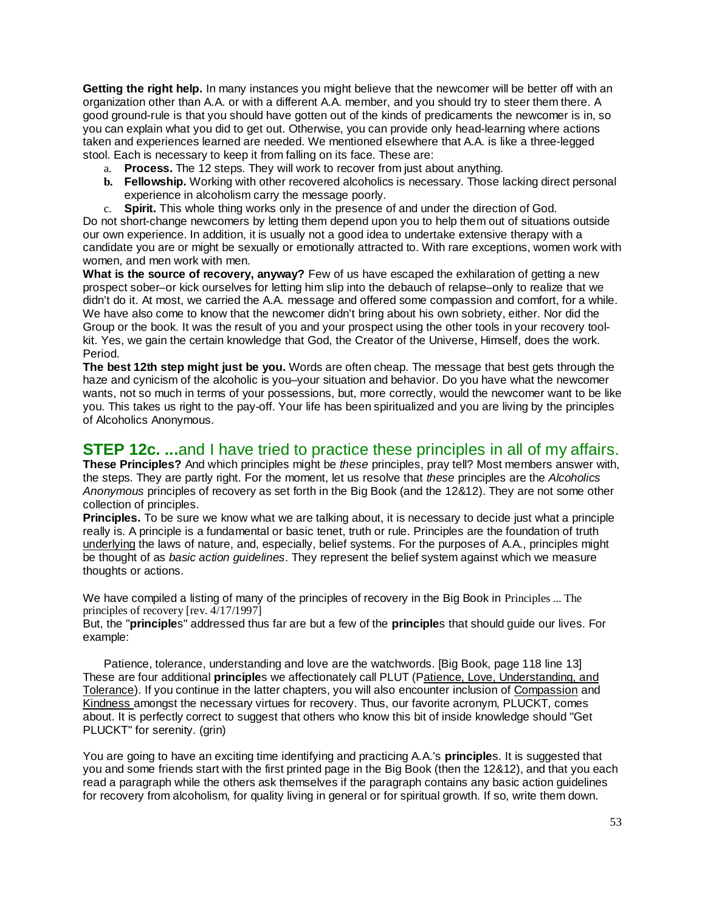**Getting the right help.** In many instances you might believe that the newcomer will be better off with an organization other than A.A. or with a different A.A. member, and you should try to steer them there. A good ground-rule is that you should have gotten out of the kinds of predicaments the newcomer is in, so you can explain what you did to get out. Otherwise, you can provide only head-learning where actions taken and experiences learned are needed. We mentioned elsewhere that A.A. is like a three-legged stool. Each is necessary to keep it from falling on its face. These are:

a. **Process.** The 12 steps. They will work to recover from just about anything.
b. **Fellowship.** Working with other recovered alcoholics is necessary. Those lacking direct personal experience in alcoholism carry the message poorly.
c. **Spirit.** This whole thing works only in the presence of and under the direction of God.

Do not short-change newcomers by letting them depend upon you to help them out of situations outside our own experience. In addition, it is usually not a good idea to undertake extensive therapy with a candidate you are or might be sexually or emotionally attracted to. With rare exceptions, women work with women, and men work with men.

**What is the source of recovery, anyway?** Few of us have escaped the exhilaration of getting a new prospect sober–or kick ourselves for letting him slip into the debauch of relapse–only to realize that we didn't do it. At most, we carried the A.A. message and offered some compassion and comfort, for a while. We have also come to know that the newcomer didn't bring about his own sobriety, either. Nor did the Group or the book. It was the result of you and your prospect using the other tools in your recovery tool-kit. Yes, we gain the certain knowledge that God, the Creator of the Universe, Himself, does the work. Period.

**The best 12th step might just be you.** Words are often cheap. The message that best gets through the haze and cynicism of the alcoholic is you–your situation and behavior. Do you have what the newcomer wants, not so much in terms of your possessions, but, more correctly, would the newcomer want to be like you. This takes us right to the pay-off. Your life has been spiritualized and you are living by the principles of Alcoholics Anonymous.

## STEP 12c. ...and I have tried to practice these principles in all of my affairs.

**These Principles?** And which principles might be *these* principles, pray tell? Most members answer with, the steps. They are partly right. For the moment, let us resolve that *these* principles are the *Alcoholics Anonymous* principles of recovery as set forth in the Big Book (and the 12&12). They are not some other collection of principles.

**Principles.** To be sure we know what we are talking about, it is necessary to decide just what a principle really is. A principle is a fundamental or basic tenet, truth or rule. Principles are the foundation of truth underlying the laws of nature, and, especially, belief systems. For the purposes of A.A., principles might be thought of as *basic action guidelines*. They represent the belief system against which we measure thoughts or actions.

We have compiled a listing of many of the principles of recovery in the Big Book in Principles ... The principles of recovery [rev. 4/17/1997]

But, the "**principle**s" addressed thus far are but a few of the **principle**s that should guide our lives. For example:

Patience, tolerance, understanding and love are the watchwords. [Big Book, page 118 line 13]

These are four additional **principle**s we affectionately call PLUT (Patience, Love, Understanding, and Tolerance). If you continue in the latter chapters, you will also encounter inclusion of Compassion and Kindness amongst the necessary virtues for recovery. Thus, our favorite acronym, PLUCKT, comes about. It is perfectly correct to suggest that others who know this bit of inside knowledge should "Get PLUCKT" for serenity. (grin)

You are going to have an exciting time identifying and practicing A.A.'s **principle**s. It is suggested that you and some friends start with the first printed page in the Big Book (then the 12&12), and that you each read a paragraph while the others ask themselves if the paragraph contains any basic action guidelines for recovery from alcoholism, for quality living in general or for spiritual growth. If so, write them down.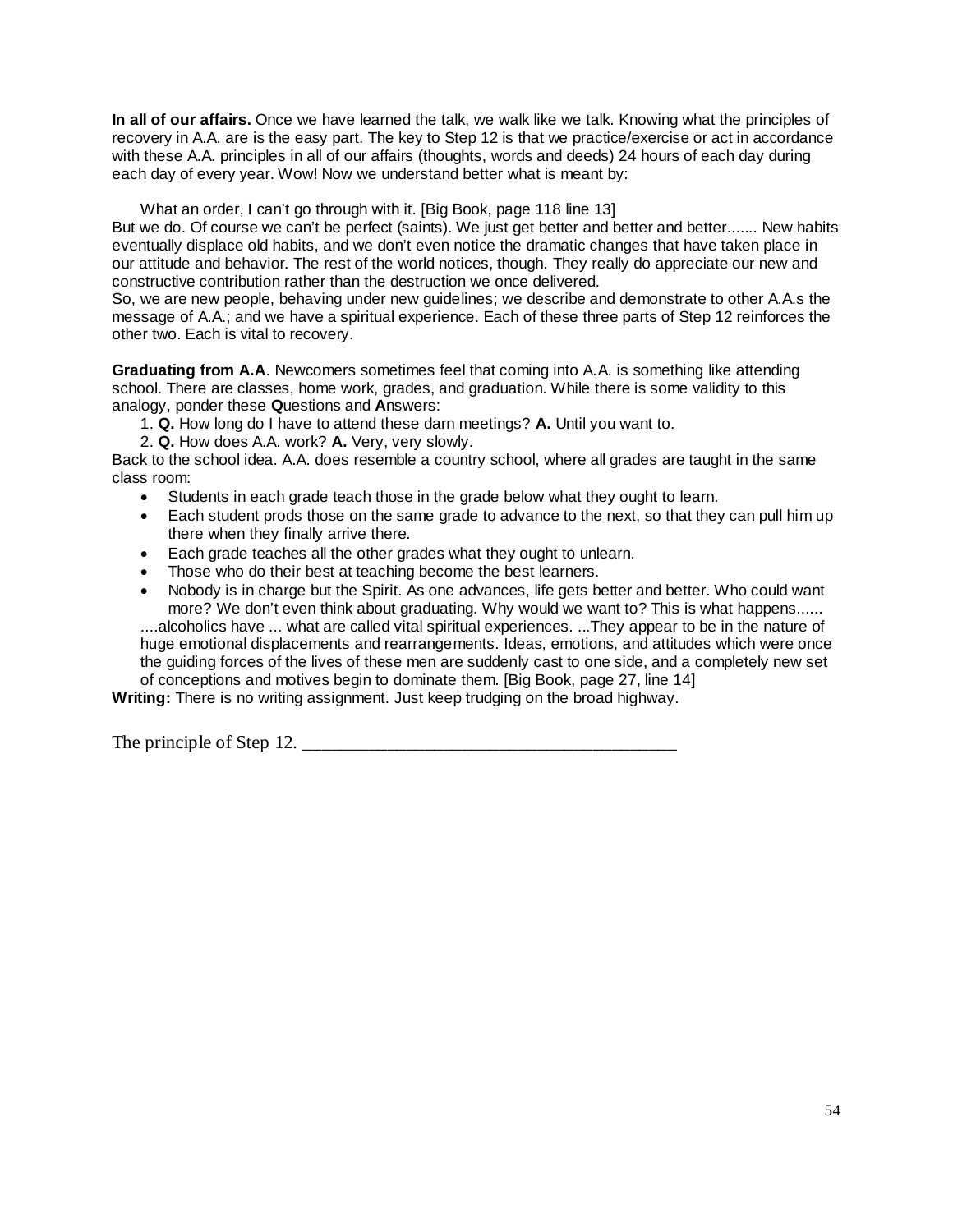**In all of our affairs.** Once we have learned the talk, we walk like we talk. Knowing what the principles of recovery in A.A. are is the easy part. The key to Step 12 is that we practice/exercise or act in accordance with these A.A. principles in all of our affairs (thoughts, words and deeds) 24 hours of each day during each day of every year. Wow! Now we understand better what is meant by:

> What an order, I can't go through with it. [Big Book, page 118 line 13]

But we do. Of course we can't be perfect (saints). We just get better and better and better....... New habits eventually displace old habits, and we don't even notice the dramatic changes that have taken place in our attitude and behavior. The rest of the world notices, though. They really do appreciate our new and constructive contribution rather than the destruction we once delivered.

So, we are new people, behaving under new guidelines; we describe and demonstrate to other A.A.s the message of A.A.; and we have a spiritual experience. Each of these three parts of Step 12 reinforces the other two. Each is vital to recovery.

**Graduating from A.A**. Newcomers sometimes feel that coming into A.A. is something like attending school. There are classes, home work, grades, and graduation. While there is some validity to this analogy, ponder these **Q**uestions and **A**nswers:

1. **Q.** How long do I have to attend these darn meetings? **A.** Until you want to.
2. **Q.** How does A.A. work? **A.** Very, very slowly.

Back to the school idea. A.A. does resemble a country school, where all grades are taught in the same class room:

- Students in each grade teach those in the grade below what they ought to learn.
- Each student prods those on the same grade to advance to the next, so that they can pull him up there when they finally arrive there.
- Each grade teaches all the other grades what they ought to unlearn.
- Those who do their best at teaching become the best learners.
- Nobody is in charge but the Spirit. As one advances, life gets better and better. Who could want more? We don't even think about graduating. Why would we want to? This is what happens......

> ....alcoholics have ... what are called vital spiritual experiences. ...They appear to be in the nature of huge emotional displacements and rearrangements. Ideas, emotions, and attitudes which were once the guiding forces of the lives of these men are suddenly cast to one side, and a completely new set of conceptions and motives begin to dominate them. [Big Book, page 27, line 14]

**Writing:** There is no writing assignment. Just keep trudging on the broad highway.

The principle of Step 12. ________________________________________